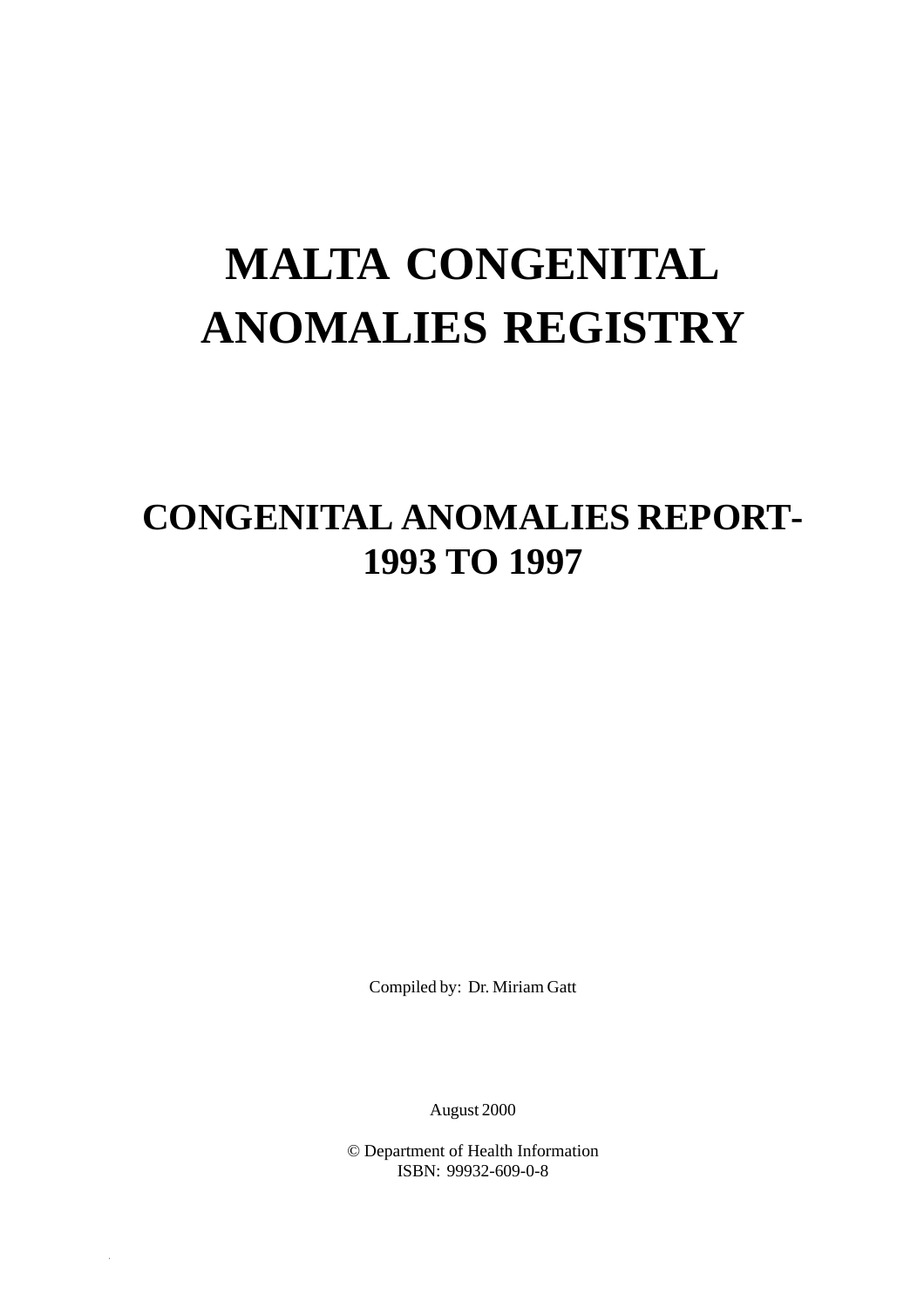# MALTA CONGENITAL ANOMALIES REGISTRY

## CONGENITAL ANOMALIES REPORT-1993 TO 1997

Compiled by: Dr. Miriam Gatt

August 2000

© Department of Health Information
ISBN: 99932-609-0-8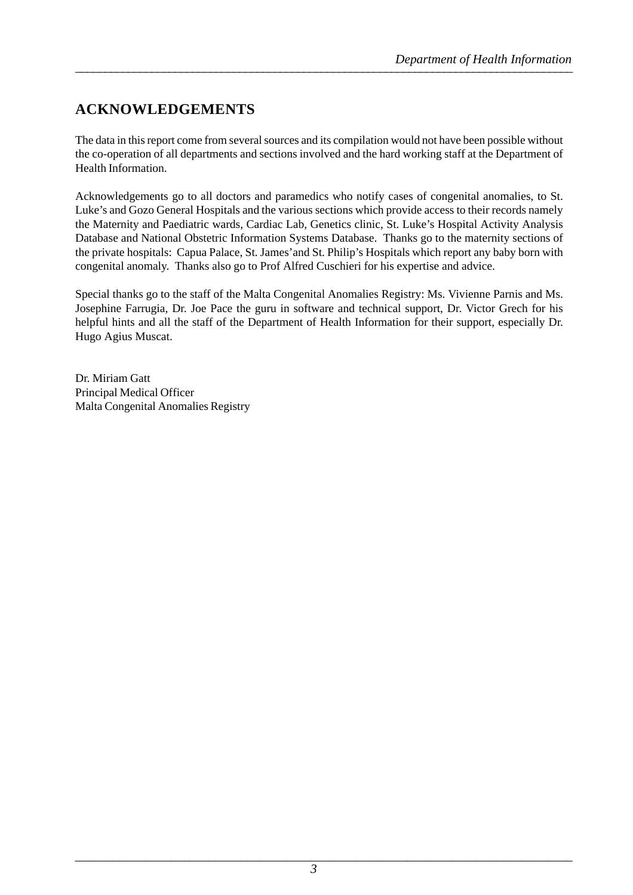## ACKNOWLEDGEMENTS

The data in this report come from several sources and its compilation would not have been possible without the co-operation of all departments and sections involved and the hard working staff at the Department of Health Information.

Acknowledgements go to all doctors and paramedics who notify cases of congenital anomalies, to St. Luke's and Gozo General Hospitals and the various sections which provide access to their records namely the Maternity and Paediatric wards, Cardiac Lab, Genetics clinic, St. Luke's Hospital Activity Analysis Database and National Obstetric Information Systems Database. Thanks go to the maternity sections of the private hospitals: Capua Palace, St. James'and St. Philip's Hospitals which report any baby born with congenital anomaly. Thanks also go to Prof Alfred Cuschieri for his expertise and advice.

Special thanks go to the staff of the Malta Congenital Anomalies Registry: Ms. Vivienne Parnis and Ms. Josephine Farrugia, Dr. Joe Pace the guru in software and technical support, Dr. Victor Grech for his helpful hints and all the staff of the Department of Health Information for their support, especially Dr. Hugo Agius Muscat.

Dr. Miriam Gatt
Principal Medical Officer
Malta Congenital Anomalies Registry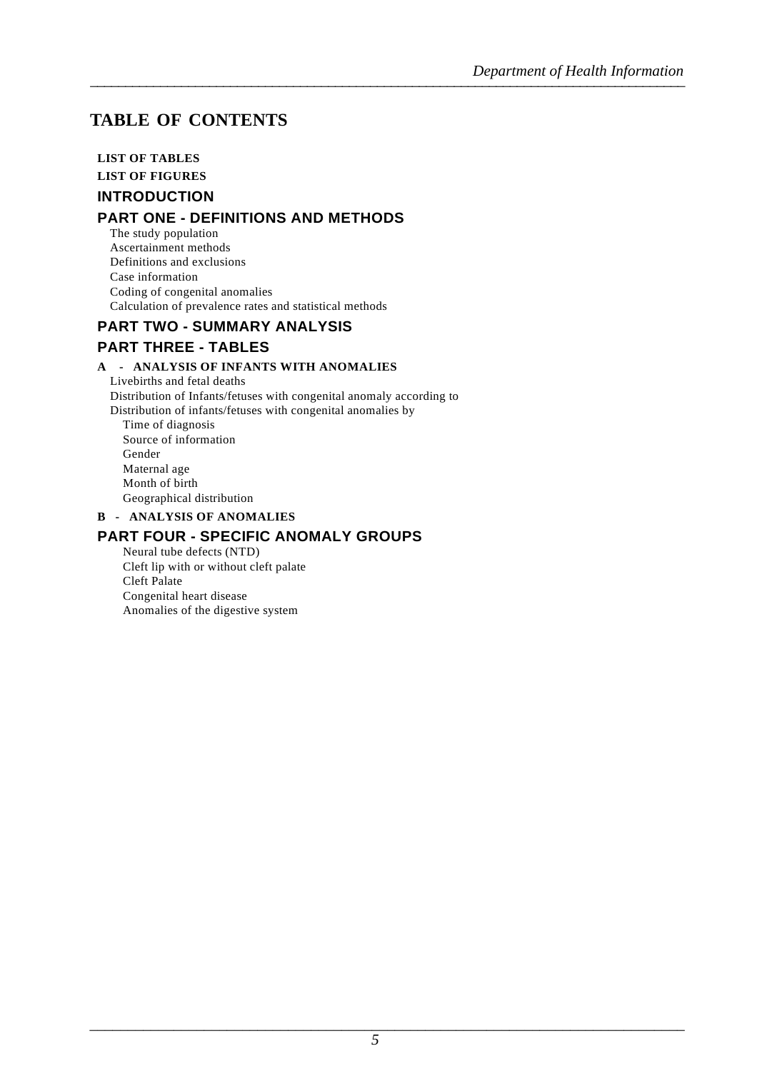# TABLE OF CONTENTS

**LIST OF TABLES**

**LIST OF FIGURES**

## INTRODUCTION

## PART ONE - DEFINITIONS AND METHODS

- The study population
- Ascertainment methods
- Definitions and exclusions
- Case information
- Coding of congenital anomalies
- Calculation of prevalence rates and statistical methods

## PART TWO - SUMMARY ANALYSIS

## PART THREE - TABLES

**A - ANALYSIS OF INFANTS WITH ANOMALIES**

- Livebirths and fetal deaths
- Distribution of Infants/fetuses with congenital anomaly according to
- Distribution of infants/fetuses with congenital anomalies by
  - Time of diagnosis
  - Source of information
  - Gender
  - Maternal age
  - Month of birth
  - Geographical distribution

**B - ANALYSIS OF ANOMALIES**

## PART FOUR - SPECIFIC ANOMALY GROUPS

- Neural tube defects (NTD)
- Cleft lip with or without cleft palate
- Cleft Palate
- Congenital heart disease
- Anomalies of the digestive system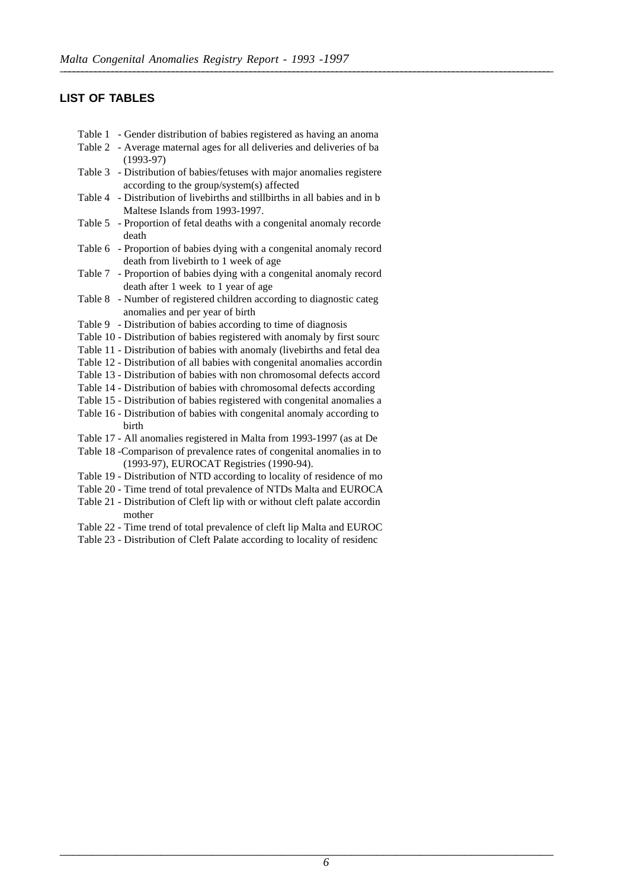## LIST OF TABLES

Table 1 - Gender distribution of babies registered as having an anoma

Table 2 - Average maternal ages for all deliveries and deliveries of ba (1993-97)

Table 3 - Distribution of babies/fetuses with major anomalies registere according to the group/system(s) affected

Table 4 - Distribution of livebirths and stillbirths in all babies and in b Maltese Islands from 1993-1997.

Table 5 - Proportion of fetal deaths with a congenital anomaly recorde death

Table 6 - Proportion of babies dying with a congenital anomaly record death from livebirth to 1 week of age

Table 7 - Proportion of babies dying with a congenital anomaly record death after 1 week to 1 year of age

Table 8 - Number of registered children according to diagnostic categ anomalies and per year of birth

Table 9 - Distribution of babies according to time of diagnosis

Table 10 - Distribution of babies registered with anomaly by first sourc

Table 11 - Distribution of babies with anomaly (livebirths and fetal dea

Table 12 - Distribution of all babies with congenital anomalies accordin

Table 13 - Distribution of babies with non chromosomal defects accord

Table 14 - Distribution of babies with chromosomal defects according

Table 15 - Distribution of babies registered with congenital anomalies a

Table 16 - Distribution of babies with congenital anomaly according to birth

Table 17 - All anomalies registered in Malta from 1993-1997 (as at De

Table 18 -Comparison of prevalence rates of congenital anomalies in to (1993-97), EUROCAT Registries (1990-94).

Table 19 - Distribution of NTD according to locality of residence of mo

Table 20 - Time trend of total prevalence of NTDs Malta and EUROCA

Table 21 - Distribution of Cleft lip with or without cleft palate accordin mother

Table 22 - Time trend of total prevalence of cleft lip Malta and EUROC

Table 23 - Distribution of Cleft Palate according to locality of residenc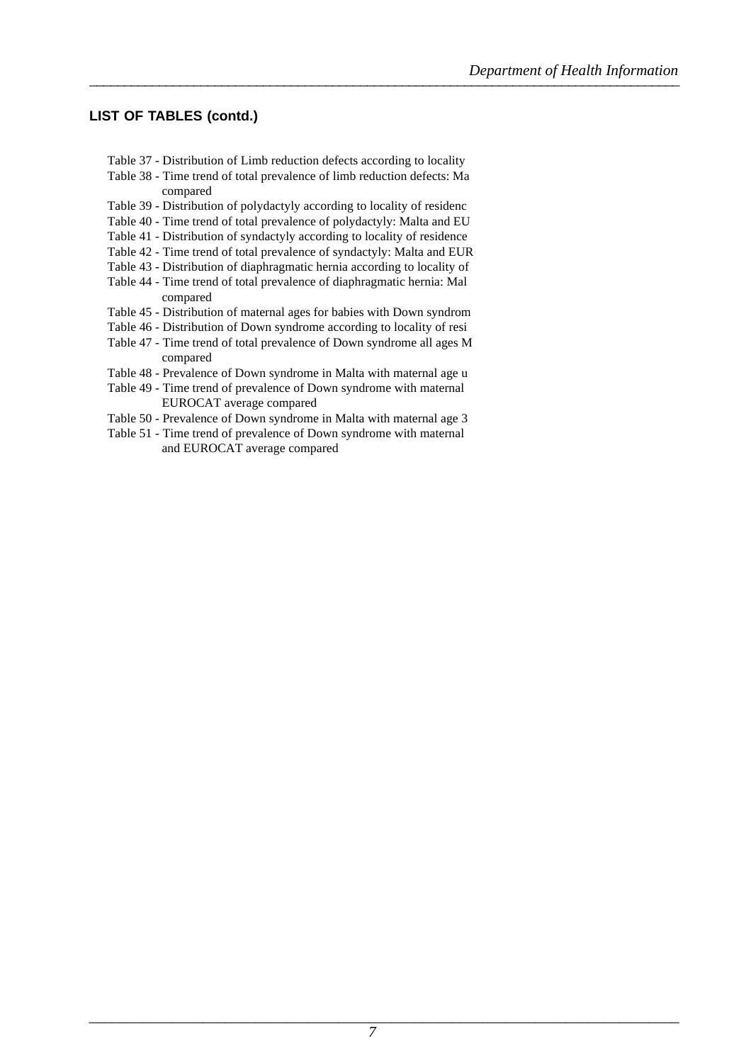**LIST OF TABLES (contd.)**

Table 37 - Distribution of Limb reduction defects according to locality
Table 38 - Time trend of total prevalence of limb reduction defects: Ma
compared
Table 39 - Distribution of polydactyly according to locality of residenc
Table 40 - Time trend of total prevalence of polydactyly: Malta and EU
Table 41 - Distribution of syndactyly according to locality of residence
Table 42 - Time trend of total prevalence of syndactyly: Malta and EUR
Table 43 - Distribution of diaphragmatic hernia according to locality of
Table 44 - Time trend of total prevalence of diaphragmatic hernia: Mal
compared
Table 45 - Distribution of maternal ages for babies with Down syndrom
Table 46 - Distribution of Down syndrome according to locality of resi
Table 47 - Time trend of total prevalence of Down syndrome all ages M
compared
Table 48 - Prevalence of Down syndrome in Malta with maternal age u
Table 49 - Time trend of prevalence of Down syndrome with maternal
EUROCAT average compared
Table 50 - Prevalence of Down syndrome in Malta with maternal age 3
Table 51 - Time trend of prevalence of Down syndrome with maternal
and EUROCAT average compared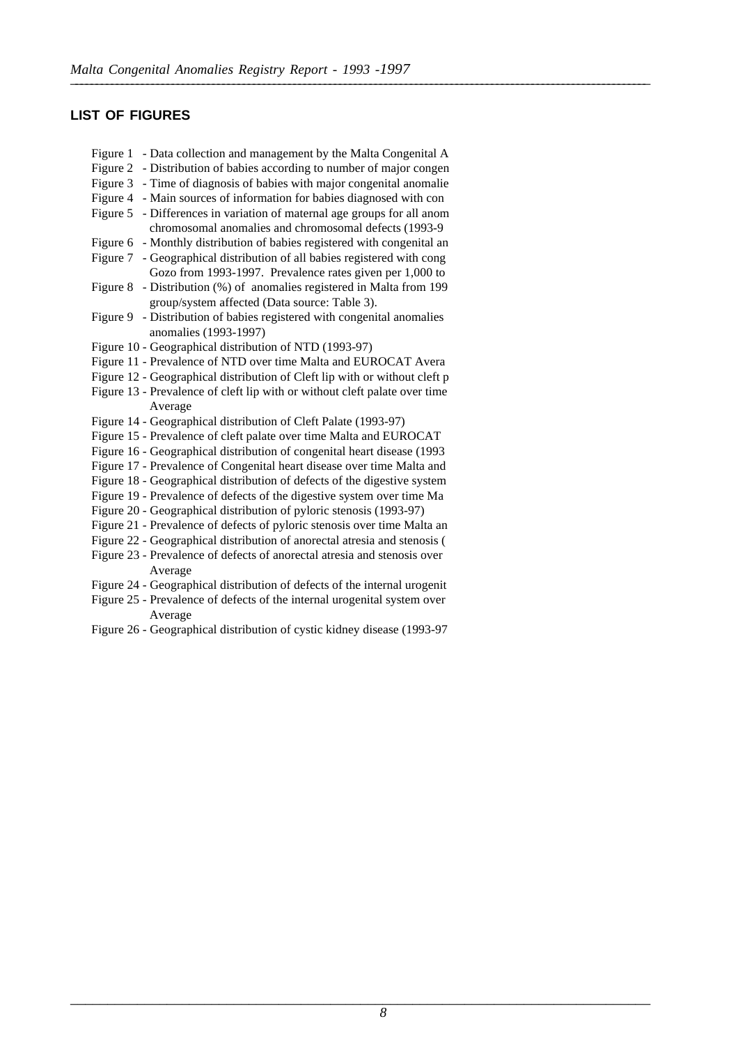## LIST OF FIGURES

- Figure 1 - Data collection and management by the Malta Congenital A
- Figure 2 - Distribution of babies according to number of major congen
- Figure 3 - Time of diagnosis of babies with major congenital anomalie
- Figure 4 - Main sources of information for babies diagnosed with con
- Figure 5 - Differences in variation of maternal age groups for all anom chromosomal anomalies and chromosomal defects (1993-9
- Figure 6 - Monthly distribution of babies registered with congenital an
- Figure 7 - Geographical distribution of all babies registered with cong Gozo from 1993-1997. Prevalence rates given per 1,000 to
- Figure 8 - Distribution (%) of anomalies registered in Malta from 199 group/system affected (Data source: Table 3).
- Figure 9 - Distribution of babies registered with congenital anomalies anomalies (1993-1997)
- Figure 10 - Geographical distribution of NTD (1993-97)
- Figure 11 - Prevalence of NTD over time Malta and EUROCAT Avera
- Figure 12 - Geographical distribution of Cleft lip with or without cleft p
- Figure 13 - Prevalence of cleft lip with or without cleft palate over time Average
- Figure 14 - Geographical distribution of Cleft Palate (1993-97)
- Figure 15 - Prevalence of cleft palate over time Malta and EUROCAT
- Figure 16 - Geographical distribution of congenital heart disease (1993
- Figure 17 - Prevalence of Congenital heart disease over time Malta and
- Figure 18 - Geographical distribution of defects of the digestive system
- Figure 19 - Prevalence of defects of the digestive system over time Ma
- Figure 20 - Geographical distribution of pyloric stenosis (1993-97)
- Figure 21 - Prevalence of defects of pyloric stenosis over time Malta an
- Figure 22 - Geographical distribution of anorectal atresia and stenosis (
- Figure 23 - Prevalence of defects of anorectal atresia and stenosis over Average
- Figure 24 - Geographical distribution of defects of the internal urogenit
- Figure 25 - Prevalence of defects of the internal urogenital system over Average
- Figure 26 - Geographical distribution of cystic kidney disease (1993-97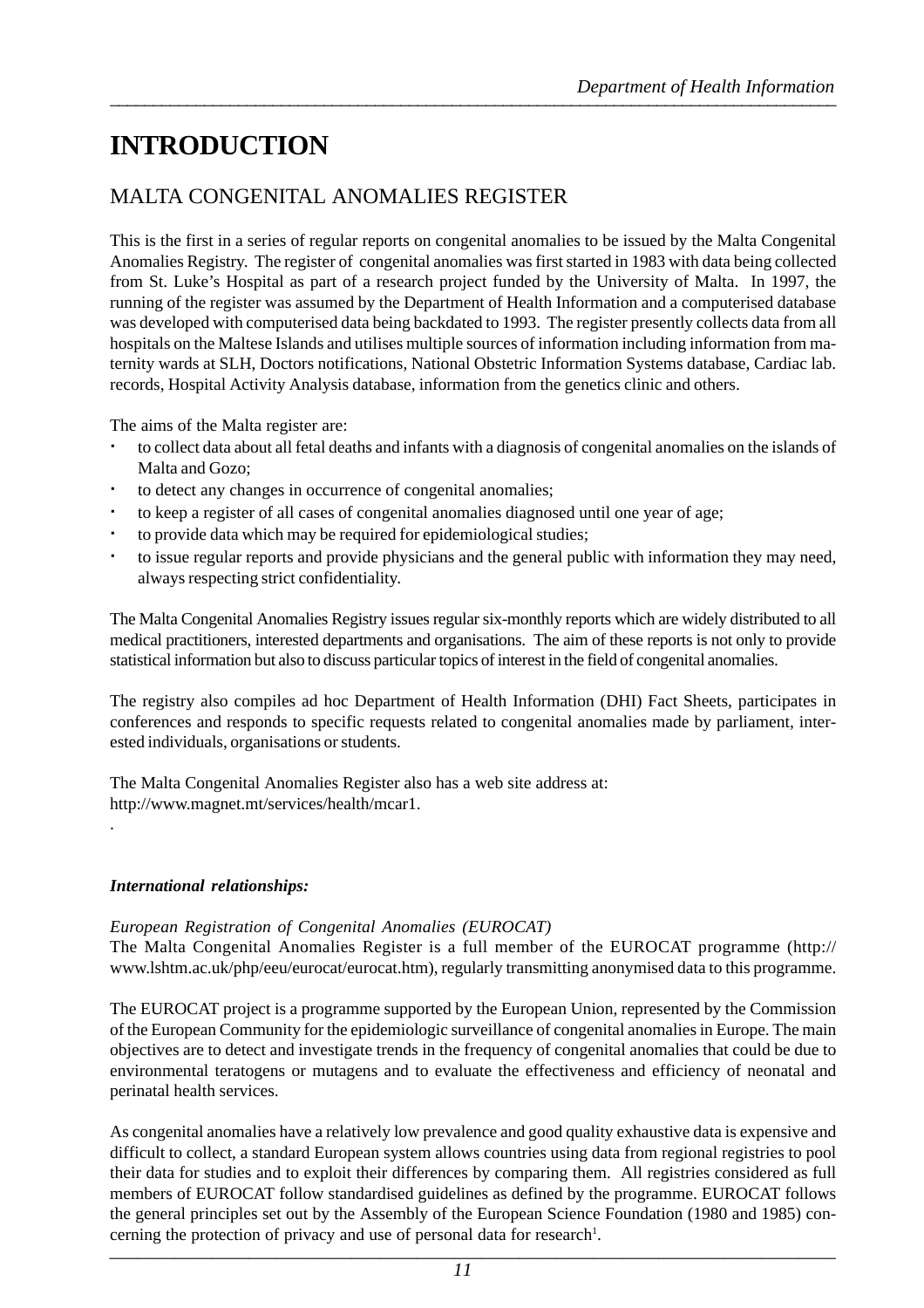# INTRODUCTION

## MALTA CONGENITAL ANOMALIES REGISTER

This is the first in a series of regular reports on congenital anomalies to be issued by the Malta Congenital Anomalies Registry. The register of congenital anomalies was first started in 1983 with data being collected from St. Luke's Hospital as part of a research project funded by the University of Malta. In 1997, the running of the register was assumed by the Department of Health Information and a computerised database was developed with computerised data being backdated to 1993. The register presently collects data from all hospitals on the Maltese Islands and utilises multiple sources of information including information from maternity wards at SLH, Doctors notifications, National Obstetric Information Systems database, Cardiac lab. records, Hospital Activity Analysis database, information from the genetics clinic and others.

The aims of the Malta register are:

- to collect data about all fetal deaths and infants with a diagnosis of congenital anomalies on the islands of Malta and Gozo;
- to detect any changes in occurrence of congenital anomalies;
- to keep a register of all cases of congenital anomalies diagnosed until one year of age;
- to provide data which may be required for epidemiological studies;
- to issue regular reports and provide physicians and the general public with information they may need, always respecting strict confidentiality.

The Malta Congenital Anomalies Registry issues regular six-monthly reports which are widely distributed to all medical practitioners, interested departments and organisations. The aim of these reports is not only to provide statistical information but also to discuss particular topics of interest in the field of congenital anomalies.

The registry also compiles ad hoc Department of Health Information (DHI) Fact Sheets, participates in conferences and responds to specific requests related to congenital anomalies made by parliament, interested individuals, organisations or students.

The Malta Congenital Anomalies Register also has a web site address at:
http://www.magnet.mt/services/health/mcar1.

.

***International relationships:***

*European Registration of Congenital Anomalies (EUROCAT)*
The Malta Congenital Anomalies Register is a full member of the EUROCAT programme (http://www.lshtm.ac.uk/php/eeu/eurocat/eurocat.htm), regularly transmitting anonymised data to this programme.

The EUROCAT project is a programme supported by the European Union, represented by the Commission of the European Community for the epidemiologic surveillance of congenital anomalies in Europe. The main objectives are to detect and investigate trends in the frequency of congenital anomalies that could be due to environmental teratogens or mutagens and to evaluate the effectiveness and efficiency of neonatal and perinatal health services.

As congenital anomalies have a relatively low prevalence and good quality exhaustive data is expensive and difficult to collect, a standard European system allows countries using data from regional registries to pool their data for studies and to exploit their differences by comparing them. All registries considered as full members of EUROCAT follow standardised guidelines as defined by the programme. EUROCAT follows the general principles set out by the Assembly of the European Science Foundation (1980 and 1985) concerning the protection of privacy and use of personal data for research[1].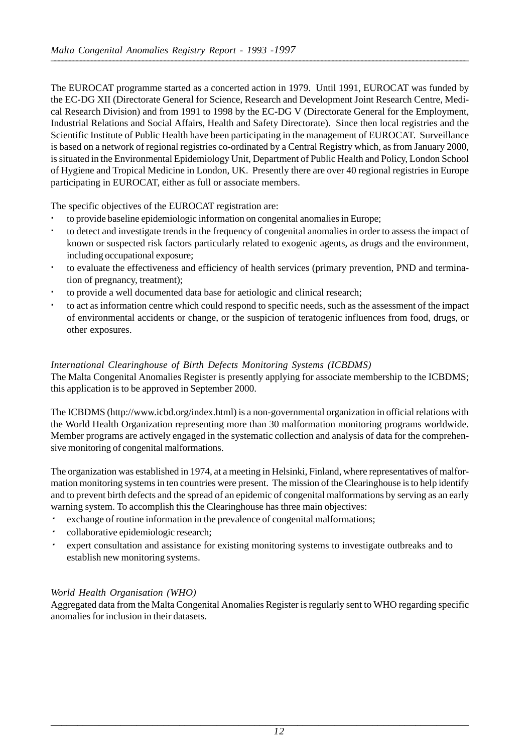The EUROCAT programme started as a concerted action in 1979. Until 1991, EUROCAT was funded by the EC-DG XII (Directorate General for Science, Research and Development Joint Research Centre, Medical Research Division) and from 1991 to 1998 by the EC-DG V (Directorate General for the Employment, Industrial Relations and Social Affairs, Health and Safety Directorate). Since then local registries and the Scientific Institute of Public Health have been participating in the management of EUROCAT. Surveillance is based on a network of regional registries co-ordinated by a Central Registry which, as from January 2000, is situated in the Environmental Epidemiology Unit, Department of Public Health and Policy, London School of Hygiene and Tropical Medicine in London, UK. Presently there are over 40 regional registries in Europe participating in EUROCAT, either as full or associate members.

The specific objectives of the EUROCAT registration are:

- to provide baseline epidemiologic information on congenital anomalies in Europe;
- to detect and investigate trends in the frequency of congenital anomalies in order to assess the impact of known or suspected risk factors particularly related to exogenic agents, as drugs and the environment, including occupational exposure;
- to evaluate the effectiveness and efficiency of health services (primary prevention, PND and termination of pregnancy, treatment);
- to provide a well documented data base for aetiologic and clinical research;
- to act as information centre which could respond to specific needs, such as the assessment of the impact of environmental accidents or change, or the suspicion of teratogenic influences from food, drugs, or other exposures.

*International Clearinghouse of Birth Defects Monitoring Systems (ICBDMS)*

The Malta Congenital Anomalies Register is presently applying for associate membership to the ICBDMS; this application is to be approved in September 2000.

The ICBDMS (http://www.icbd.org/index.html) is a non-governmental organization in official relations with the World Health Organization representing more than 30 malformation monitoring programs worldwide. Member programs are actively engaged in the systematic collection and analysis of data for the comprehensive monitoring of congenital malformations.

The organization was established in 1974, at a meeting in Helsinki, Finland, where representatives of malformation monitoring systems in ten countries were present. The mission of the Clearinghouse is to help identify and to prevent birth defects and the spread of an epidemic of congenital malformations by serving as an early warning system. To accomplish this the Clearinghouse has three main objectives:

- exchange of routine information in the prevalence of congenital malformations;
- collaborative epidemiologic research;
- expert consultation and assistance for existing monitoring systems to investigate outbreaks and to establish new monitoring systems.

*World Health Organisation (WHO)*

Aggregated data from the Malta Congenital Anomalies Register is regularly sent to WHO regarding specific anomalies for inclusion in their datasets.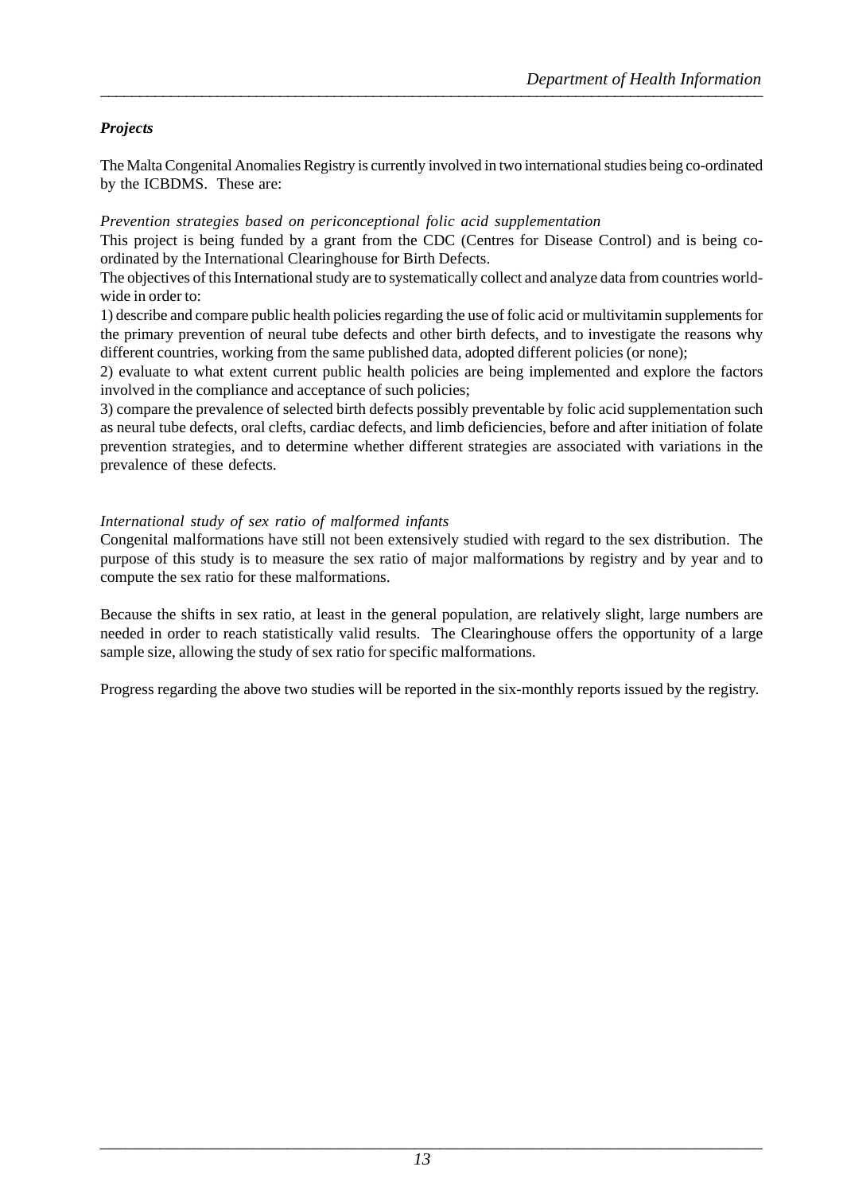### *Projects*

The Malta Congenital Anomalies Registry is currently involved in two international studies being co-ordinated by the ICBDMS. These are:

*Prevention strategies based on periconceptional folic acid supplementation*

This project is being funded by a grant from the CDC (Centres for Disease Control) and is being co-ordinated by the International Clearinghouse for Birth Defects.

The objectives of this International study are to systematically collect and analyze data from countries world-wide in order to:

1) describe and compare public health policies regarding the use of folic acid or multivitamin supplements for the primary prevention of neural tube defects and other birth defects, and to investigate the reasons why different countries, working from the same published data, adopted different policies (or none);

2) evaluate to what extent current public health policies are being implemented and explore the factors involved in the compliance and acceptance of such policies;

3) compare the prevalence of selected birth defects possibly preventable by folic acid supplementation such as neural tube defects, oral clefts, cardiac defects, and limb deficiencies, before and after initiation of folate prevention strategies, and to determine whether different strategies are associated with variations in the prevalence of these defects.

*International study of sex ratio of malformed infants*

Congenital malformations have still not been extensively studied with regard to the sex distribution. The purpose of this study is to measure the sex ratio of major malformations by registry and by year and to compute the sex ratio for these malformations.

Because the shifts in sex ratio, at least in the general population, are relatively slight, large numbers are needed in order to reach statistically valid results. The Clearinghouse offers the opportunity of a large sample size, allowing the study of sex ratio for specific malformations.

Progress regarding the above two studies will be reported in the six-monthly reports issued by the registry.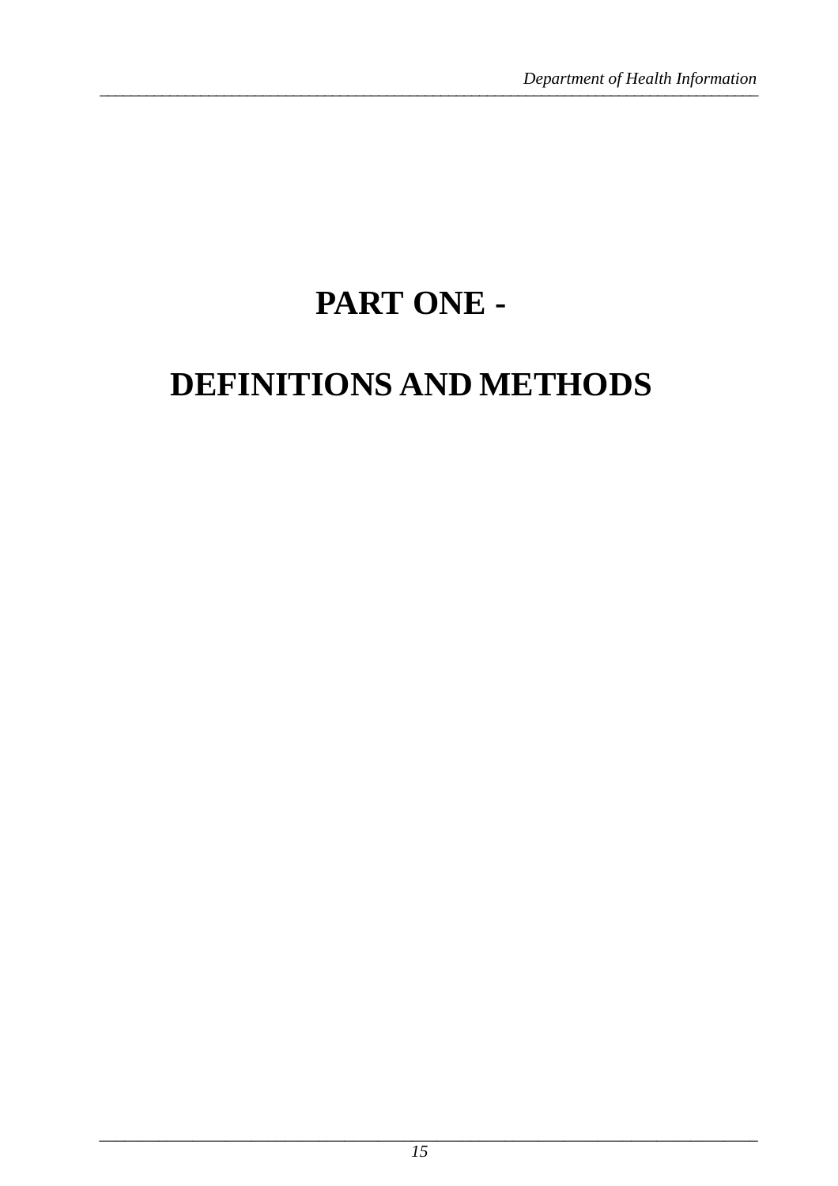# PART ONE -

# DEFINITIONS AND METHODS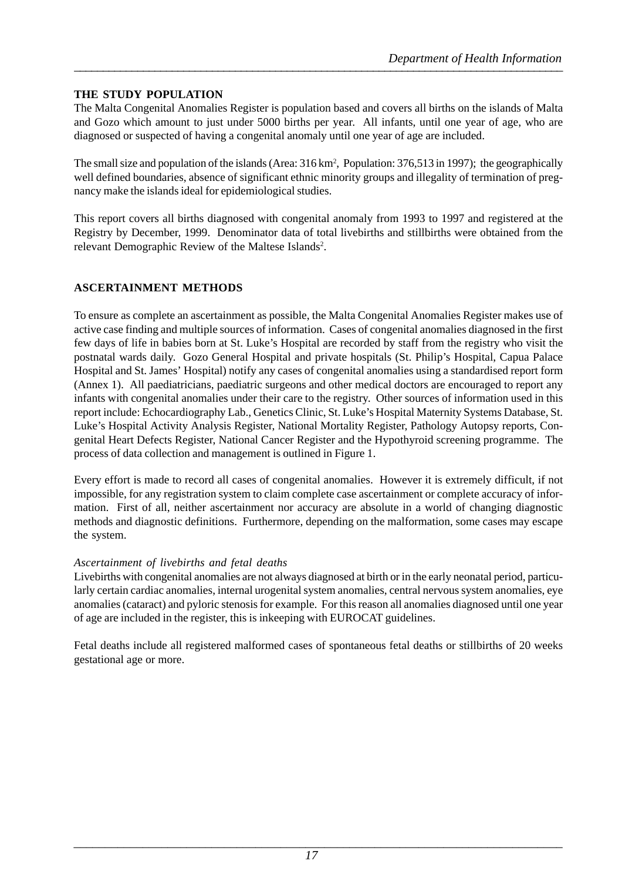## THE STUDY POPULATION

The Malta Congenital Anomalies Register is population based and covers all births on the islands of Malta and Gozo which amount to just under 5000 births per year. All infants, until one year of age, who are diagnosed or suspected of having a congenital anomaly until one year of age are included.

The small size and population of the islands (Area: 316 km$^2$, Population: 376,513 in 1997); the geographically well defined boundaries, absence of significant ethnic minority groups and illegality of termination of pregnancy make the islands ideal for epidemiological studies.

This report covers all births diagnosed with congenital anomaly from 1993 to 1997 and registered at the Registry by December, 1999. Denominator data of total livebirths and stillbirths were obtained from the relevant Demographic Review of the Maltese Islands[2].

## ASCERTAINMENT METHODS

To ensure as complete an ascertainment as possible, the Malta Congenital Anomalies Register makes use of active case finding and multiple sources of information. Cases of congenital anomalies diagnosed in the first few days of life in babies born at St. Luke's Hospital are recorded by staff from the registry who visit the postnatal wards daily. Gozo General Hospital and private hospitals (St. Philip's Hospital, Capua Palace Hospital and St. James' Hospital) notify any cases of congenital anomalies using a standardised report form (Annex 1). All paediatricians, paediatric surgeons and other medical doctors are encouraged to report any infants with congenital anomalies under their care to the registry. Other sources of information used in this report include: Echocardiography Lab., Genetics Clinic, St. Luke's Hospital Maternity Systems Database, St. Luke's Hospital Activity Analysis Register, National Mortality Register, Pathology Autopsy reports, Congenital Heart Defects Register, National Cancer Register and the Hypothyroid screening programme. The process of data collection and management is outlined in Figure 1.

Every effort is made to record all cases of congenital anomalies. However it is extremely difficult, if not impossible, for any registration system to claim complete case ascertainment or complete accuracy of information. First of all, neither ascertainment nor accuracy are absolute in a world of changing diagnostic methods and diagnostic definitions. Furthermore, depending on the malformation, some cases may escape the system.

### *Ascertainment of livebirths and fetal deaths*

Livebirths with congenital anomalies are not always diagnosed at birth or in the early neonatal period, particularly certain cardiac anomalies, internal urogenital system anomalies, central nervous system anomalies, eye anomalies (cataract) and pyloric stenosis for example. For this reason all anomalies diagnosed until one year of age are included in the register, this is inkeeping with EUROCAT guidelines.

Fetal deaths include all registered malformed cases of spontaneous fetal deaths or stillbirths of 20 weeks gestational age or more.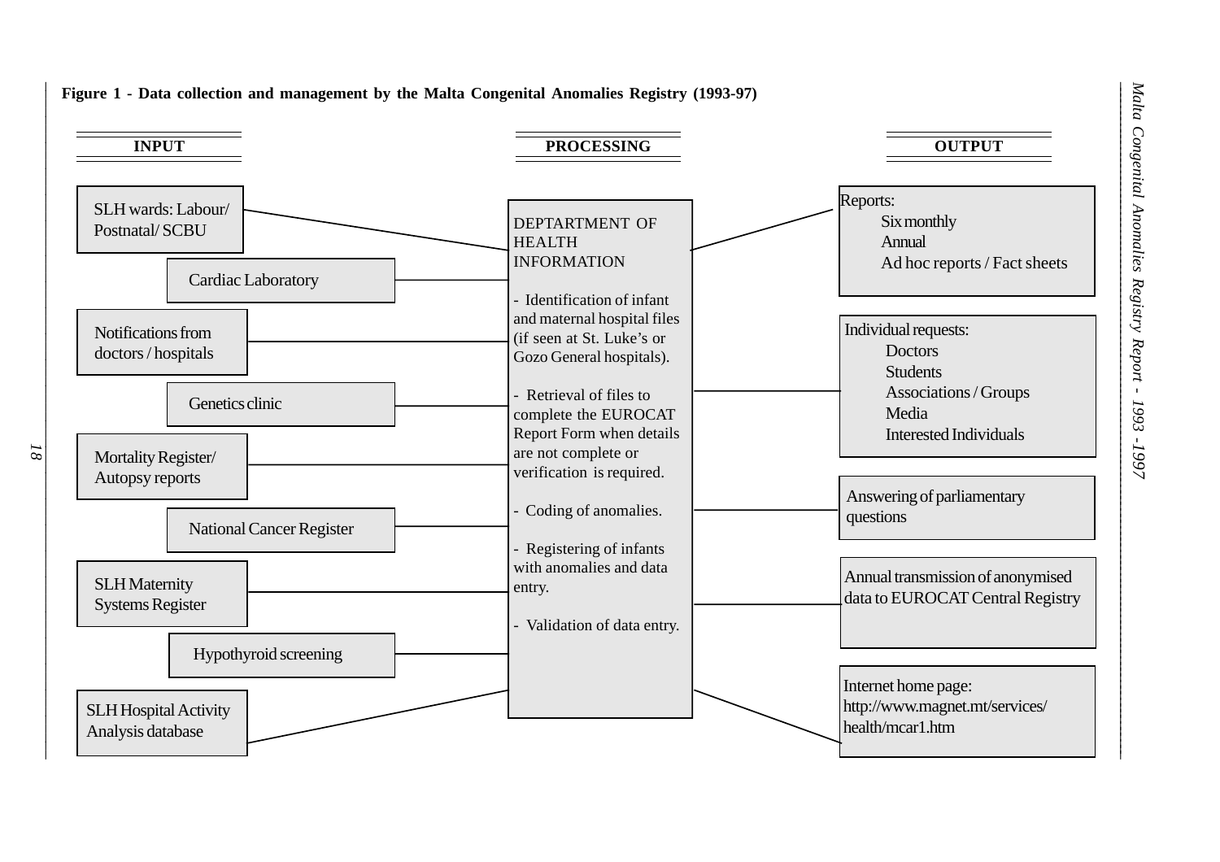**Figure 1 - Data collection and management by the Malta Congenital Anomalies Registry (1993-97)**

## INPUT

- SLH wards: Labour/ Postnatal/ SCBU
- Cardiac Laboratory
- Notifications from doctors / hospitals
- Genetics clinic
- Mortality Register/ Autopsy reports
- National Cancer Register
- SLH Maternity Systems Register
- Hypothyroid screening
- SLH Hospital Activity Analysis database

## PROCESSING

DEPTARTMENT OF HEALTH INFORMATION

- Identification of infant and maternal hospital files (if seen at St. Luke's or Gozo General hospitals).
- Retrieval of files to complete the EUROCAT Report Form when details are not complete or verification is required.
- Coding of anomalies.
- Registering of infants with anomalies and data entry.
- Validation of data entry.

## OUTPUT

- Reports:
  - Six monthly
  - Annual
  - Ad hoc reports / Fact sheets
- Individual requests:
  - Doctors
  - Students
  - Associations / Groups
  - Media
  - Interested Individuals
- Answering of parliamentary questions
- Annual transmission of anonymised data to EUROCAT Central Registry
- Internet home page: http://www.magnet.mt/services/health/mcar1.htm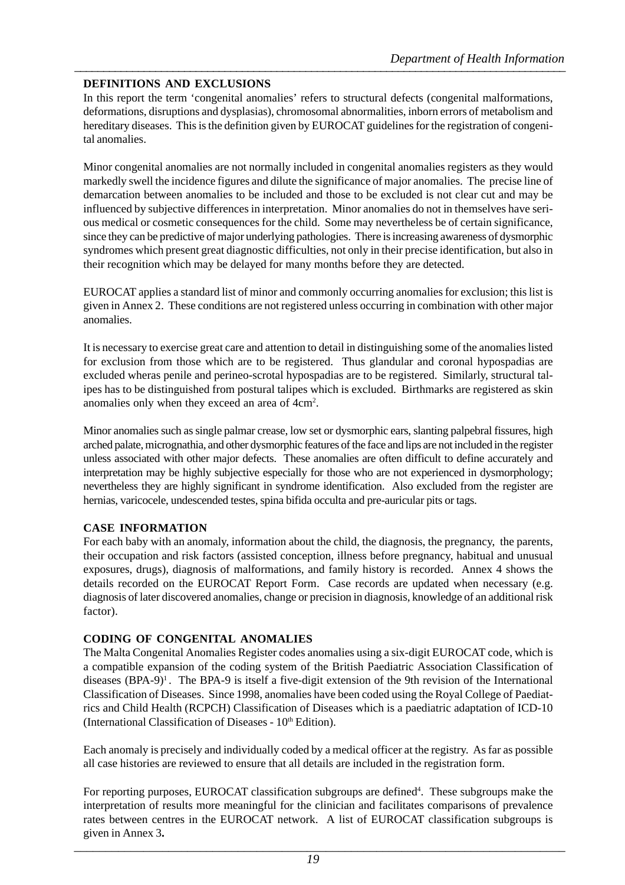## DEFINITIONS AND EXCLUSIONS

In this report the term 'congenital anomalies' refers to structural defects (congenital malformations, deformations, disruptions and dysplasias), chromosomal abnormalities, inborn errors of metabolism and hereditary diseases. This is the definition given by EUROCAT guidelines for the registration of congenital anomalies.

Minor congenital anomalies are not normally included in congenital anomalies registers as they would markedly swell the incidence figures and dilute the significance of major anomalies. The precise line of demarcation between anomalies to be included and those to be excluded is not clear cut and may be influenced by subjective differences in interpretation. Minor anomalies do not in themselves have serious medical or cosmetic consequences for the child. Some may nevertheless be of certain significance, since they can be predictive of major underlying pathologies. There is increasing awareness of dysmorphic syndromes which present great diagnostic difficulties, not only in their precise identification, but also in their recognition which may be delayed for many months before they are detected.

EUROCAT applies a standard list of minor and commonly occurring anomalies for exclusion; this list is given in Annex 2. These conditions are not registered unless occurring in combination with other major anomalies.

It is necessary to exercise great care and attention to detail in distinguishing some of the anomalies listed for exclusion from those which are to be registered. Thus glandular and coronal hypospadias are excluded wheras penile and perineo-scrotal hypospadias are to be registered. Similarly, structural talipes has to be distinguished from postural talipes which is excluded. Birthmarks are registered as skin anomalies only when they exceed an area of $4cm^2$.

Minor anomalies such as single palmar crease, low set or dysmorphic ears, slanting palpebral fissures, high arched palate, micrognathia, and other dysmorphic features of the face and lips are not included in the register unless associated with other major defects. These anomalies are often difficult to define accurately and interpretation may be highly subjective especially for those who are not experienced in dysmorphology; nevertheless they are highly significant in syndrome identification. Also excluded from the register are hernias, varicocele, undescended testes, spina bifida occulta and pre-auricular pits or tags.

## CASE INFORMATION

For each baby with an anomaly, information about the child, the diagnosis, the pregnancy, the parents, their occupation and risk factors (assisted conception, illness before pregnancy, habitual and unusual exposures, drugs), diagnosis of malformations, and family history is recorded. Annex 4 shows the details recorded on the EUROCAT Report Form. Case records are updated when necessary (e.g. diagnosis of later discovered anomalies, change or precision in diagnosis, knowledge of an additional risk factor).

## CODING OF CONGENITAL ANOMALIES

The Malta Congenital Anomalies Register codes anomalies using a six-digit EUROCAT code, which is a compatible expansion of the coding system of the British Paediatric Association Classification of diseases (BPA-9)[1]. The BPA-9 is itself a five-digit extension of the 9th revision of the International Classification of Diseases. Since 1998, anomalies have been coded using the Royal College of Paediatrics and Child Health (RCPCH) Classification of Diseases which is a paediatric adaptation of ICD-10 (International Classification of Diseases - 10th Edition).

Each anomaly is precisely and individually coded by a medical officer at the registry. As far as possible all case histories are reviewed to ensure that all details are included in the registration form.

For reporting purposes, EUROCAT classification subgroups are defined[4]. These subgroups make the interpretation of results more meaningful for the clinician and facilitates comparisons of prevalence rates between centres in the EUROCAT network. A list of EUROCAT classification subgroups is given in Annex 3**.**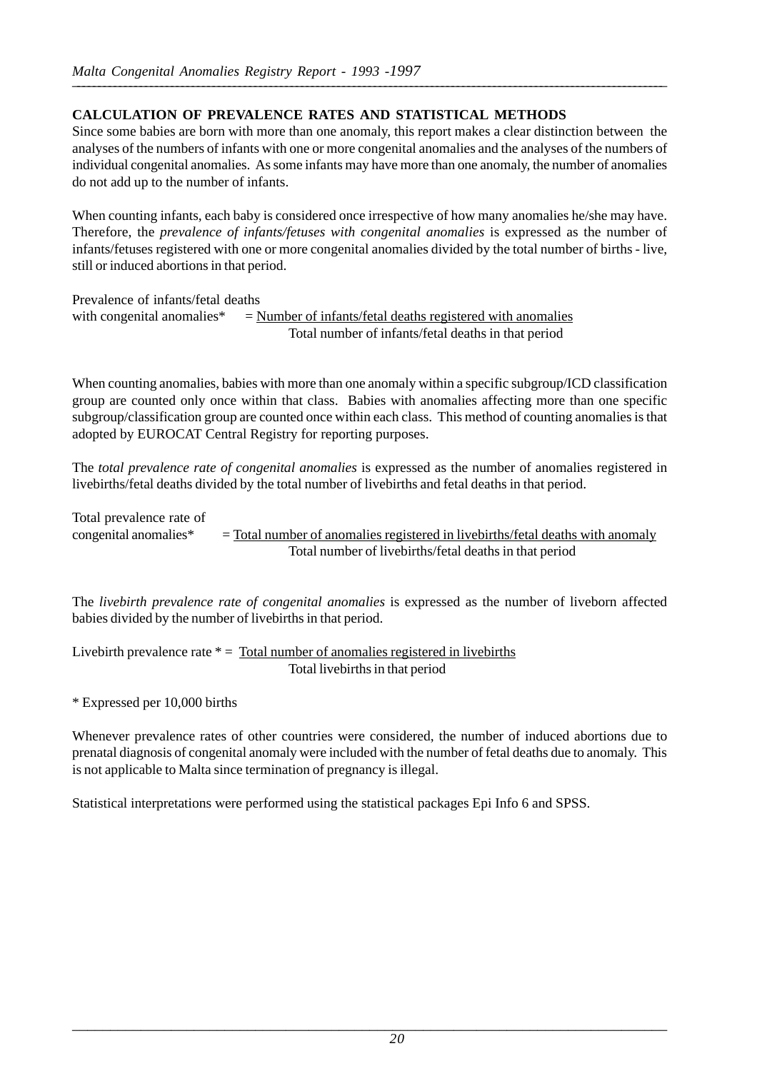## CALCULATION OF PREVALENCE RATES AND STATISTICAL METHODS

Since some babies are born with more than one anomaly, this report makes a clear distinction between the analyses of the numbers of infants with one or more congenital anomalies and the analyses of the numbers of individual congenital anomalies. As some infants may have more than one anomaly, the number of anomalies do not add up to the number of infants.

When counting infants, each baby is considered once irrespective of how many anomalies he/she may have. Therefore, the *prevalence of infants/fetuses with congenital anomalies* is expressed as the number of infants/fetuses registered with one or more congenital anomalies divided by the total number of births - live, still or induced abortions in that period.

$$\text{Prevalence of infants/fetal deaths with congenital anomalies}^* = \frac{\text{Number of infants/fetal deaths registered with anomalies}}{\text{Total number of infants/fetal deaths in that period}}$$

When counting anomalies, babies with more than one anomaly within a specific subgroup/ICD classification group are counted only once within that class. Babies with anomalies affecting more than one specific subgroup/classification group are counted once within each class. This method of counting anomalies is that adopted by EUROCAT Central Registry for reporting purposes.

The *total prevalence rate of congenital anomalies* is expressed as the number of anomalies registered in livebirths/fetal deaths divided by the total number of livebirths and fetal deaths in that period.

$$\text{Total prevalence rate of congenital anomalies}^* = \frac{\text{Total number of anomalies registered in livebirths/fetal deaths with anomaly}}{\text{Total number of livebirths/fetal deaths in that period}}$$

The *livebirth prevalence rate of congenital anomalies* is expressed as the number of liveborn affected babies divided by the number of livebirths in that period.

$$\text{Livebirth prevalence rate}^* = \frac{\text{Total number of anomalies registered in livebirths}}{\text{Total livebirths in that period}}$$

\* Expressed per 10,000 births

Whenever prevalence rates of other countries were considered, the number of induced abortions due to prenatal diagnosis of congenital anomaly were included with the number of fetal deaths due to anomaly. This is not applicable to Malta since termination of pregnancy is illegal.

Statistical interpretations were performed using the statistical packages Epi Info 6 and SPSS.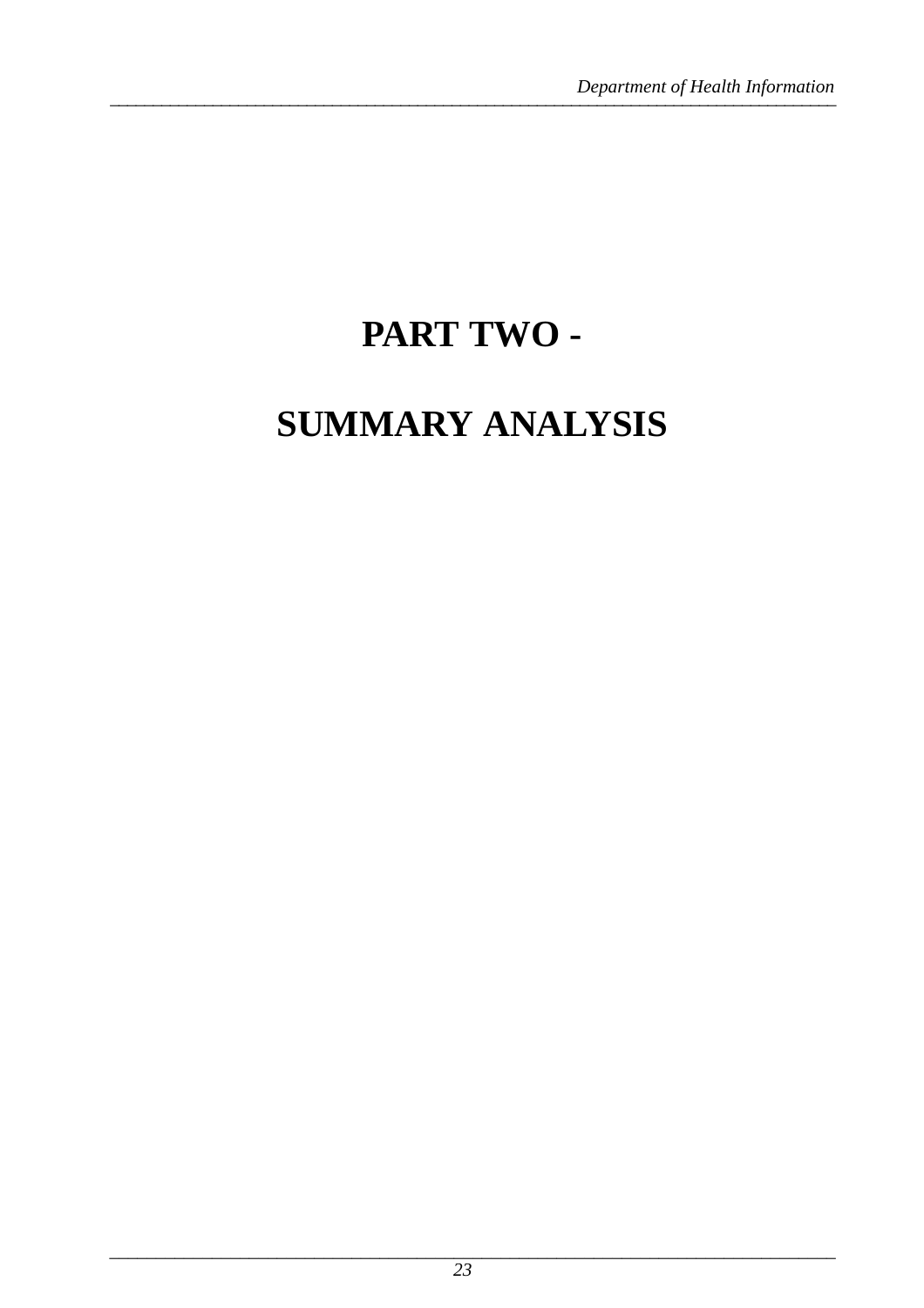# PART TWO -

# SUMMARY ANALYSIS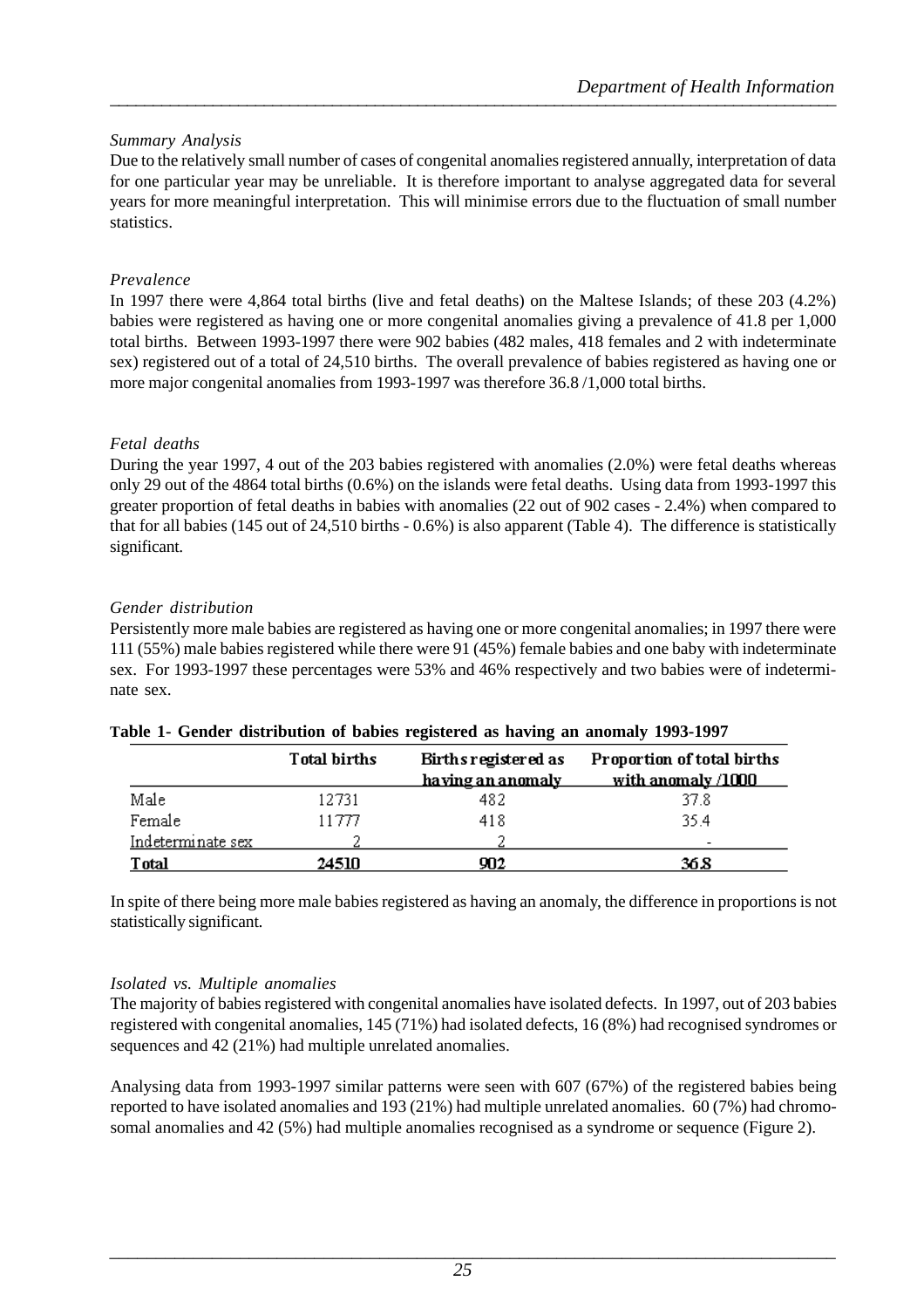*Summary Analysis*

Due to the relatively small number of cases of congenital anomalies registered annually, interpretation of data for one particular year may be unreliable. It is therefore important to analyse aggregated data for several years for more meaningful interpretation. This will minimise errors due to the fluctuation of small number statistics.

*Prevalence*

In 1997 there were 4,864 total births (live and fetal deaths) on the Maltese Islands; of these 203 (4.2%) babies were registered as having one or more congenital anomalies giving a prevalence of 41.8 per 1,000 total births. Between 1993-1997 there were 902 babies (482 males, 418 females and 2 with indeterminate sex) registered out of a total of 24,510 births. The overall prevalence of babies registered as having one or more major congenital anomalies from 1993-1997 was therefore 36.8 /1,000 total births.

*Fetal deaths*

During the year 1997, 4 out of the 203 babies registered with anomalies (2.0%) were fetal deaths whereas only 29 out of the 4864 total births (0.6%) on the islands were fetal deaths. Using data from 1993-1997 this greater proportion of fetal deaths in babies with anomalies (22 out of 902 cases - 2.4%) when compared to that for all babies (145 out of 24,510 births - 0.6%) is also apparent (Table 4). The difference is statistically significant.

*Gender distribution*

Persistently more male babies are registered as having one or more congenital anomalies; in 1997 there were 111 (55%) male babies registered while there were 91 (45%) female babies and one baby with indeterminate sex. For 1993-1997 these percentages were 53% and 46% respectively and two babies were of indeterminate sex.

**Table 1- Gender distribution of babies registered as having an anomaly 1993-1997**

| | Total births | Births registered as having an anomaly | Proportion of total births with anomaly /1000 |
|---|---|---|---|
| Male | 12731 | 482 | 37.8 |
| Female | 11777 | 418 | 35.4 |
| Indeterminate sex | 2 | 2 | - |
| **Total** | **24510** | **902** | **36.8** |

In spite of there being more male babies registered as having an anomaly, the difference in proportions is not statistically significant.

*Isolated vs. Multiple anomalies*

The majority of babies registered with congenital anomalies have isolated defects. In 1997, out of 203 babies registered with congenital anomalies, 145 (71%) had isolated defects, 16 (8%) had recognised syndromes or sequences and 42 (21%) had multiple unrelated anomalies.

Analysing data from 1993-1997 similar patterns were seen with 607 (67%) of the registered babies being reported to have isolated anomalies and 193 (21%) had multiple unrelated anomalies. 60 (7%) had chromosomal anomalies and 42 (5%) had multiple anomalies recognised as a syndrome or sequence (Figure 2).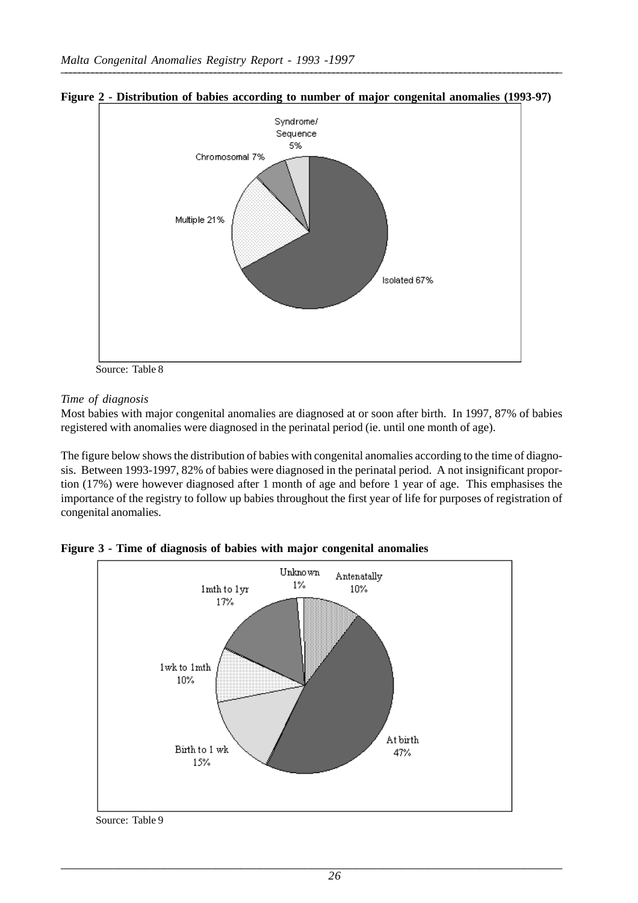**Figure 2 - Distribution of babies according to number of major congenital anomalies (1993-97)**

Source: Table 8

*Time of diagnosis*

Most babies with major congenital anomalies are diagnosed at or soon after birth. In 1997, 87% of babies registered with anomalies were diagnosed in the perinatal period (ie. until one month of age).

The figure below shows the distribution of babies with congenital anomalies according to the time of diagnosis. Between 1993-1997, 82% of babies were diagnosed in the perinatal period. A not insignificant proportion (17%) were however diagnosed after 1 month of age and before 1 year of age. This emphasises the importance of the registry to follow up babies throughout the first year of life for purposes of registration of congenital anomalies.

**Figure 3 - Time of diagnosis of babies with major congenital anomalies**

Source: Table 9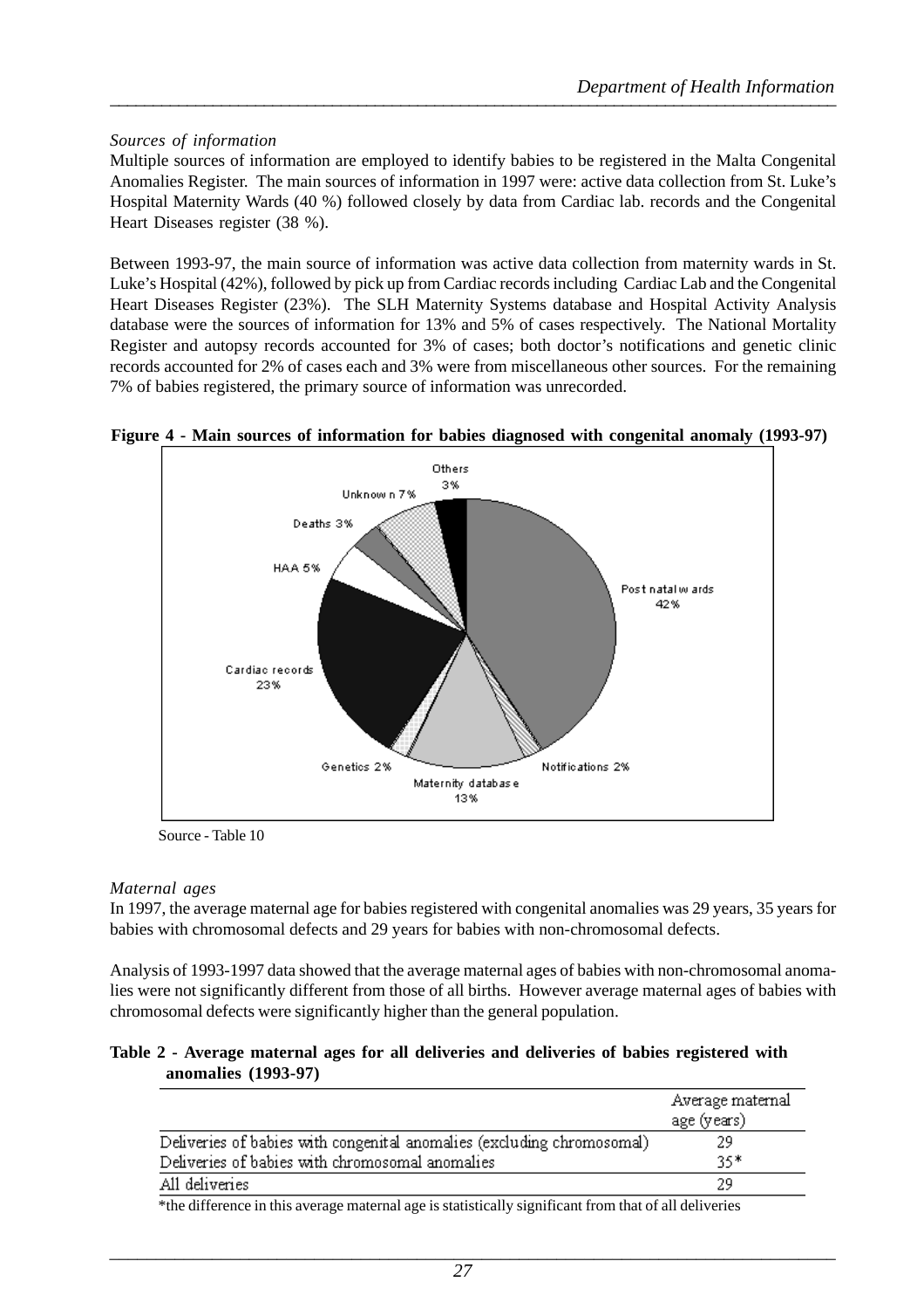*Sources of information*

Multiple sources of information are employed to identify babies to be registered in the Malta Congenital Anomalies Register. The main sources of information in 1997 were: active data collection from St. Luke's Hospital Maternity Wards (40 %) followed closely by data from Cardiac lab. records and the Congenital Heart Diseases register (38 %).

Between 1993-97, the main source of information was active data collection from maternity wards in St. Luke's Hospital (42%), followed by pick up from Cardiac records including Cardiac Lab and the Congenital Heart Diseases Register (23%). The SLH Maternity Systems database and Hospital Activity Analysis database were the sources of information for 13% and 5% of cases respectively. The National Mortality Register and autopsy records accounted for 3% of cases; both doctor's notifications and genetic clinic records accounted for 2% of cases each and 3% were from miscellaneous other sources. For the remaining 7% of babies registered, the primary source of information was unrecorded.

**Figure 4 - Main sources of information for babies diagnosed with congenital anomaly (1993-97)**

Post natal wards 42%; Maternity database 13%; Notifications 2%; Genetics 2%; Cardiac records 23%; HAA 5%; Deaths 3%; Unknown 7%; Others 3%

Source - Table 10

*Maternal ages*

In 1997, the average maternal age for babies registered with congenital anomalies was 29 years, 35 years for babies with chromosomal defects and 29 years for babies with non-chromosomal defects.

Analysis of 1993-1997 data showed that the average maternal ages of babies with non-chromosomal anomalies were not significantly different from those of all births. However average maternal ages of babies with chromosomal defects were significantly higher than the general population.

**Table 2 - Average maternal ages for all deliveries and deliveries of babies registered with anomalies (1993-97)**

| | Average maternal age (years) |
|---|---|
| Deliveries of babies with congenital anomalies (excluding chromosomal) | 29 |
| Deliveries of babies with chromosomal anomalies | 35* |
| All deliveries | 29 |

*the difference in this average maternal age is statistically significant from that of all deliveries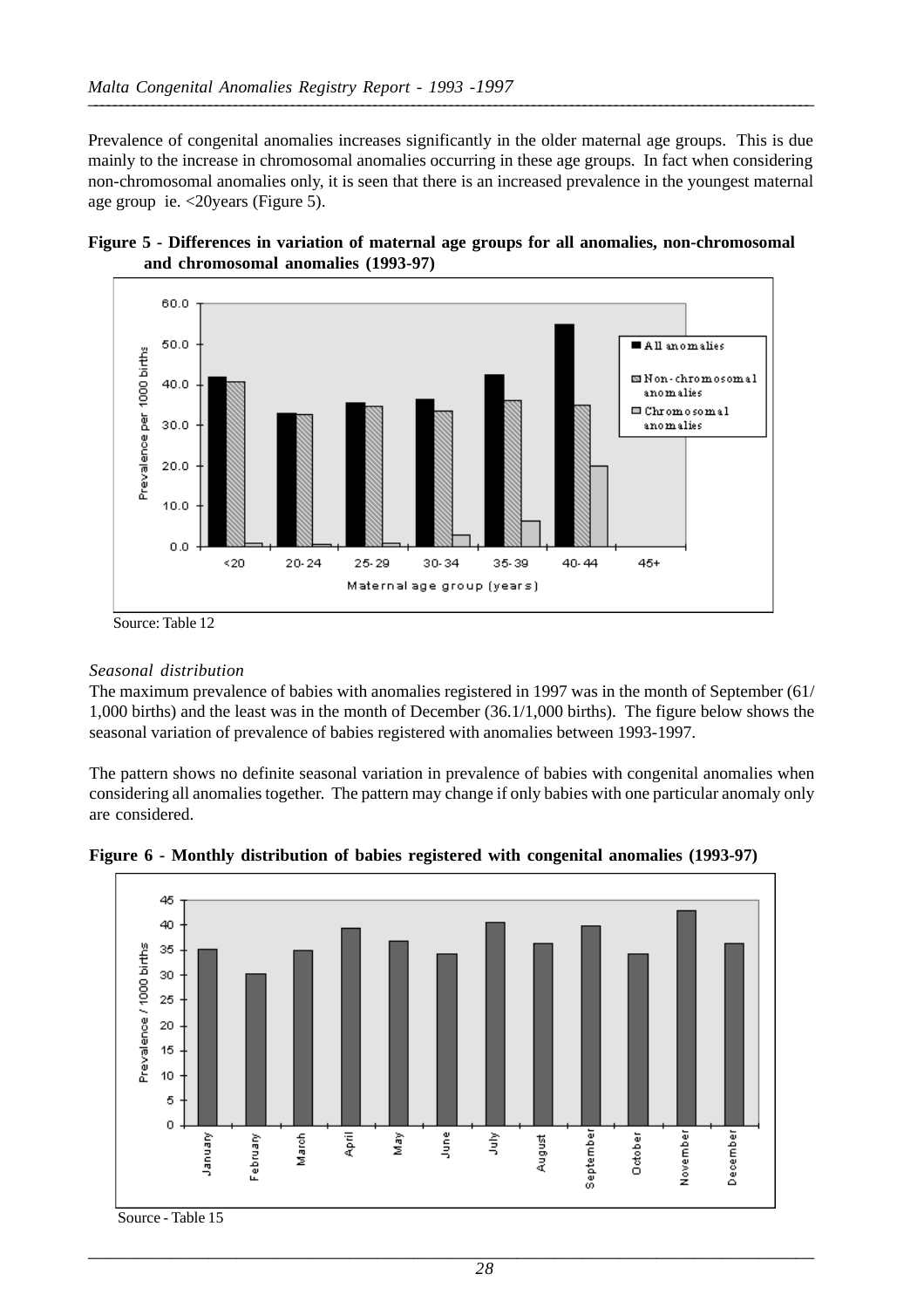Prevalence of congenital anomalies increases significantly in the older maternal age groups. This is due mainly to the increase in chromosomal anomalies occurring in these age groups. In fact when considering non-chromosomal anomalies only, it is seen that there is an increased prevalence in the youngest maternal age group ie. <20years (Figure 5).

**Figure 5 - Differences in variation of maternal age groups for all anomalies, non-chromosomal and chromosomal anomalies (1993-97)**

Source: Table 12

*Seasonal distribution*

The maximum prevalence of babies with anomalies registered in 1997 was in the month of September (61/ 1,000 births) and the least was in the month of December (36.1/1,000 births). The figure below shows the seasonal variation of prevalence of babies registered with anomalies between 1993-1997.

The pattern shows no definite seasonal variation in prevalence of babies with congenital anomalies when considering all anomalies together. The pattern may change if only babies with one particular anomaly only are considered.

**Figure 6 - Monthly distribution of babies registered with congenital anomalies (1993-97)**

Source - Table 15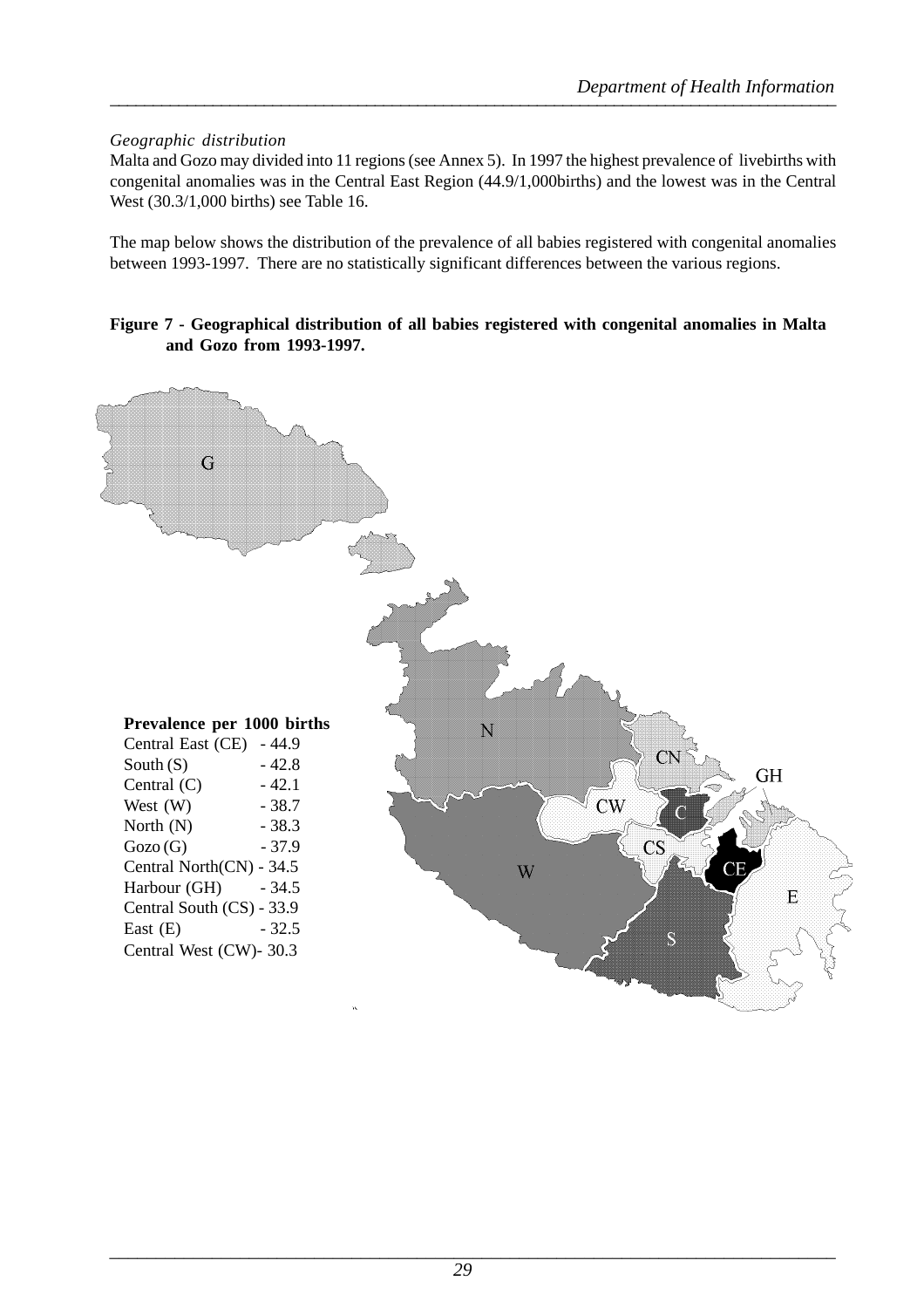*Geographic distribution*

Malta and Gozo may divided into 11 regions (see Annex 5). In 1997 the highest prevalence of livebirths with congenital anomalies was in the Central East Region (44.9/1,000births) and the lowest was in the Central West (30.3/1,000 births) see Table 16.

The map below shows the distribution of the prevalence of all babies registered with congenital anomalies between 1993-1997. There are no statistically significant differences between the various regions.

**Figure 7 - Geographical distribution of all babies registered with congenital anomalies in Malta and Gozo from 1993-1997.**

**Prevalence per 1000 births**

| Region | Prevalence |
|---|---|
| Central East (CE) | 44.9 |
| South (S) | 42.8 |
| Central (C) | 42.1 |
| West (W) | 38.7 |
| North (N) | 38.3 |
| Gozo (G) | 37.9 |
| Central North (CN) | 34.5 |
| Harbour (GH) | 34.5 |
| Central South (CS) | 33.9 |
| East (E) | 32.5 |
| Central West (CW) | 30.3 |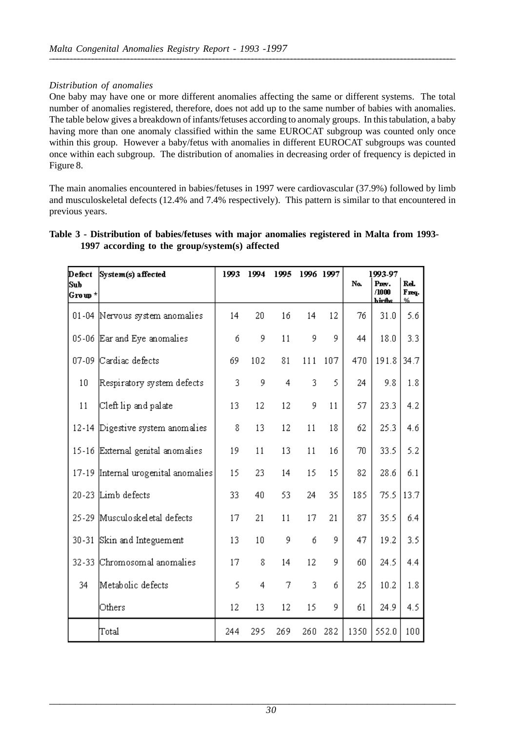*Distribution of anomalies*

One baby may have one or more different anomalies affecting the same or different systems. The total number of anomalies registered, therefore, does not add up to the same number of babies with anomalies. The table below gives a breakdown of infants/fetuses according to anomaly groups. In this tabulation, a baby having more than one anomaly classified within the same EUROCAT subgroup was counted only once within this group. However a baby/fetus with anomalies in different EUROCAT subgroups was counted once within each subgroup. The distribution of anomalies in decreasing order of frequency is depicted in Figure 8.

The main anomalies encountered in babies/fetuses in 1997 were cardiovascular (37.9%) followed by limb and musculoskeletal defects (12.4% and 7.4% respectively). This pattern is similar to that encountered in previous years.

**Table 3 - Distribution of babies/fetuses with major anomalies registered in Malta from 1993-1997 according to the group/system(s) affected**

| Defect Sub Group * | System(s) affected | 1993 | 1994 | 1995 | 1996 | 1997 | 1993-97 No. | Prev. /1000 births | Rel. Freq. % |
|---|---|---|---|---|---|---|---|---|---|
| 01-04 | Nervous system anomalies | 14 | 20 | 16 | 14 | 12 | 76 | 31.0 | 5.6 |
| 05-06 | Ear and Eye anomalies | 6 | 9 | 11 | 9 | 9 | 44 | 18.0 | 3.3 |
| 07-09 | Cardiac defects | 69 | 102 | 81 | 111 | 107 | 470 | 191.8 | 34.7 |
| 10 | Respiratory system defects | 3 | 9 | 4 | 3 | 5 | 24 | 9.8 | 1.8 |
| 11 | Cleft lip and palate | 13 | 12 | 12 | 9 | 11 | 57 | 23.3 | 4.2 |
| 12-14 | Digestive system anomalies | 8 | 13 | 12 | 11 | 18 | 62 | 25.3 | 4.6 |
| 15-16 | External genital anomalies | 19 | 11 | 13 | 11 | 16 | 70 | 33.5 | 5.2 |
| 17-19 | Internal urogenital anomalies | 15 | 23 | 14 | 15 | 15 | 82 | 28.6 | 6.1 |
| 20-23 | Limb defects | 33 | 40 | 53 | 24 | 35 | 185 | 75.5 | 13.7 |
| 25-29 | Musculoskeletal defects | 17 | 21 | 11 | 17 | 21 | 87 | 35.5 | 6.4 |
| 30-31 | Skin and Integuement | 13 | 10 | 9 | 6 | 9 | 47 | 19.2 | 3.5 |
| 32-33 | Chromosomal anomalies | 17 | 8 | 14 | 12 | 9 | 60 | 24.5 | 4.4 |
| 34 | Metabolic defects | 5 | 4 | 7 | 3 | 6 | 25 | 10.2 | 1.8 |
| | Others | 12 | 13 | 12 | 15 | 9 | 61 | 24.9 | 4.5 |
| | Total | 244 | 295 | 269 | 260 | 282 | 1350 | 552.0 | 100 |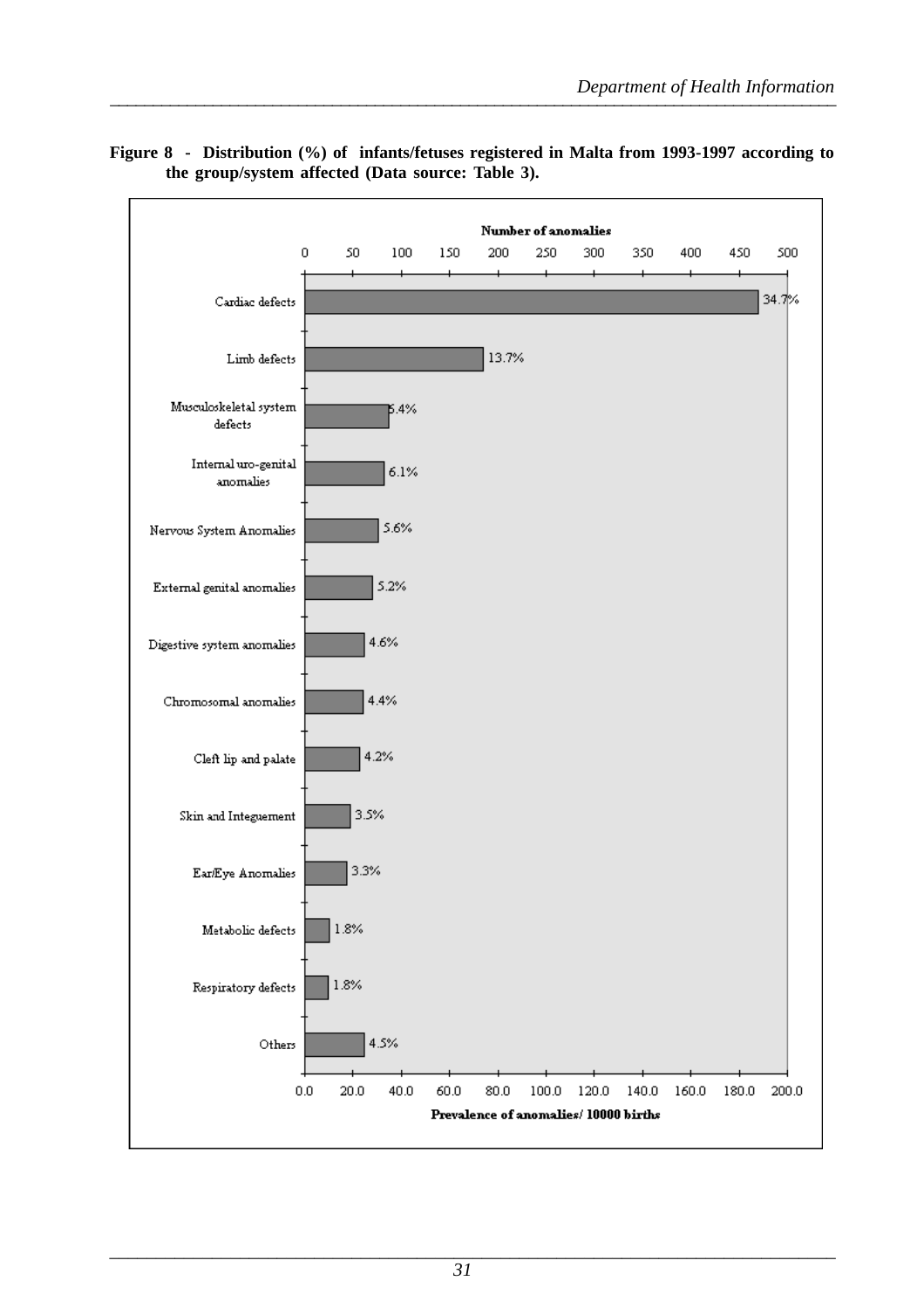**Figure 8 - Distribution (%) of infants/fetuses registered in Malta from 1993-1997 according to the group/system affected (Data source: Table 3).**

Number of anomalies

| Group/system affected | % |
|---|---|
| Cardiac defects | 34.7% |
| Limb defects | 13.7% |
| Musculoskeletal system defects | 6.4% |
| Internal uro-genital anomalies | 6.1% |
| Nervous System Anomalies | 5.6% |
| External genital anomalies | 5.2% |
| Digestive system anomalies | 4.6% |
| Chromosomal anomalies | 4.4% |
| Cleft lip and palate | 4.2% |
| Skin and Integuement | 3.5% |
| Ear/Eye Anomalies | 3.3% |
| Metabolic defects | 1.8% |
| Respiratory defects | 1.8% |
| Others | 4.5% |

Prevalence of anomalies/ 10000 births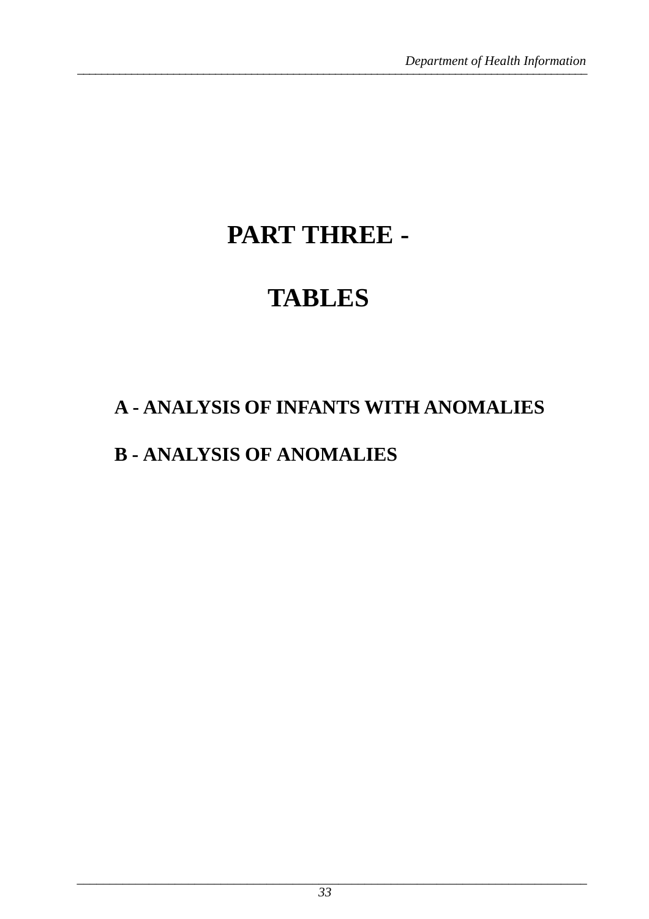# PART THREE -

# TABLES

## A - ANALYSIS OF INFANTS WITH ANOMALIES

## B - ANALYSIS OF ANOMALIES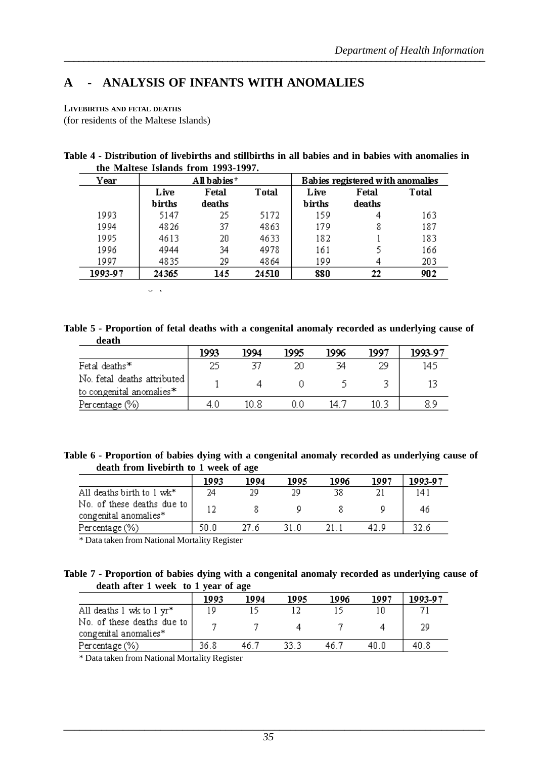## A - ANALYSIS OF INFANTS WITH ANOMALIES

**LIVEBIRTHS AND FETAL DEATHS**
(for residents of the Maltese Islands)

**Table 4 - Distribution of livebirths and stillbirths in all babies and in babies with anomalies in the Maltese Islands from 1993-1997.**

| Year | All babies* | | | Babies registered with anomalies | | |
|---|---|---|---|---|---|---|
| | Live births | Fetal deaths | Total | Live births | Fetal deaths | Total |
| 1993 | 5147 | 25 | 5172 | 159 | 4 | 163 |
| 1994 | 4826 | 37 | 4863 | 179 | 8 | 187 |
| 1995 | 4613 | 20 | 4633 | 182 | 1 | 183 |
| 1996 | 4944 | 34 | 4978 | 161 | 5 | 166 |
| 1997 | 4835 | 29 | 4864 | 199 | 4 | 203 |
| **1993-97** | **24365** | **145** | **24510** | **880** | **22** | **902** |

**Table 5 - Proportion of fetal deaths with a congenital anomaly recorded as underlying cause of death**

| | 1993 | 1994 | 1995 | 1996 | 1997 | 1993-97 |
|---|---|---|---|---|---|---|
| Fetal deaths* | 25 | 37 | 20 | 34 | 29 | 145 |
| No. fetal deaths attributed to congenital anomalies* | 1 | 4 | 0 | 5 | 3 | 13 |
| Percentage (%) | 4.0 | 10.8 | 0.0 | 14.7 | 10.3 | 8.9 |

**Table 6 - Proportion of babies dying with a congenital anomaly recorded as underlying cause of death from livebirth to 1 week of age**

| | 1993 | 1994 | 1995 | 1996 | 1997 | 1993-97 |
|---|---|---|---|---|---|---|
| All deaths birth to 1 wk* | 24 | 29 | 29 | 38 | 21 | 141 |
| No. of these deaths due to congenital anomalies* | 12 | 8 | 9 | 8 | 9 | 46 |
| Percentage (%) | 50.0 | 27.6 | 31.0 | 21.1 | 42.9 | 32.6 |

\* Data taken from National Mortality Register

**Table 7 - Proportion of babies dying with a congenital anomaly recorded as underlying cause of death after 1 week to 1 year of age**

| | 1993 | 1994 | 1995 | 1996 | 1997 | 1993-97 |
|---|---|---|---|---|---|---|
| All deaths 1 wk to 1 yr* | 19 | 15 | 12 | 15 | 10 | 71 |
| No. of these deaths due to congenital anomalies* | 7 | 7 | 4 | 7 | 4 | 29 |
| Percentage (%) | 36.8 | 46.7 | 33.3 | 46.7 | 40.0 | 40.8 |

\* Data taken from National Mortality Register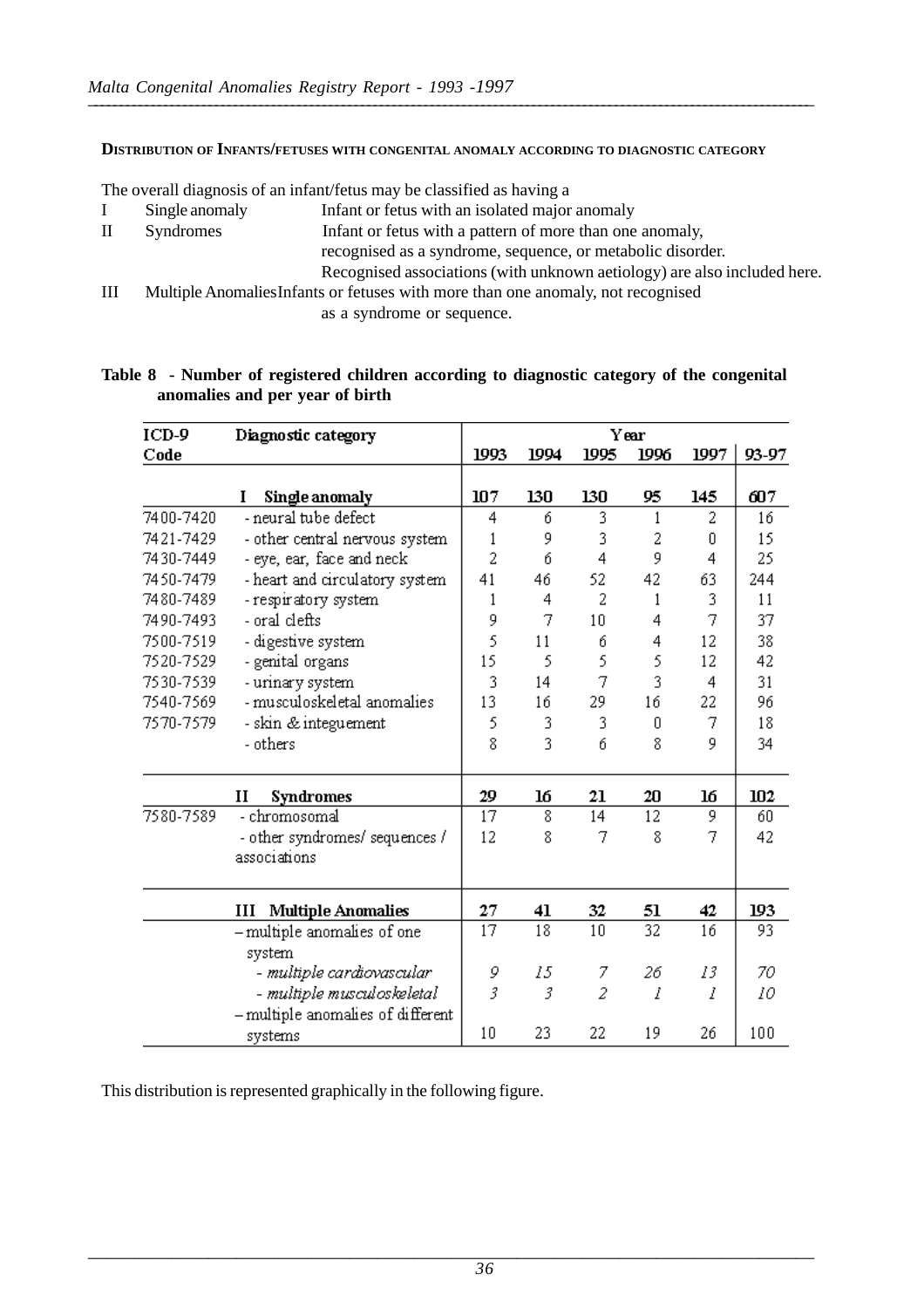**DISTRIBUTION OF INFANTS/FETUSES WITH CONGENITAL ANOMALY ACCORDING TO DIAGNOSTIC CATEGORY**

The overall diagnosis of an infant/fetus may be classified as having a

| | | |
|---|---|---|
| I | Single anomaly | Infant or fetus with an isolated major anomaly |
| II | Syndromes | Infant or fetus with a pattern of more than one anomaly, recognised as a syndrome, sequence, or metabolic disorder. Recognised associations (with unknown aetiology) are also included here. |
| III | Multiple Anomalies | Infants or fetuses with more than one anomaly, not recognised as a syndrome or sequence. |

**Table 8 - Number of registered children according to diagnostic category of the congenital anomalies and per year of birth**

| ICD-9 Code | Diagnostic category | Year 1993 | 1994 | 1995 | 1996 | 1997 | 93-97 |
|---|---|---|---|---|---|---|---|
| | **I Single anomaly** | **107** | **130** | **130** | **95** | **145** | **607** |
| 7400-7420 | - neural tube defect | 4 | 6 | 3 | 1 | 2 | 16 |
| 7421-7429 | - other central nervous system | 1 | 9 | 3 | 2 | 0 | 15 |
| 7430-7449 | - eye, ear, face and neck | 2 | 6 | 4 | 9 | 4 | 25 |
| 7450-7479 | - heart and circulatory system | 41 | 46 | 52 | 42 | 63 | 244 |
| 7480-7489 | - respiratory system | 1 | 4 | 2 | 1 | 3 | 11 |
| 7490-7493 | - oral clefts | 9 | 7 | 10 | 4 | 7 | 37 |
| 7500-7519 | - digestive system | 5 | 11 | 6 | 4 | 12 | 38 |
| 7520-7529 | - genital organs | 15 | 5 | 5 | 5 | 12 | 42 |
| 7530-7539 | - urinary system | 3 | 14 | 7 | 3 | 4 | 31 |
| 7540-7569 | - musculoskeletal anomalies | 13 | 16 | 29 | 16 | 22 | 96 |
| 7570-7579 | - skin & integuement | 5 | 3 | 3 | 0 | 7 | 18 |
| | - others | 8 | 3 | 6 | 8 | 9 | 34 |
| | **II Syndromes** | **29** | **16** | **21** | **20** | **16** | **102** |
| 7580-7589 | - chromosomal | 17 | 8 | 14 | 12 | 9 | 60 |
| | - other syndromes/ sequences / associations | 12 | 8 | 7 | 8 | 7 | 42 |
| | **III Multiple Anomalies** | **27** | **41** | **32** | **51** | **42** | **193** |
| | – multiple anomalies of one system | 17 | 18 | 10 | 32 | 16 | 93 |
| | *- multiple cardiovascular* | *9* | *15* | *7* | *26* | *13* | *70* |
| | *- multiple musculoskeletal* | *3* | *3* | *2* | *1* | *1* | *10* |
| | – multiple anomalies of different systems | 10 | 23 | 22 | 19 | 26 | 100 |

This distribution is represented graphically in the following figure.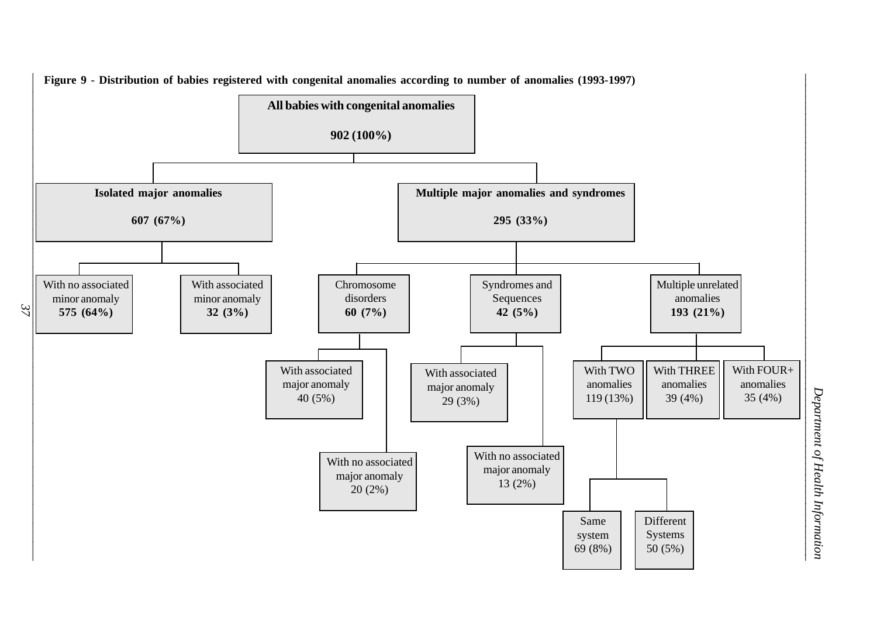**Figure 9 - Distribution of babies registered with congenital anomalies according to number of anomalies (1993-1997)**

- **All babies with congenital anomalies** — **902 (100%)**
  - **Isolated major anomalies** — **607 (67%)**
    - With no associated minor anomaly — **575 (64%)**
    - With associated minor anomaly — **32 (3%)**
  - **Multiple major anomalies and syndromes** — **295 (33%)**
    - Chromosome disorders — **60 (7%)**
      - With associated major anomaly — 40 (5%)
      - With no associated major anomaly — 20 (2%)
    - Syndromes and Sequences — **42 (5%)**
      - With associated major anomaly — 29 (3%)
      - With no associated major anomaly — 13 (2%)
    - Multiple unrelated anomalies — **193 (21%)**
      - With TWO anomalies — 119 (13%)
        - Same system — 69 (8%)
        - Different Systems — 50 (5%)
      - With THREE anomalies — 39 (4%)
      - With FOUR+ anomalies — 35 (4%)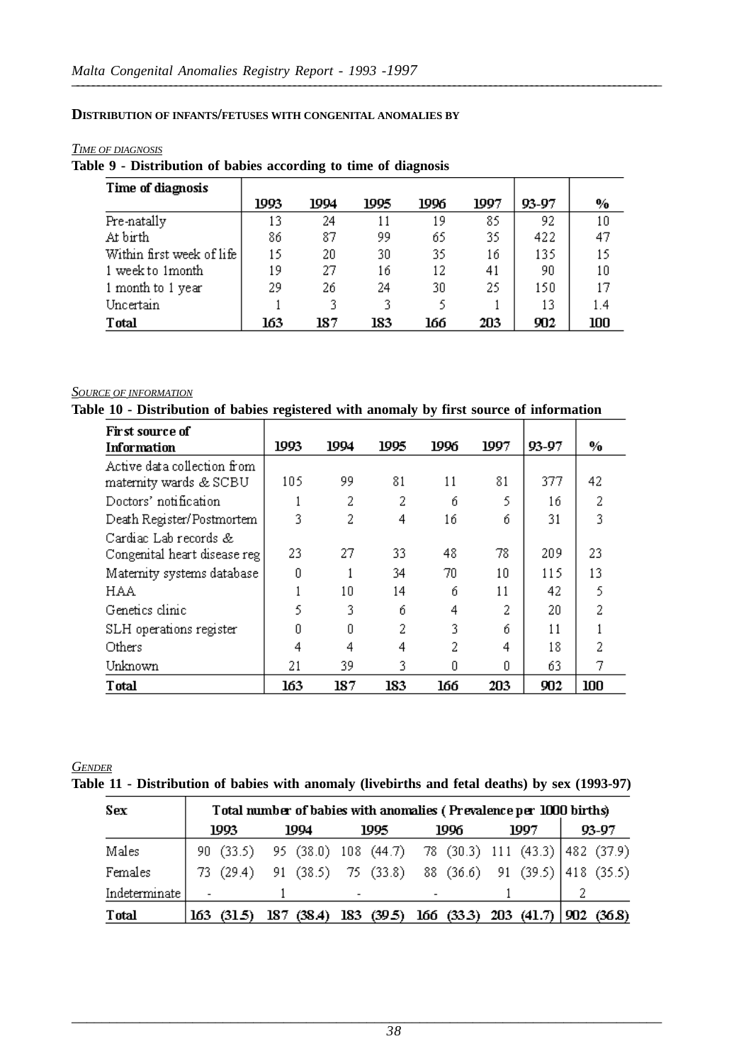### DISTRIBUTION OF INFANTS/FETUSES WITH CONGENITAL ANOMALIES BY

*TIME OF DIAGNOSIS*

**Table 9 - Distribution of babies according to time of diagnosis**

| Time of diagnosis | 1993 | 1994 | 1995 | 1996 | 1997 | 93-97 | % |
|---|---|---|---|---|---|---|---|
| Pre-natally | 13 | 24 | 11 | 19 | 85 | 92 | 10 |
| At birth | 86 | 87 | 99 | 65 | 35 | 422 | 47 |
| Within first week of life | 15 | 20 | 30 | 35 | 16 | 135 | 15 |
| 1 week to 1month | 19 | 27 | 16 | 12 | 41 | 90 | 10 |
| 1 month to 1 year | 29 | 26 | 24 | 30 | 25 | 150 | 17 |
| Uncertain | 1 | 3 | 3 | 5 | 1 | 13 | 1.4 |
| **Total** | **163** | **187** | **183** | **166** | **203** | **902** | **100** |

*SOURCE OF INFORMATION*

**Table 10 - Distribution of babies registered with anomaly by first source of information**

| First source of Information | 1993 | 1994 | 1995 | 1996 | 1997 | 93-97 | % |
|---|---|---|---|---|---|---|---|
| Active data collection from maternity wards & SCBU | 105 | 99 | 81 | 11 | 81 | 377 | 42 |
| Doctors' notification | 1 | 2 | 2 | 6 | 5 | 16 | 2 |
| Death Register/Postmortem | 3 | 2 | 4 | 16 | 6 | 31 | 3 |
| Cardiac Lab records & Congenital heart disease reg | 23 | 27 | 33 | 48 | 78 | 209 | 23 |
| Maternity systems database | 0 | 1 | 34 | 70 | 10 | 115 | 13 |
| HAA | 1 | 10 | 14 | 6 | 11 | 42 | 5 |
| Genetics clinic | 5 | 3 | 6 | 4 | 2 | 20 | 2 |
| SLH operations register | 0 | 0 | 2 | 3 | 6 | 11 | 1 |
| Others | 4 | 4 | 4 | 2 | 4 | 18 | 2 |
| Unknown | 21 | 39 | 3 | 0 | 0 | 63 | 7 |
| **Total** | **163** | **187** | **183** | **166** | **203** | **902** | **100** |

*GENDER*

**Table 11 - Distribution of babies with anomaly (livebirths and fetal deaths) by sex (1993-97)**

| Sex | Total number of babies with anomalies ( Prevalence per 1000 births) | | | | | |
|---|---|---|---|---|---|---|
| | 1993 | 1994 | 1995 | 1996 | 1997 | 93-97 |
| Males | 90 (33.5) | 95 (38.0) | 108 (44.7) | 78 (30.3) | 111 (43.3) | 482 (37.9) |
| Females | 73 (29.4) | 91 (38.5) | 75 (33.8) | 88 (36.6) | 91 (39.5) | 418 (35.5) |
| Indeterminate | - | 1 | - | - | 1 | 2 |
| **Total** | **163 (31.5)** | **187 (38.4)** | **183 (39.5)** | **166 (33.3)** | **203 (41.7)** | **902 (36.8)** |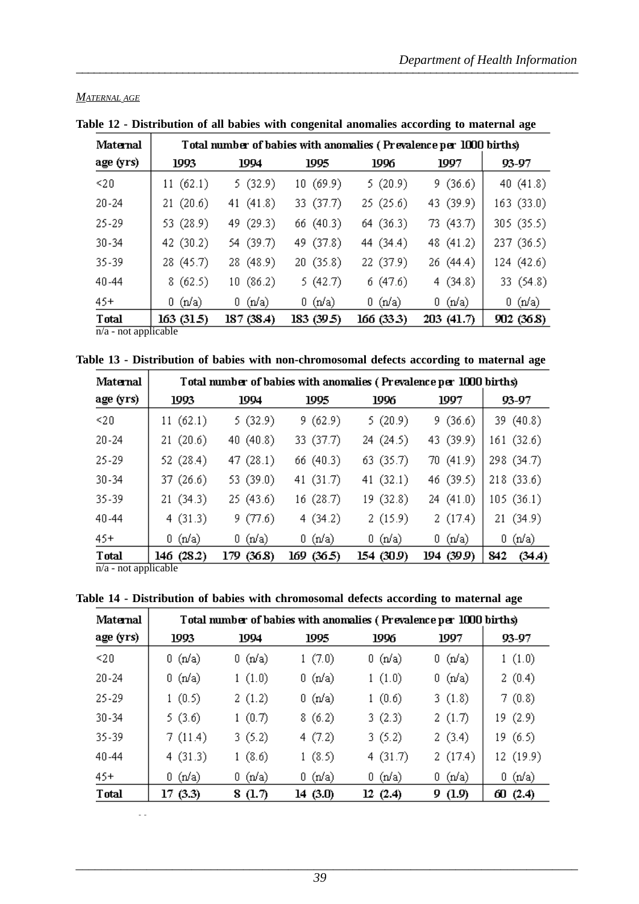*MATERNAL AGE*

**Table 12 - Distribution of all babies with congenital anomalies according to maternal age**

| Maternal age (yrs) | Total number of babies with anomalies ( Prevalence per 1000 births) | | | | | |
|---|---|---|---|---|---|---|
| | 1993 | 1994 | 1995 | 1996 | 1997 | 93-97 |
| <20 | 11 (62.1) | 5 (32.9) | 10 (69.9) | 5 (20.9) | 9 (36.6) | 40 (41.8) |
| 20-24 | 21 (20.6) | 41 (41.8) | 33 (37.7) | 25 (25.6) | 43 (39.9) | 163 (33.0) |
| 25-29 | 53 (28.9) | 49 (29.3) | 66 (40.3) | 64 (36.3) | 73 (43.7) | 305 (35.5) |
| 30-34 | 42 (30.2) | 54 (39.7) | 49 (37.8) | 44 (34.4) | 48 (41.2) | 237 (36.5) |
| 35-39 | 28 (45.7) | 28 (48.9) | 20 (35.8) | 22 (37.9) | 26 (44.4) | 124 (42.6) |
| 40-44 | 8 (62.5) | 10 (86.2) | 5 (42.7) | 6 (47.6) | 4 (34.8) | 33 (54.8) |
| 45+ | 0 (n/a) | 0 (n/a) | 0 (n/a) | 0 (n/a) | 0 (n/a) | 0 (n/a) |
| **Total** | **163 (31.5)** | **187 (38.4)** | **183 (39.5)** | **166 (33.3)** | **203 (41.7)** | **902 (36.8)** |

n/a - not applicable

**Table 13 - Distribution of babies with non-chromosomal defects according to maternal age**

| Maternal age (yrs) | Total number of babies with anomalies ( Prevalence per 1000 births) | | | | | |
|---|---|---|---|---|---|---|
| | 1993 | 1994 | 1995 | 1996 | 1997 | 93-97 |
| <20 | 11 (62.1) | 5 (32.9) | 9 (62.9) | 5 (20.9) | 9 (36.6) | 39 (40.8) |
| 20-24 | 21 (20.6) | 40 (40.8) | 33 (37.7) | 24 (24.5) | 43 (39.9) | 161 (32.6) |
| 25-29 | 52 (28.4) | 47 (28.1) | 66 (40.3) | 63 (35.7) | 70 (41.9) | 298 (34.7) |
| 30-34 | 37 (26.6) | 53 (39.0) | 41 (31.7) | 41 (32.1) | 46 (39.5) | 218 (33.6) |
| 35-39 | 21 (34.3) | 25 (43.6) | 16 (28.7) | 19 (32.8) | 24 (41.0) | 105 (36.1) |
| 40-44 | 4 (31.3) | 9 (77.6) | 4 (34.2) | 2 (15.9) | 2 (17.4) | 21 (34.9) |
| 45+ | 0 (n/a) | 0 (n/a) | 0 (n/a) | 0 (n/a) | 0 (n/a) | 0 (n/a) |
| **Total** | **146 (28.2)** | **179 (36.8)** | **169 (36.5)** | **154 (30.9)** | **194 (39.9)** | **842 (34.4)** |

n/a - not applicable

**Table 14 - Distribution of babies with chromosomal defects according to maternal age**

| Maternal age (yrs) | Total number of babies with anomalies ( Prevalence per 1000 births) | | | | | |
|---|---|---|---|---|---|---|
| | 1993 | 1994 | 1995 | 1996 | 1997 | 93-97 |
| <20 | 0 (n/a) | 0 (n/a) | 1 (7.0) | 0 (n/a) | 0 (n/a) | 1 (1.0) |
| 20-24 | 0 (n/a) | 1 (1.0) | 0 (n/a) | 1 (1.0) | 0 (n/a) | 2 (0.4) |
| 25-29 | 1 (0.5) | 2 (1.2) | 0 (n/a) | 1 (0.6) | 3 (1.8) | 7 (0.8) |
| 30-34 | 5 (3.6) | 1 (0.7) | 8 (6.2) | 3 (2.3) | 2 (1.7) | 19 (2.9) |
| 35-39 | 7 (11.4) | 3 (5.2) | 4 (7.2) | 3 (5.2) | 2 (3.4) | 19 (6.5) |
| 40-44 | 4 (31.3) | 1 (8.6) | 1 (8.5) | 4 (31.7) | 2 (17.4) | 12 (19.9) |
| 45+ | 0 (n/a) | 0 (n/a) | 0 (n/a) | 0 (n/a) | 0 (n/a) | 0 (n/a) |
| **Total** | **17 (3.3)** | **8 (1.7)** | **14 (3.0)** | **12 (2.4)** | **9 (1.9)** | **60 (2.4)** |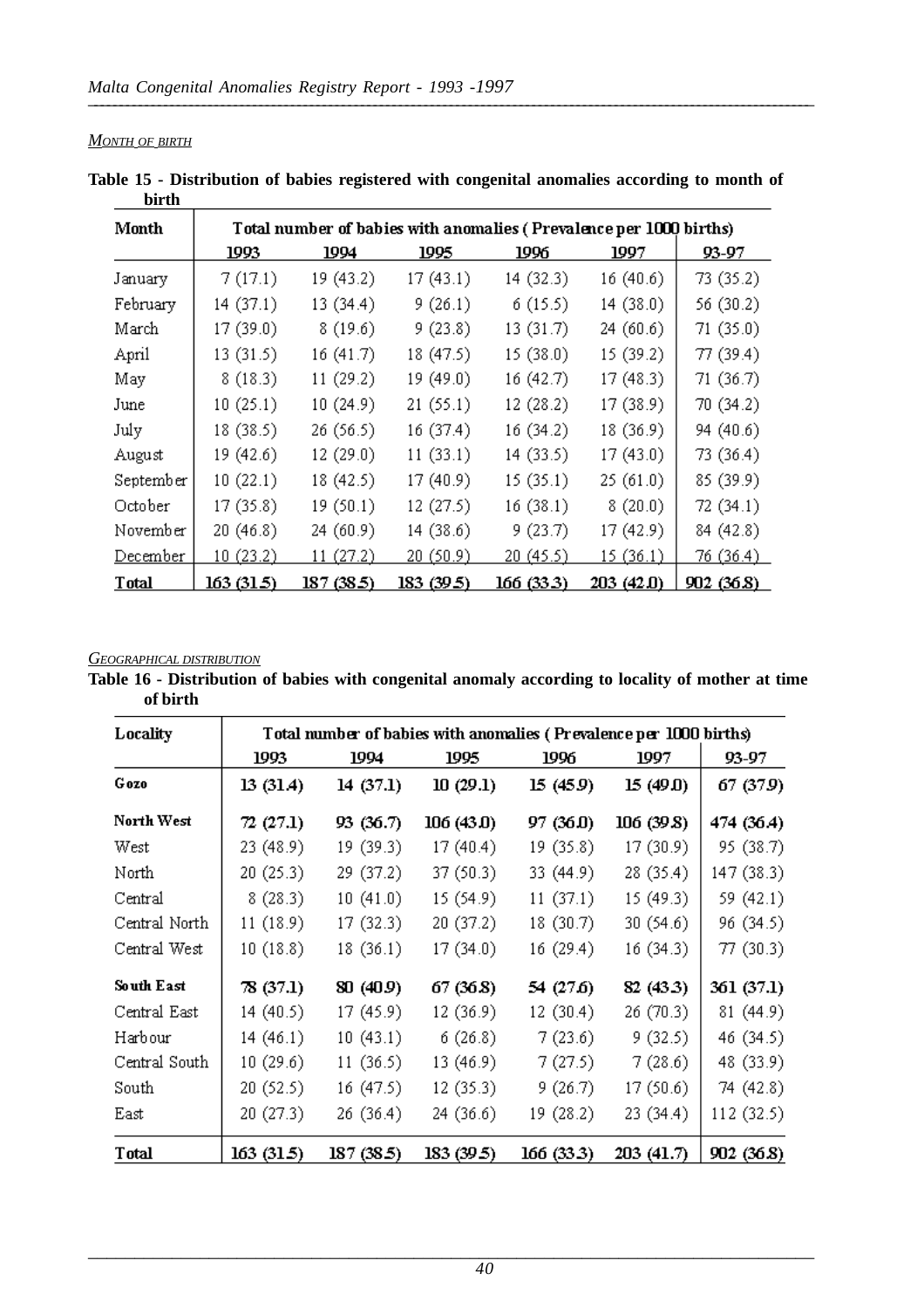### *MONTH OF BIRTH*

**Table 15 - Distribution of babies registered with congenital anomalies according to month of birth**

| Month | Total number of babies with anomalies ( Prevalence per 1000 births) | | | | | |
|---|---|---|---|---|---|---|
| | 1993 | 1994 | 1995 | 1996 | 1997 | 93-97 |
| January | 7 (17.1) | 19 (43.2) | 17 (43.1) | 14 (32.3) | 16 (40.6) | 73 (35.2) |
| February | 14 (37.1) | 13 (34.4) | 9 (26.1) | 6 (15.5) | 14 (38.0) | 56 (30.2) |
| March | 17 (39.0) | 8 (19.6) | 9 (23.8) | 13 (31.7) | 24 (60.6) | 71 (35.0) |
| April | 13 (31.5) | 16 (41.7) | 18 (47.5) | 15 (38.0) | 15 (39.2) | 77 (39.4) |
| May | 8 (18.3) | 11 (29.2) | 19 (49.0) | 16 (42.7) | 17 (48.3) | 71 (36.7) |
| June | 10 (25.1) | 10 (24.9) | 21 (55.1) | 12 (28.2) | 17 (38.9) | 70 (34.2) |
| July | 18 (38.5) | 26 (56.5) | 16 (37.4) | 16 (34.2) | 18 (36.9) | 94 (40.6) |
| August | 19 (42.6) | 12 (29.0) | 11 (33.1) | 14 (33.5) | 17 (43.0) | 73 (36.4) |
| September | 10 (22.1) | 18 (42.5) | 17 (40.9) | 15 (35.1) | 25 (61.0) | 85 (39.9) |
| October | 17 (35.8) | 19 (50.1) | 12 (27.5) | 16 (38.1) | 8 (20.0) | 72 (34.1) |
| November | 20 (46.8) | 24 (60.9) | 14 (38.6) | 9 (23.7) | 17 (42.9) | 84 (42.8) |
| December | 10 (23.2) | 11 (27.2) | 20 (50.9) | 20 (45.5) | 15 (36.1) | 76 (36.4) |
| **Total** | **163 (31.5)** | **187 (38.5)** | **183 (39.5)** | **166 (33.3)** | **203 (42.0)** | **902 (36.8)** |

### *GEOGRAPHICAL DISTRIBUTION*

**Table 16 - Distribution of babies with congenital anomaly according to locality of mother at time of birth**

| Locality | Total number of babies with anomalies ( Prevalence per 1000 births) | | | | | |
|---|---|---|---|---|---|---|
| | 1993 | 1994 | 1995 | 1996 | 1997 | 93-97 |
| **Gozo** | 13 (31.4) | 14 (37.1) | 10 (29.1) | 15 (45.9) | 15 (49.0) | 67 (37.9) |
| **North West** | 72 (27.1) | 93 (36.7) | 106 (43.0) | 97 (36.0) | 106 (39.8) | 474 (36.4) |
| West | 23 (48.9) | 19 (39.3) | 17 (40.4) | 19 (35.8) | 17 (30.9) | 95 (38.7) |
| North | 20 (25.3) | 29 (37.2) | 37 (50.3) | 33 (44.9) | 28 (35.4) | 147 (38.3) |
| Central | 8 (28.3) | 10 (41.0) | 15 (54.9) | 11 (37.1) | 15 (49.3) | 59 (42.1) |
| Central North | 11 (18.9) | 17 (32.3) | 20 (37.2) | 18 (30.7) | 30 (54.6) | 96 (34.5) |
| Central West | 10 (18.8) | 18 (36.1) | 17 (34.0) | 16 (29.4) | 16 (34.3) | 77 (30.3) |
| **South East** | 78 (37.1) | 80 (40.9) | 67 (36.8) | 54 (27.6) | 82 (43.3) | 361 (37.1) |
| Central East | 14 (40.5) | 17 (45.9) | 12 (36.9) | 12 (30.4) | 26 (70.3) | 81 (44.9) |
| Harbour | 14 (46.1) | 10 (43.1) | 6 (26.8) | 7 (23.6) | 9 (32.5) | 46 (34.5) |
| Central South | 10 (29.6) | 11 (36.5) | 13 (46.9) | 7 (27.5) | 7 (28.6) | 48 (33.9) |
| South | 20 (52.5) | 16 (47.5) | 12 (35.3) | 9 (26.7) | 17 (50.6) | 74 (42.8) |
| East | 20 (27.3) | 26 (36.4) | 24 (36.6) | 19 (28.2) | 23 (34.4) | 112 (32.5) |
| **Total** | **163 (31.5)** | **187 (38.5)** | **183 (39.5)** | **166 (33.3)** | **203 (41.7)** | **902 (36.8)** |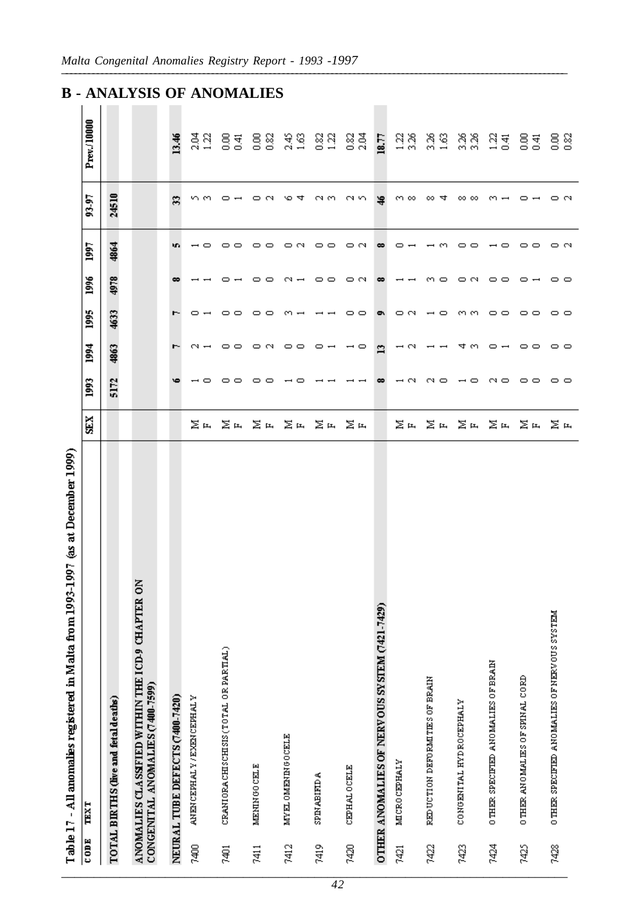## B - ANALYSIS OF ANOMALIES

**Table 17 - All anomalies registered in Malta from 1993-1997 (as at December 1999)**

| CODE | TEXT | SEX | 1993 | 1994 | 1995 | 1996 | 1997 | 93-97 | Prev./10000 |
|---|---|---|---|---|---|---|---|---|---|
| | **TOTAL BIRTHS (live and fetal deaths)** | | **5172** | **4863** | **4633** | **4978** | **4864** | **24510** | |
| | **ANOMALIES CLASSIFIED WITHIN THE ICD-9 CHAPTER ON CONGENITAL ANOMALIES (7400-7599)** | | | | | | | | |
| | **NEURAL TUBE DEFECTS (7400-7420)** | | **6** | **7** | **7** | **8** | **5** | **33** | **13.46** |
| 7400 | ANENCEPHALY / EXENCEPHALY | M | 1 | 2 | 0 | 1 | 1 | 5 | 2.04 |
| | | F | 0 | 1 | 1 | 1 | 0 | 3 | 1.22 |
| 7401 | CRANIORACHISCHISIS (TOTAL OR PARTIAL) | M | 0 | 0 | 0 | 0 | 0 | 0 | 0.00 |
| | | F | 0 | 0 | 0 | 1 | 0 | 1 | 0.41 |
| 7411 | MENINGOCELE | M | 0 | 0 | 0 | 0 | 0 | 0 | 0.00 |
| | | F | 0 | 2 | 0 | 0 | 0 | 2 | 0.82 |
| 7412 | MYELOMENINGOCELE | M | 1 | 0 | 3 | 2 | 0 | 6 | 2.45 |
| | | F | 0 | 0 | 1 | 1 | 2 | 4 | 1.63 |
| 7419 | SPINABIFIDA | M | 1 | 0 | 1 | 0 | 0 | 2 | 0.82 |
| | | F | 1 | 1 | 1 | 0 | 0 | 3 | 1.22 |
| 7420 | CEPHALOCELE | M | 1 | 1 | 0 | 0 | 0 | 2 | 0.82 |
| | | F | 1 | 0 | 0 | 2 | 2 | 5 | 2.04 |
| | **OTHER ANOMALIES OF NERVOUS SYSTEM (7421-7429)** | | **8** | **13** | **9** | **8** | **8** | **46** | **18.77** |
| 7421 | MICROCEPHALY | M | 1 | 1 | 0 | 1 | 0 | 3 | 1.22 |
| | | F | 2 | 2 | 2 | 1 | 1 | 8 | 3.26 |
| 7422 | REDUCTION DEFORMITIES OF BRAIN | M | 2 | 1 | 1 | 3 | 1 | 8 | 3.26 |
| | | F | 0 | 1 | 0 | 0 | 3 | 4 | 1.63 |
| 7423 | CONGENITAL HYDROCEPHALY | M | 1 | 4 | 3 | 0 | 0 | 8 | 3.26 |
| | | F | 0 | 3 | 3 | 2 | 0 | 8 | 3.26 |
| 7424 | OTHER SPECIFIED ANOMALIES OF BRAIN | M | 2 | 0 | 0 | 0 | 1 | 3 | 1.22 |
| | | F | 0 | 1 | 0 | 0 | 0 | 1 | 0.41 |
| 7425 | OTHER ANOMALIES OF SPINAL CORD | M | 0 | 0 | 0 | 0 | 0 | 0 | 0.00 |
| | | F | 0 | 0 | 0 | 1 | 0 | 1 | 0.41 |
| 7428 | OTHER SPECIFIED ANOMALIES OF NERVOUS SYSTEM | M | 0 | 0 | 0 | 0 | 0 | 0 | 0.00 |
| | | F | 0 | 0 | 0 | 0 | 2 | 2 | 0.82 |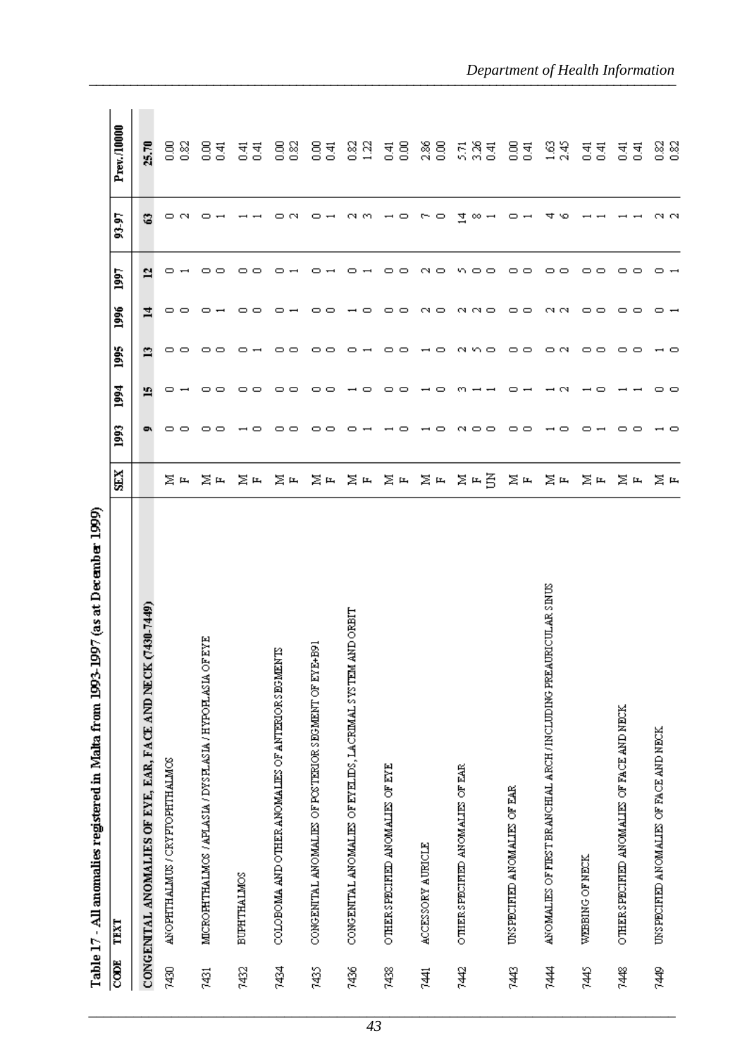Table 17 - All anomalies registered in Malta from 1993-1997 (as at December 1999)

| CODE | TEXT | SEX | 1993 | 1994 | 1995 | 1996 | 1997 | 93-97 | Prev./10000 |
|---|---|---|---|---|---|---|---|---|---|
| | **CONGENITAL ANOMALIES OF EYE, EAR, FACE AND NECK (7430-7449)** | | **9** | **15** | **13** | **14** | **12** | **63** | **25.70** |
| 7430 | ANOPHTHALMUS / CRYPTOPHTHALMOS | M | 0 | 0 | 0 | 0 | 0 | 0 | 0.00 |
| | | F | 0 | 1 | 0 | 0 | 1 | 2 | 0.82 |
| 7431 | MICROPHTHALMOS / APLASIA / DYSPLASIA / HYPOPLASIA OF EYE | M | 0 | 0 | 0 | 0 | 0 | 0 | 0.00 |
| | | F | 0 | 0 | 0 | 1 | 0 | 1 | 0.41 |
| 7432 | BUPHTHALMOS | M | 1 | 0 | 0 | 0 | 0 | 1 | 0.41 |
| | | F | 0 | 0 | 1 | 0 | 0 | 1 | 0.41 |
| 7434 | COLOBOMA AND OTHER ANOMALIES OF ANTERIOR SEGMENTS | M | 0 | 0 | 0 | 0 | 0 | 0 | 0.00 |
| | | F | 0 | 0 | 0 | 1 | 1 | 2 | 0.82 |
| 7435 | CONGENITAL ANOMALIES OF POSTERIOR SEGMENT OF EYE+B91 | M | 0 | 0 | 0 | 0 | 0 | 0 | 0.00 |
| | | F | 0 | 0 | 0 | 0 | 1 | 1 | 0.41 |
| 7436 | CONGENITAL ANOMALIES OF EYELIDS, LACRIMAL SYSTEM AND ORBIT | M | 0 | 1 | 0 | 1 | 0 | 2 | 0.82 |
| | | F | 1 | 0 | 1 | 0 | 1 | 3 | 1.22 |
| 7438 | OTHER SPECIFIED ANOMALIES OF EYE | M | 1 | 0 | 0 | 0 | 0 | 1 | 0.41 |
| | | F | 0 | 0 | 0 | 0 | 0 | 0 | 0.00 |
| 7441 | ACCESSORY AURICLE | M | 1 | 1 | 1 | 2 | 2 | 7 | 2.86 |
| | | F | 0 | 0 | 0 | 0 | 0 | 0 | 0.00 |
| 7442 | OTHER SPECIFIED ANOMALIES OF EAR | M | 2 | 3 | 2 | 2 | 5 | 14 | 5.71 |
| | | F | 0 | 1 | 5 | 2 | 0 | 8 | 3.26 |
| | | UN | 0 | 1 | 0 | 0 | 0 | 1 | 0.41 |
| 7443 | UNSPECIFIED ANOMALIES OF EAR | M | 0 | 0 | 0 | 0 | 0 | 0 | 0.00 |
| | | F | 0 | 1 | 0 | 0 | 0 | 1 | 0.41 |
| 7444 | ANOMALIES OF FIRST BRANCHIAL ARCH /INCLUDING PREAURICULAR SINUS | M | 1 | 1 | 0 | 2 | 0 | 4 | 1.63 |
| | | F | 0 | 2 | 2 | 2 | 0 | 6 | 2.45 |
| 7445 | WEBBING OF NECK | M | 0 | 1 | 0 | 0 | 0 | 1 | 0.41 |
| | | F | 1 | 0 | 0 | 0 | 0 | 1 | 0.41 |
| 7448 | OTHER SPECIFIED ANOMALIES OF FACE AND NECK | M | 0 | 1 | 0 | 0 | 0 | 1 | 0.41 |
| | | F | 0 | 1 | 0 | 0 | 0 | 1 | 0.41 |
| 7449 | UNSPECIFIED ANOMALIES OF FACE AND NECK | M | 1 | 0 | 1 | 0 | 0 | 2 | 0.82 |
| | | F | 0 | 0 | 0 | 1 | 1 | 2 | 0.82 |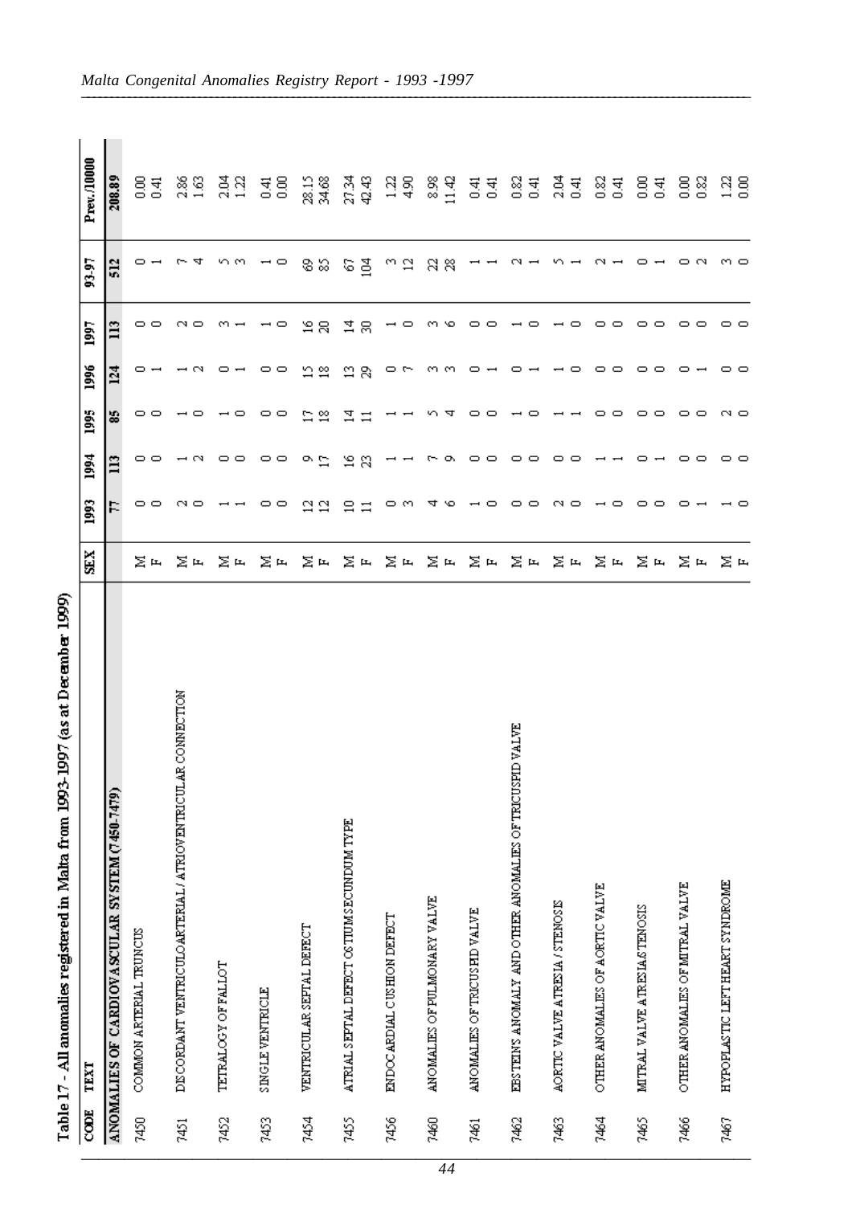Table 17 - All anomalies registered in Malta from 1993-1997 (as at December 1999)

| CODE | TEXT | SEX | 1993 | 1994 | 1995 | 1996 | 1997 | 93-97 | Prev./10000 |
|---|---|---|---|---|---|---|---|---|---|
| | **ANOMALIES OF CARDIOVASCULAR SYSTEM (7450-7479)** | | 77 | 113 | 85 | 124 | 113 | 512 | 208.89 |
| 7450 | COMMON ARTERIAL TRUNCUS | M | 0 | 0 | 0 | 0 | 0 | 0 | 0.00 |
| | | F | 0 | 0 | 0 | 1 | 0 | 1 | 0.41 |
| 7451 | DISCORDANT VENTRICULOARTERIAL / ATRIOVENTRICULAR CONNECTION | M | 2 | 1 | 1 | 1 | 2 | 7 | 2.86 |
| | | F | 0 | 2 | 0 | 2 | 0 | 4 | 1.63 |
| 7452 | TETRALOGY OF FALLOT | M | 1 | 0 | 1 | 0 | 3 | 5 | 2.04 |
| | | F | 1 | 0 | 0 | 1 | 1 | 3 | 1.22 |
| 7453 | SINGLE VENTRICLE | M | 0 | 0 | 0 | 0 | 1 | 1 | 0.41 |
| | | F | 0 | 0 | 0 | 0 | 0 | 0 | 0.00 |
| 7454 | VENTRICULAR SEPTAL DEFECT | M | 12 | 9 | 17 | 15 | 16 | 69 | 28.15 |
| | | F | 12 | 17 | 18 | 18 | 20 | 85 | 34.68 |
| 7455 | ATRIAL SEPTAL DEFECT OSTIUM SECUNDUM TYPE | M | 10 | 16 | 14 | 13 | 14 | 67 | 27.34 |
| | | F | 11 | 23 | 11 | 29 | 30 | 104 | 42.43 |
| 7456 | ENDOCARDIAL CUSHION DEFECT | M | 0 | 1 | 1 | 0 | 1 | 3 | 1.22 |
| | | F | 3 | 1 | 1 | 7 | 0 | 12 | 4.90 |
| 7460 | ANOMALIES OF PULMONARY VALVE | M | 4 | 7 | 5 | 3 | 3 | 22 | 8.98 |
| | | F | 6 | 9 | 4 | 3 | 6 | 28 | 11.42 |
| 7461 | ANOMALIES OF TRICUSPID VALVE | M | 1 | 0 | 0 | 0 | 0 | 1 | 0.41 |
| | | F | 0 | 0 | 0 | 1 | 0 | 1 | 0.41 |
| 7462 | EBSTEIN'S ANOMALY AND OTHER ANOMALIES OF TRICUSPID VALVE | M | 0 | 0 | 1 | 0 | 1 | 2 | 0.82 |
| | | F | 0 | 0 | 0 | 1 | 0 | 1 | 0.41 |
| 7463 | AORTIC VALVE ATRESIA / STENOSIS | M | 2 | 0 | 1 | 1 | 1 | 5 | 2.04 |
| | | F | 0 | 0 | 1 | 0 | 0 | 1 | 0.41 |
| 7464 | OTHER ANOMALIES OF AORTIC VALVE | M | 1 | 1 | 0 | 0 | 0 | 2 | 0.82 |
| | | F | 0 | 1 | 0 | 0 | 0 | 1 | 0.41 |
| 7465 | MITRAL VALVE ATRESIA/STENOSIS | M | 0 | 0 | 0 | 0 | 0 | 0 | 0.00 |
| | | F | 0 | 1 | 0 | 0 | 0 | 1 | 0.41 |
| 7466 | OTHER ANOMALIES OF MITRAL VALVE | M | 0 | 0 | 0 | 0 | 0 | 0 | 0.00 |
| | | F | 1 | 0 | 0 | 1 | 0 | 2 | 0.82 |
| 7467 | HYPOPLASTIC LEFT HEART SYNDROME | M | 1 | 0 | 2 | 0 | 0 | 3 | 1.22 |
| | | F | 0 | 0 | 0 | 0 | 0 | 0 | 0.00 |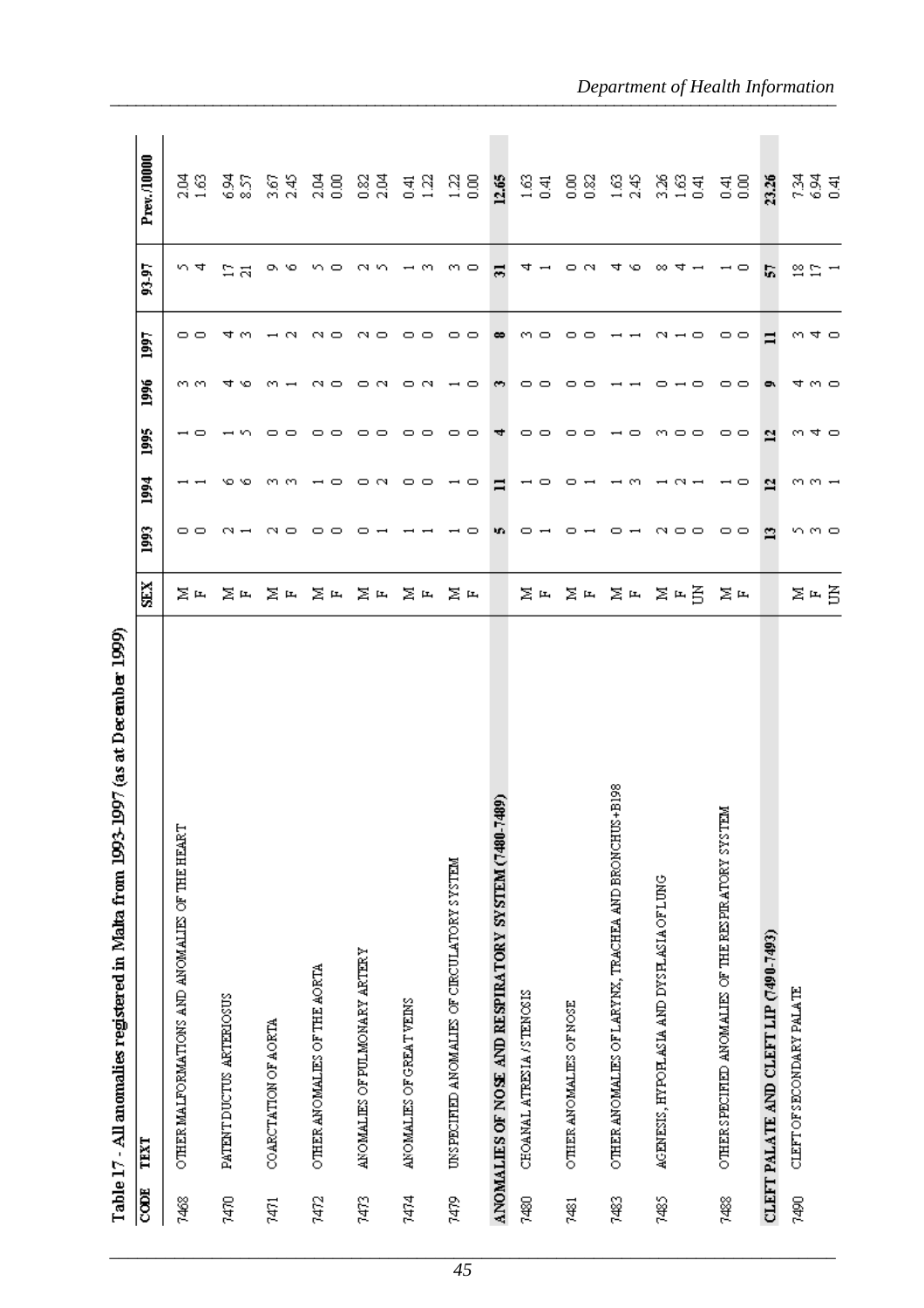**Table 17 - All anomalies registered in Malta from 1993-1997 (as at December 1999)**

| CODE | TEXT | SEX | 1993 | 1994 | 1995 | 1996 | 1997 | 93-97 | Prev./10000 |
|---|---|---|---|---|---|---|---|---|---|
| 7468 | OTHER MALFORMATIONS AND ANOMALIES OF THE HEART | M | 0 | 1 | 1 | 3 | 0 | 5 | 2.04 |
| | | F | 0 | 1 | 0 | 3 | 0 | 4 | 1.63 |
| 7470 | PATENT DUCTUS ARTERIOSUS | M | 2 | 6 | 1 | 4 | 4 | 17 | 6.94 |
| | | F | 1 | 6 | 5 | 6 | 3 | 21 | 8.57 |
| 7471 | COARCTATION OF AORTA | M | 2 | 3 | 0 | 3 | 1 | 9 | 3.67 |
| | | F | 0 | 3 | 0 | 1 | 2 | 6 | 2.45 |
| 7472 | OTHER ANOMALIES OF THE AORTA | M | 0 | 1 | 0 | 2 | 2 | 5 | 2.04 |
| | | F | 0 | 0 | 0 | 0 | 0 | 0 | 0.00 |
| 7473 | ANOMALIES OF PULMONARY ARTERY | M | 0 | 0 | 0 | 0 | 2 | 2 | 0.82 |
| | | F | 1 | 2 | 0 | 2 | 0 | 5 | 2.04 |
| 7474 | ANOMALIES OF GREAT VEINS | M | 1 | 0 | 0 | 0 | 0 | 1 | 0.41 |
| | | F | 1 | 0 | 0 | 2 | 0 | 3 | 1.22 |
| 7479 | UNSPECIFIED ANOMALIES OF CIRCULATORY SYSTEM | M | 1 | 1 | 0 | 1 | 0 | 3 | 1.22 |
| | | F | 0 | 0 | 0 | 0 | 0 | 0 | 0.00 |
| **ANOMALIES OF NOSE AND RESPIRATORY SYSTEM (7480-7489)** | | | **5** | **11** | **4** | **3** | **8** | **31** | **12.65** |
| 7480 | CHOANAL ATRESIA/STENOSIS | M | 0 | 1 | 0 | 0 | 3 | 4 | 1.63 |
| | | F | 1 | 0 | 0 | 0 | 0 | 1 | 0.41 |
| 7481 | OTHER ANOMALIES OF NOSE | M | 0 | 0 | 0 | 0 | 0 | 0 | 0.00 |
| | | F | 1 | 1 | 0 | 0 | 0 | 2 | 0.82 |
| 7483 | OTHER ANOMALIES OF LARYNX, TRACHEA AND BRONCHUS+B198 | M | 0 | 1 | 1 | 1 | 1 | 4 | 1.63 |
| | | F | 1 | 3 | 0 | 1 | 1 | 6 | 2.45 |
| 7485 | AGENESIS, HYPOPLASIA AND DYSPLASIA OF LUNG | M | 2 | 1 | 3 | 0 | 2 | 8 | 3.26 |
| | | F | 0 | 2 | 0 | 1 | 1 | 4 | 1.63 |
| | | UN | 0 | 1 | 0 | 0 | 0 | 1 | 0.41 |
| 7488 | OTHER SPECIFIED ANOMALIES OF THE RESPIRATORY SYSTEM | M | 0 | 1 | 0 | 0 | 0 | 1 | 0.41 |
| | | F | 0 | 0 | 0 | 0 | 0 | 0 | 0.00 |
| **CLEFT PALATE AND CLEFT LIP (7490-7493)** | | | **13** | **12** | **12** | **9** | **11** | **57** | **23.26** |
| 7490 | CLEFT OF SECONDARY PALATE | M | 5 | 3 | 3 | 4 | 3 | 18 | 7.34 |
| | | F | 3 | 3 | 4 | 3 | 4 | 17 | 6.94 |
| | | UN | 0 | 1 | 0 | 0 | 0 | 1 | 0.41 |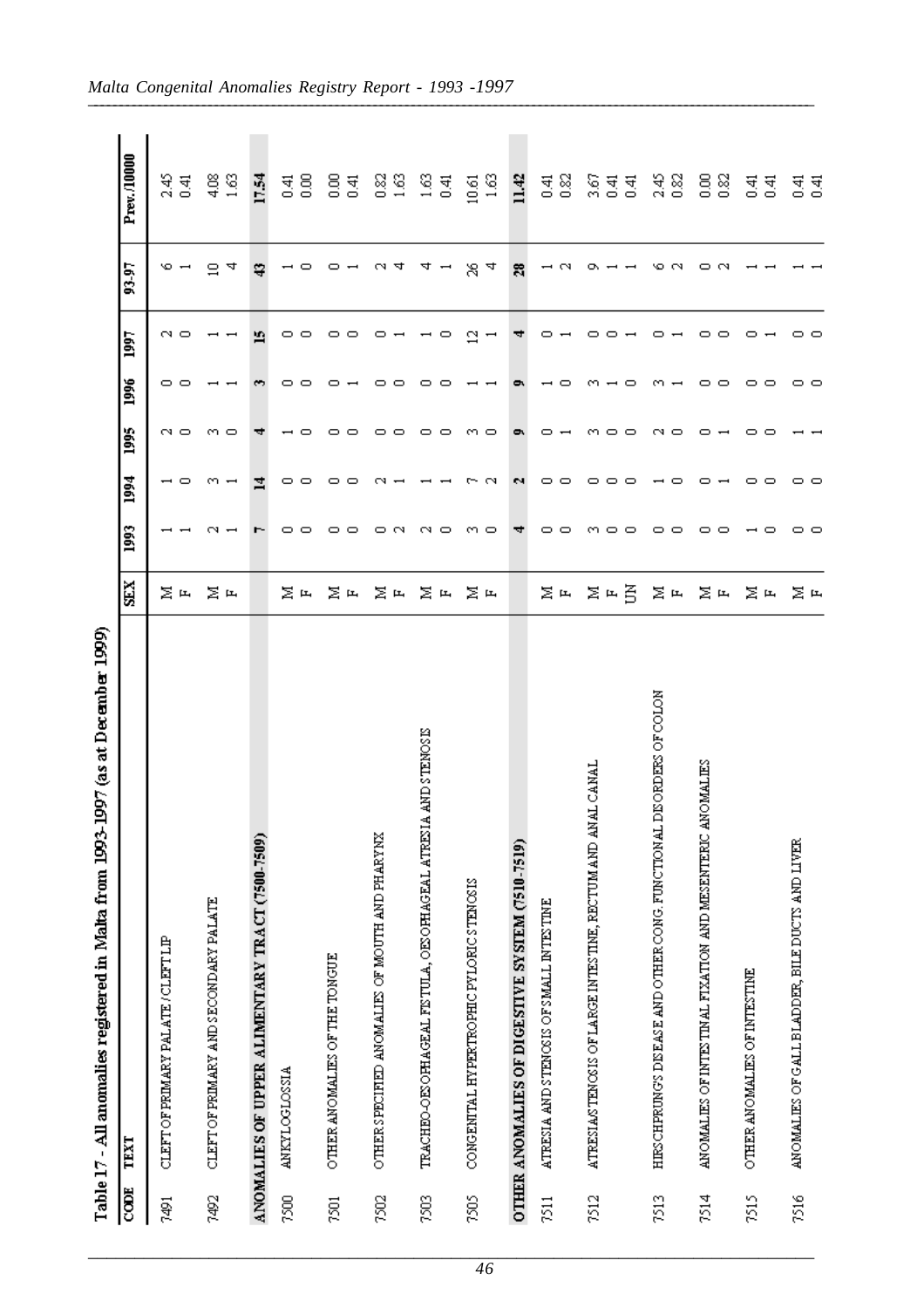**Table 17 - All anomalies registered in Malta from 1993-1997 (as at December 1999)**

| CODE | TEXT | SEX | 1993 | 1994 | 1995 | 1996 | 1997 | 93-97 | Prev./10000 |
|---|---|---|---|---|---|---|---|---|---|
| 7491 | CLEFT OF PRIMARY PALATE / CLEFT LIP | M | 1 | 1 | 2 | 0 | 2 | 6 | 2.45 |
| | | F | 1 | 0 | 0 | 0 | 0 | 1 | 0.41 |
| 7492 | CLEFT OF PRIMARY AND SECONDARY PALATE | M | 2 | 3 | 3 | 1 | 1 | 10 | 4.08 |
| | | F | 1 | 1 | 0 | 1 | 1 | 4 | 1.63 |
| **ANOMALIES OF UPPER ALIMENTARY TRACT (7500-7509)** | | | **7** | **14** | **4** | **3** | **15** | **43** | **17.54** |
| 7500 | ANKYLOGLOSSIA | M | 0 | 0 | 1 | 0 | 0 | 1 | 0.41 |
| | | F | 0 | 0 | 0 | 0 | 0 | 0 | 0.00 |
| 7501 | OTHER ANOMALIES OF THE TONGUE | M | 0 | 0 | 0 | 0 | 0 | 0 | 0.00 |
| | | F | 0 | 0 | 0 | 1 | 0 | 1 | 0.41 |
| 7502 | OTHER SPECIFIED ANOMALIES OF MOUTH AND PHARYNX | M | 0 | 2 | 0 | 0 | 0 | 2 | 0.82 |
| | | F | 2 | 1 | 0 | 0 | 1 | 4 | 1.63 |
| 7503 | TRACHEO-OESOPHAGEAL FISTULA, OESOPHAGEAL ATRESIA AND STENOSIS | M | 2 | 1 | 0 | 0 | 1 | 4 | 1.63 |
| | | F | 0 | 1 | 0 | 0 | 0 | 1 | 0.41 |
| 7505 | CONGENITAL HYPERTROPHIC PYLORIC STENOSIS | M | 3 | 7 | 3 | 1 | 12 | 26 | 10.61 |
| | | F | 0 | 2 | 0 | 1 | 1 | 4 | 1.63 |
| **OTHER ANOMALIES OF DIGESTIVE SYSTEM (7510-7519)** | | | **4** | **2** | **9** | **9** | **4** | **28** | **11.42** |
| 7511 | ATRESIA AND STENOSIS OF SMALL INTESTINE | M | 0 | 0 | 0 | 1 | 0 | 1 | 0.41 |
| | | F | 0 | 0 | 1 | 0 | 1 | 2 | 0.82 |
| 7512 | ATRESIA/STENOSIS OF LARGE INTESTINE, RECTUM AND ANAL CANAL | M | 3 | 0 | 3 | 3 | 0 | 9 | 3.67 |
| | | F | 0 | 0 | 0 | 1 | 0 | 1 | 0.41 |
| | | UN | 0 | 0 | 0 | 0 | 1 | 1 | 0.41 |
| 7513 | HIRSCHPRUNG'S DISEASE AND OTHER CONG. FUNCTIONAL DISORDERS OF COLON | M | 0 | 1 | 2 | 3 | 0 | 6 | 2.45 |
| | | F | 0 | 0 | 0 | 1 | 1 | 2 | 0.82 |
| 7514 | ANOMALIES OF INTESTINAL FIXATION AND MESENTERIC ANOMALIES | M | 0 | 0 | 0 | 0 | 0 | 0 | 0.00 |
| | | F | 0 | 1 | 1 | 0 | 0 | 2 | 0.82 |
| 7515 | OTHER ANOMALIES OF INTESTINE | M | 1 | 0 | 0 | 0 | 0 | 1 | 0.41 |
| | | F | 0 | 0 | 0 | 0 | 1 | 1 | 0.41 |
| 7516 | ANOMALIES OF GALL BLADDER, BILE DUCTS AND LIVER | M | 0 | 0 | 1 | 0 | 0 | 1 | 0.41 |
| | | F | 0 | 0 | 1 | 0 | 0 | 1 | 0.41 |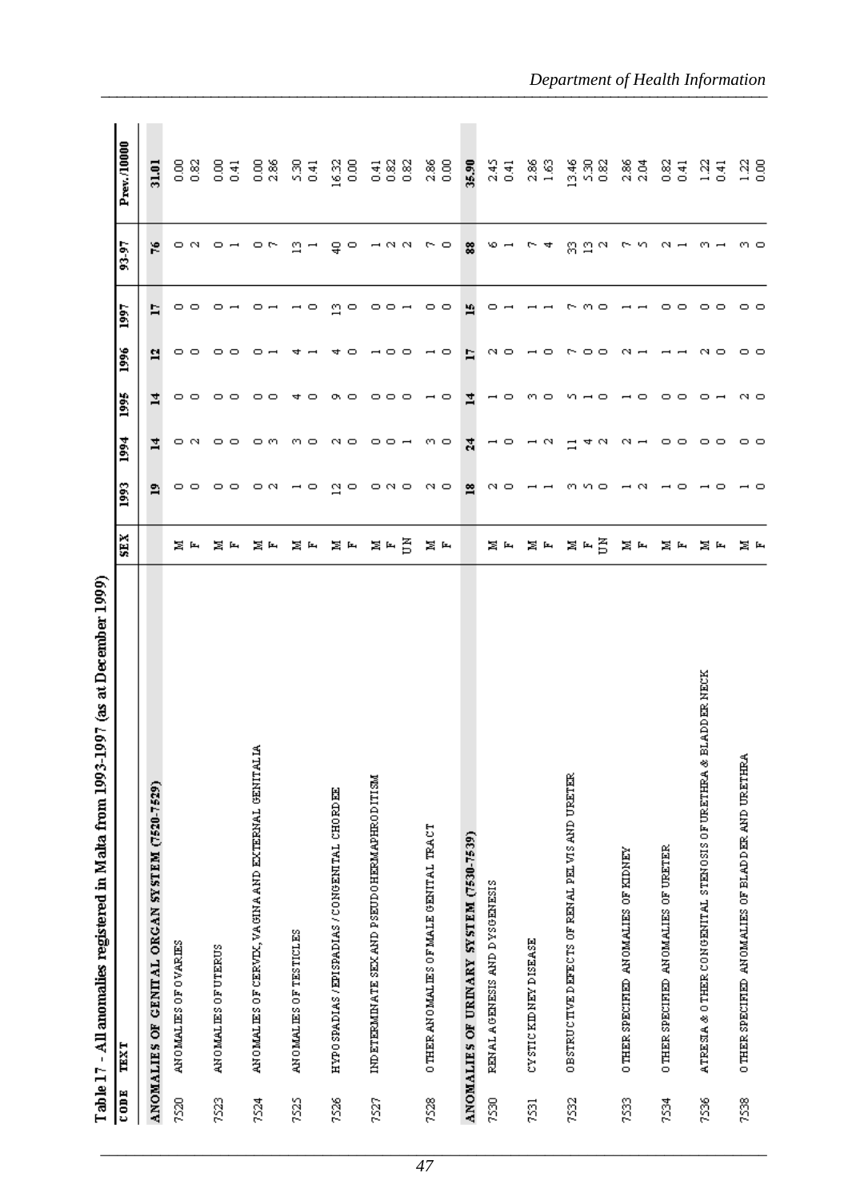## Table 17 - All anomalies registered in Malta from 1993-1997 (as at December 1999)

| CODE | TEXT | SEX | 1993 | 1994 | 1995 | 1996 | 1997 | 93-97 | Prev./10000 |
|---|---|---|---|---|---|---|---|---|---|
| | **ANOMALIES OF GENITAL ORGAN SYSTEM (7520-7529)** | | **19** | **14** | **14** | **12** | **17** | **76** | **31.01** |
| 7520 | ANOMALIES OF OVARIES | M | 0 | 0 | 0 | 0 | 0 | 0 | 0.00 |
| | | F | 0 | 2 | 0 | 0 | 0 | 2 | 0.82 |
| 7523 | ANOMALIES OF UTERUS | M | 0 | 0 | 0 | 0 | 0 | 0 | 0.00 |
| | | F | 0 | 0 | 0 | 0 | 1 | 1 | 0.41 |
| 7524 | ANOMALIES OF CERVIX, VAGINA AND EXTERNAL GENITALIA | M | 0 | 0 | 0 | 0 | 0 | 0 | 0.00 |
| | | F | 2 | 3 | 0 | 1 | 1 | 7 | 2.86 |
| 7525 | ANOMALIES OF TESTICLES | M | 1 | 3 | 4 | 4 | 1 | 13 | 5.30 |
| | | F | 0 | 0 | 0 | 1 | 0 | 1 | 0.41 |
| 7526 | HYPOSPADIAS / EPISPADIAS / CONGENITAL CHORDEE | M | 12 | 2 | 9 | 4 | 13 | 40 | 16.32 |
| | | F | 0 | 0 | 0 | 0 | 0 | 0 | 0.00 |
| 7527 | INDETERMINATE SEX AND PSEUDOHERMAPHRODITISM | M | 0 | 0 | 0 | 1 | 0 | 1 | 0.41 |
| | | F | 2 | 0 | 0 | 0 | 0 | 2 | 0.82 |
| | | UN | 0 | 1 | 0 | 0 | 1 | 2 | 0.82 |
| 7528 | OTHER ANOMALIES OF MALE GENITAL TRACT | M | 2 | 3 | 1 | 1 | 0 | 7 | 2.86 |
| | | F | 0 | 0 | 0 | 0 | 0 | 0 | 0.00 |
| | **ANOMALIES OF URINARY SYSTEM (7530-7539)** | | **18** | **24** | **14** | **17** | **15** | **88** | **35.90** |
| 7530 | RENAL AGENESIS AND DYSGENESIS | M | 2 | 1 | 1 | 2 | 0 | 6 | 2.45 |
| | | F | 0 | 0 | 0 | 0 | 1 | 1 | 0.41 |
| 7531 | CYSTIC KIDNEY DISEASE | M | 1 | 1 | 3 | 1 | 1 | 7 | 2.86 |
| | | F | 1 | 2 | 0 | 0 | 1 | 4 | 1.63 |
| 7532 | OBSTRUCTIVE DEFECTS OF RENAL PELVIS AND URETER | M | 3 | 11 | 5 | 7 | 7 | 33 | 13.46 |
| | | F | 5 | 4 | 1 | 0 | 3 | 13 | 5.30 |
| | | UN | 0 | 2 | 0 | 0 | 0 | 2 | 0.82 |
| 7533 | OTHER SPECIFIED ANOMALIES OF KIDNEY | M | 1 | 2 | 1 | 2 | 1 | 7 | 2.86 |
| | | F | 2 | 1 | 0 | 1 | 1 | 5 | 2.04 |
| 7534 | OTHER SPECIFIED ANOMALIES OF URETER | M | 1 | 0 | 0 | 1 | 0 | 2 | 0.82 |
| | | F | 0 | 0 | 0 | 1 | 0 | 1 | 0.41 |
| 7536 | ATRESIA & OTHER CONGENITAL STENOSIS OF URETHRA & BLADDER NECK | M | 1 | 0 | 0 | 2 | 0 | 3 | 1.22 |
| | | F | 0 | 0 | 1 | 0 | 0 | 1 | 0.41 |
| 7538 | OTHER SPECIFIED ANOMALIES OF BLADDER AND URETHRA | M | 1 | 0 | 2 | 0 | 0 | 3 | 1.22 |
| | | F | 0 | 0 | 0 | 0 | 0 | 0 | 0.00 |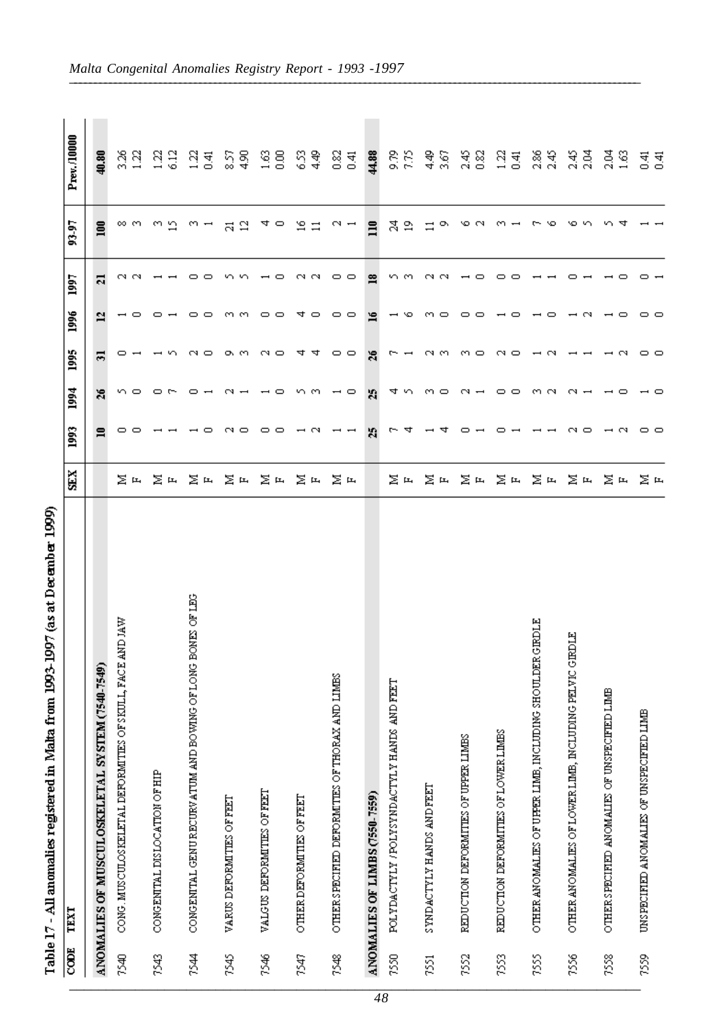## Table 17 - All anomalies registered in Malta from 1993-1997 (as at December 1999)

| CODE | TEXT | SEX | 1993 | 1994 | 1995 | 1996 | 1997 | 93-97 | Prev./10000 |
|---|---|---|---|---|---|---|---|---|---|
| | **ANOMALIES OF MUSCULOSKELETAL SYSTEM (7540-7549)** | | **10** | **26** | **31** | **12** | **21** | **100** | **40.80** |
| 7540 | CONG. MUSCULOSKELETAL DEFORMITIES OF SKULL, FACE AND JAW | M | 0 | 5 | 0 | 1 | 2 | 8 | 3.26 |
| | | F | 0 | 0 | 1 | 0 | 2 | 3 | 1.22 |
| 7543 | CONGENITAL DISLOCATION OF HIP | M | 1 | 0 | 1 | 0 | 1 | 3 | 1.22 |
| | | F | 1 | 7 | 5 | 1 | 1 | 15 | 6.12 |
| 7544 | CONGENITAL GENU RECURVATUM AND BOWING OF LONG BONES OF LEG | M | 1 | 0 | 2 | 0 | 0 | 3 | 1.22 |
| | | F | 0 | 1 | 0 | 0 | 0 | 1 | 0.41 |
| 7545 | VARUS DEFORMITIES OF FEET | M | 2 | 2 | 9 | 3 | 5 | 21 | 8.57 |
| | | F | 0 | 1 | 3 | 3 | 5 | 12 | 4.90 |
| 7546 | VALGUS DEFORMITIES OF FEET | M | 0 | 1 | 2 | 0 | 1 | 4 | 1.63 |
| | | F | 0 | 0 | 0 | 0 | 0 | 0 | 0.00 |
| 7547 | OTHER DEFORMITIES OF FEET | M | 1 | 5 | 4 | 4 | 2 | 16 | 6.53 |
| | | F | 2 | 3 | 4 | 0 | 2 | 11 | 4.49 |
| 7548 | OTHER SPECIFIED DEFORMITIES OF THORAX AND LIMBS | M | 1 | 1 | 0 | 0 | 0 | 2 | 0.82 |
| | | F | 1 | 0 | 0 | 0 | 0 | 1 | 0.41 |
| | **ANOMALIES OF LIMBS (7550-7559)** | | **25** | **25** | **26** | **16** | **18** | **110** | **44.88** |
| 7550 | POLYDACTYLY /POLYSYNDACTYLY HANDS AND FEET | M | 7 | 4 | 7 | 1 | 5 | 24 | 9.79 |
| | | F | 4 | 5 | 1 | 6 | 3 | 19 | 7.75 |
| 7551 | SYNDACTYLY HANDS AND FEET | M | 1 | 3 | 2 | 3 | 2 | 11 | 4.49 |
| | | F | 4 | 0 | 3 | 0 | 2 | 9 | 3.67 |
| 7552 | REDUCTION DEFORMITIES OF UPPER LIMBS | M | 0 | 2 | 3 | 0 | 1 | 6 | 2.45 |
| | | F | 1 | 1 | 0 | 0 | 0 | 2 | 0.82 |
| 7553 | REDUCTION DEFORMITIES OF LOWER LIMBS | M | 0 | 0 | 2 | 1 | 0 | 3 | 1.22 |
| | | F | 1 | 0 | 0 | 0 | 0 | 1 | 0.41 |
| 7555 | OTHER ANOMALIES OF UPPER LIMB, INCLUDING SHOULDER GIRDLE | M | 1 | 3 | 1 | 1 | 1 | 7 | 2.86 |
| | | F | 1 | 2 | 2 | 0 | 1 | 6 | 2.45 |
| 7556 | OTHER ANOMALIES OF LOWER LIMB, INCLUDING PELVIC GIRDLE | M | 2 | 2 | 1 | 1 | 0 | 6 | 2.45 |
| | | F | 0 | 1 | 1 | 2 | 1 | 5 | 2.04 |
| 7558 | OTHER SPECIFIED ANOMALIES OF UNSPECIFIED LIMB | M | 1 | 1 | 1 | 1 | 1 | 5 | 2.04 |
| | | F | 2 | 0 | 2 | 0 | 0 | 4 | 1.63 |
| 7559 | UNSPECIFIED ANOMALIES OF UNSPECIFIED LIMB | M | 0 | 1 | 0 | 0 | 0 | 1 | 0.41 |
| | | F | 0 | 0 | 0 | 0 | 1 | 1 | 0.41 |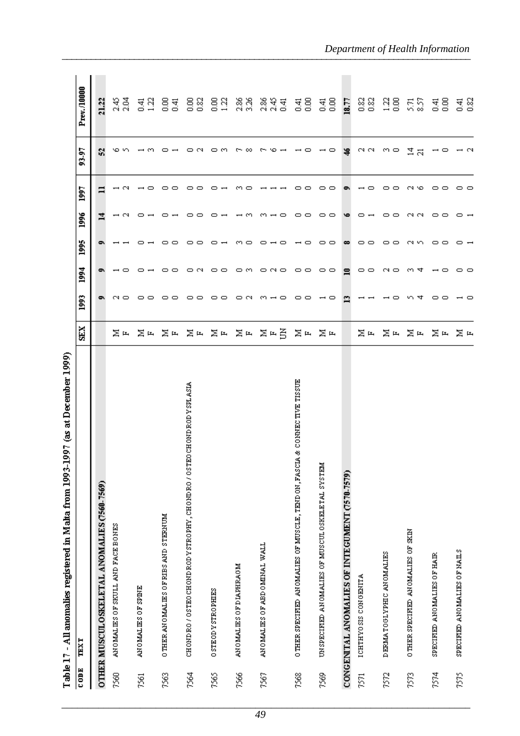Table 17 - All anomalies registered in Malta from 1993-1997 (as at December 1999)

| CODE | TEXT | SEX | 1993 | 1994 | 1995 | 1996 | 1997 | 93-97 | Prev./10000 |
|---|---|---|---|---|---|---|---|---|---|
| **OTHER MUSCULOSKELETAL ANOMALIES (7560-7569)** | | | **9** | **9** | **9** | **14** | **11** | **52** | **21.22** |
| 7560 | ANOMALIES OF SKULL AND FACE BONES | M | 2 | 1 | 1 | 1 | 1 | 6 | 2.45 |
| | | F | 0 | 0 | 1 | 2 | 2 | 5 | 2.04 |
| 7561 | ANOMALIES OF SPINE | M | 0 | 0 | 0 | 0 | 1 | 1 | 0.41 |
| | | F | 0 | 1 | 1 | 1 | 0 | 3 | 1.22 |
| 7563 | OTHER ANOMALIES OF RIBS AND STERNUM | M | 0 | 0 | 0 | 0 | 0 | 0 | 0.00 |
| | | F | 0 | 0 | 0 | 1 | 0 | 1 | 0.41 |
| 7564 | CHONDRO / OSTEOCHONDRODYSTROPHY, CHONDRO / OSTEOCHONDRODYSPLASIA | M | 0 | 0 | 0 | 0 | 0 | 0 | 0.00 |
| | | F | 0 | 2 | 0 | 0 | 0 | 2 | 0.82 |
| 7565 | OSTEODYSTROPHIES | M | 0 | 0 | 0 | 0 | 0 | 0 | 0.00 |
| | | F | 0 | 0 | 1 | 1 | 1 | 3 | 1.22 |
| 7566 | ANOMALIES OF DIAPHRAGM | M | 0 | 0 | 3 | 1 | 3 | 7 | 2.86 |
| | | F | 2 | 3 | 0 | 3 | 0 | 8 | 3.26 |
| 7567 | ANOMALIES OF ABDOMINAL WALL | M | 3 | 0 | 0 | 3 | 1 | 7 | 2.86 |
| | | F | 1 | 2 | 1 | 1 | 1 | 6 | 2.45 |
| | | UN | 0 | 0 | 0 | 0 | 1 | 1 | 0.41 |
| 7568 | OTHER SPECIFIED ANOMALIES OF MUSCLE, TENDON, FASCIA & CONNECTIVE TISSUE | M | 0 | 0 | 1 | 0 | 0 | 1 | 0.41 |
| | | F | 0 | 0 | 0 | 0 | 0 | 0 | 0.00 |
| 7569 | UNSPECIFIED ANOMALIES OF MUSCULOSKELETAL SYSTEM | M | 1 | 0 | 0 | 0 | 0 | 1 | 0.41 |
| | | F | 0 | 0 | 0 | 0 | 0 | 0 | 0.00 |
| **CONGENITAL ANOMALIES OF INTEGUMENT (7570-7579)** | | | **13** | **10** | **8** | **6** | **9** | **46** | **18.77** |
| 7571 | ICHTHYOSIS CONGENITA | M | 1 | 0 | 0 | 0 | 1 | 2 | 0.82 |
| | | F | 1 | 0 | 0 | 1 | 0 | 2 | 0.82 |
| 7572 | DERMATOGLYPHIC ANOMALIES | M | 1 | 2 | 0 | 0 | 0 | 3 | 1.22 |
| | | F | 0 | 0 | 0 | 0 | 0 | 0 | 0.00 |
| 7573 | OTHER SPECIFIED ANOMALIES OF SKIN | M | 5 | 3 | 2 | 2 | 2 | 14 | 5.71 |
| | | F | 4 | 4 | 5 | 2 | 6 | 21 | 8.57 |
| 7574 | SPECIFIED ANOMALIES OF HAIR | M | 0 | 1 | 0 | 0 | 0 | 1 | 0.41 |
| | | F | 0 | 0 | 0 | 0 | 0 | 0 | 0.00 |
| 7575 | SPECIFIED ANOMALIES OF NAILS | M | 1 | 0 | 0 | 0 | 0 | 1 | 0.41 |
| | | F | 0 | 0 | 1 | 1 | 0 | 2 | 0.82 |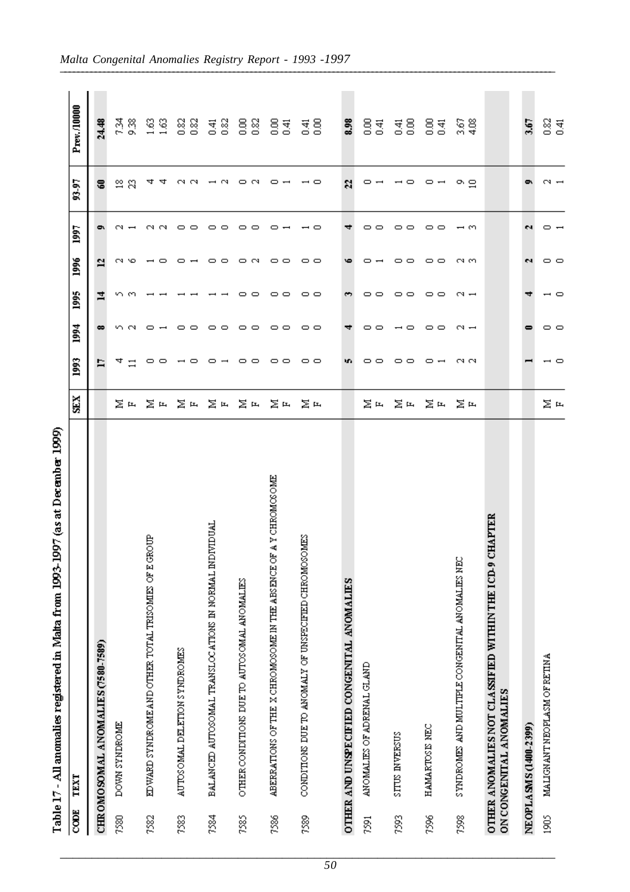## Table 17 - All anomalies registered in Malta from 1993-1997 (as at December 1999)

| CODE | TEXT | SEX | 1993 | 1994 | 1995 | 1996 | 1997 | 93-97 | Prev./10000 |
|---|---|---|---|---|---|---|---|---|---|
| | **CHROMOSOMAL ANOMALIES (7580-7589)** | | **17** | **8** | **14** | **12** | **9** | **60** | **24.48** |
| 7580 | DOWN SYNDROME | M | 4 | 5 | 5 | 2 | 2 | 18 | 7.34 |
| | | F | 11 | 2 | 3 | 6 | 1 | 23 | 9.38 |
| 7582 | EDWARD SYNDROME AND OTHER TOTAL TRISOMIES OF E GROUP | M | 0 | 0 | 1 | 1 | 2 | 4 | 1.63 |
| | | F | 0 | 1 | 1 | 0 | 2 | 4 | 1.63 |
| 7583 | AUTOSOMAL DELETION SYNDROMES | M | 1 | 0 | 1 | 0 | 0 | 2 | 0.82 |
| | | F | 0 | 0 | 1 | 1 | 0 | 2 | 0.82 |
| 7584 | BALANCED AUTOSOMAL TRANSLOCATIONS IN NORMAL INDIVIDUAL | M | 0 | 0 | 1 | 0 | 0 | 1 | 0.41 |
| | | F | 1 | 0 | 1 | 0 | 0 | 2 | 0.82 |
| 7585 | OTHER CONDITIONS DUE TO AUTOSOMAL ANOMALIES | M | 0 | 0 | 0 | 0 | 0 | 0 | 0.00 |
| | | F | 0 | 0 | 0 | 2 | 0 | 2 | 0.82 |
| 7586 | ABERRATIONS OF THE X CHROMOSOME IN THE ABSENCE OF A Y CHROMOSOME | M | 0 | 0 | 0 | 0 | 0 | 0 | 0.00 |
| | | F | 0 | 0 | 0 | 0 | 1 | 1 | 0.41 |
| 7589 | CONDITIONS DUE TO ANOMALY OF UNSPECIFIED CHROMOSOMES | M | 0 | 0 | 0 | 0 | 1 | 1 | 0.41 |
| | | F | 0 | 0 | 0 | 0 | 0 | 0 | 0.00 |
| | **OTHER AND UNSPECIFIED CONGENITAL ANOMALIES** | | **5** | **4** | **3** | **6** | **4** | **22** | **8.98** |
| 7591 | ANOMALIES OF ADRENAL GLAND | M | 0 | 0 | 0 | 0 | 0 | 0 | 0.00 |
| | | F | 0 | 0 | 0 | 1 | 0 | 1 | 0.41 |
| 7593 | SITUS INVERSUS | M | 0 | 1 | 0 | 0 | 0 | 1 | 0.41 |
| | | F | 0 | 0 | 0 | 0 | 0 | 0 | 0.00 |
| 7596 | HAMARTOSIS NEC | M | 0 | 0 | 0 | 0 | 0 | 0 | 0.00 |
| | | F | 1 | 0 | 0 | 0 | 0 | 1 | 0.41 |
| 7598 | SYNDROMES AND MULTIPLE CONGENITAL ANOMALIES NEC | M | 2 | 2 | 2 | 2 | 1 | 9 | 3.67 |
| | | F | 2 | 1 | 1 | 3 | 3 | 10 | 4.08 |
| | **OTHER ANOMALIES NOT CLASSIFIED WITHIN THE ICD-9 CHAPTER ON CONGENITAL ANOMALIES** | | | | | | | | |
| | **NEOPLASMS (1400-2399)** | | **1** | **0** | **4** | **2** | **2** | **9** | **3.67** |
| 1905 | MALIGNANT NEOPLASM OF RETINA | M | 1 | 0 | 1 | 0 | 0 | 2 | 0.82 |
| | | F | 0 | 0 | 0 | 0 | 1 | 1 | 0.41 |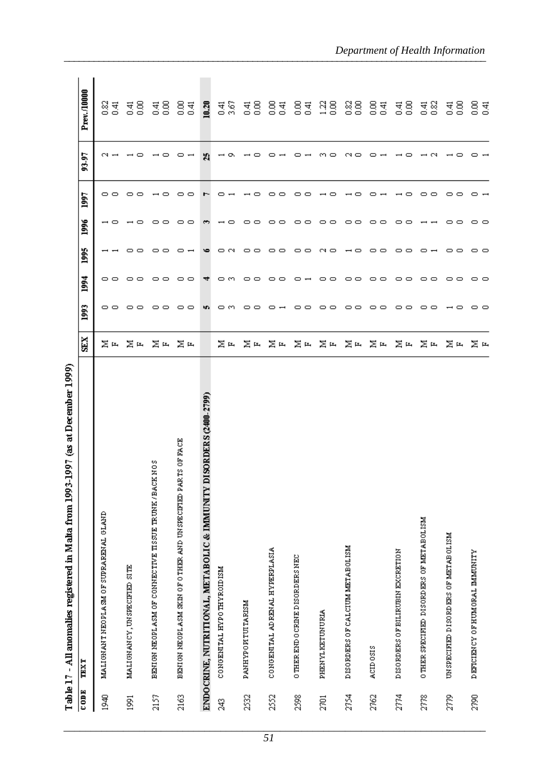Table 17 - All anomalies registered in Malta from 1993-1997 (as at December 1999)

| CODE | TEXT | SEX | 1993 | 1994 | 1995 | 1996 | 1997 | 93-97 | Prev./10000 |
|---|---|---|---|---|---|---|---|---|---|
| 1940 | MALIGNANT NEOPLASM OF SUPRARENAL GLAND | M | 0 | 0 | 1 | 1 | 0 | 2 | 0.82 |
| | | F | 0 | 0 | 1 | 0 | 0 | 1 | 0.41 |
| 1991 | MALIGNANCY, UNSPECIFIED SITE | M | 0 | 0 | 0 | 1 | 0 | 1 | 0.41 |
| | | F | 0 | 0 | 0 | 0 | 0 | 0 | 0.00 |
| 2157 | BENIGN NEOPLASM OF CONNECTIVE TISSUE TRUNK/BACK NOS | M | 0 | 0 | 0 | 0 | 1 | 1 | 0.41 |
| | | F | 0 | 0 | 0 | 0 | 0 | 0 | 0.00 |
| 2163 | BENIGN NEOPLASM SKIN OF OTHER AND UNSPECIFIED PARTS OF FACE | M | 0 | 0 | 0 | 0 | 0 | 0 | 0.00 |
| | | F | 0 | 0 | 1 | 0 | 0 | 1 | 0.41 |
| **ENDOCRINE, NUTRITIONAL, METABOLIC & IMMUNITY DISORDERS (2400-2799)** | | | **5** | **4** | **6** | **3** | **7** | **25** | **10.20** |
| 243 | CONGENITAL HYPOTHYROIDISM | M | 0 | 0 | 0 | 1 | 0 | 1 | 0.41 |
| | | F | 3 | 3 | 2 | 0 | 1 | 9 | 3.67 |
| 2532 | PANHYPOPITUITARISM | M | 0 | 0 | 0 | 0 | 1 | 1 | 0.41 |
| | | F | 0 | 0 | 0 | 0 | 0 | 0 | 0.00 |
| 2552 | CONGENITAL ADRENAL HYPERPLASIA | M | 0 | 0 | 0 | 0 | 0 | 0 | 0.00 |
| | | F | 1 | 0 | 0 | 0 | 0 | 1 | 0.41 |
| 2598 | OTHER ENDOCRINE DISORDERS NEC | M | 0 | 0 | 0 | 0 | 0 | 0 | 0.00 |
| | | F | 0 | 1 | 0 | 0 | 0 | 1 | 0.41 |
| 2701 | PHENYLKETUNURIA | M | 0 | 0 | 2 | 0 | 1 | 3 | 1.22 |
| | | F | 0 | 0 | 0 | 0 | 0 | 0 | 0.00 |
| 2754 | DISORDERS OF CALCIUM METABOLISM | M | 0 | 0 | 1 | 0 | 1 | 2 | 0.82 |
| | | F | 0 | 0 | 0 | 0 | 0 | 0 | 0.00 |
| 2762 | ACIDOSIS | M | 0 | 0 | 0 | 0 | 0 | 0 | 0.00 |
| | | F | 0 | 0 | 0 | 0 | 1 | 1 | 0.41 |
| 2774 | DISORDERS OF BILIRUBIN EXCRETION | M | 0 | 0 | 0 | 0 | 1 | 1 | 0.41 |
| | | F | 0 | 0 | 0 | 0 | 0 | 0 | 0.00 |
| 2778 | OTHER SPECIFIED DISORDERS OF METABOLISM | M | 0 | 0 | 0 | 1 | 0 | 1 | 0.41 |
| | | F | 0 | 0 | 1 | 1 | 0 | 2 | 0.82 |
| 2779 | UNSPECIFIED DISORDERS OF METABOLISM | M | 1 | 0 | 0 | 0 | 0 | 1 | 0.41 |
| | | F | 0 | 0 | 0 | 0 | 0 | 0 | 0.00 |
| 2790 | DEFICIENCY OF HUMORAL IMMUNITY | M | 0 | 0 | 0 | 0 | 0 | 0 | 0.00 |
| | | F | 0 | 0 | 0 | 0 | 1 | 1 | 0.41 |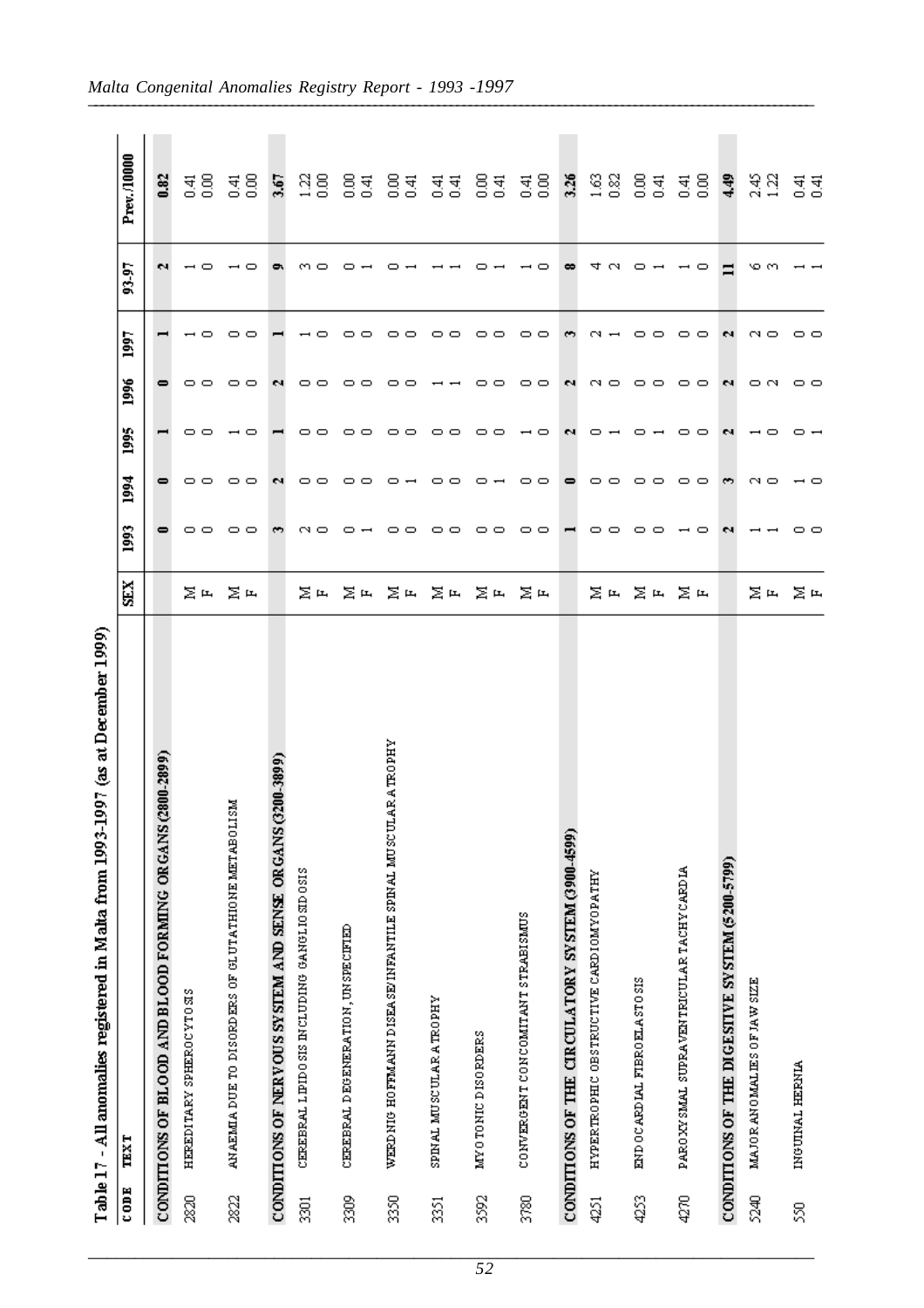## Table 17 - All anomalies registered in Malta from 1993-1997 (as at December 1999)

| CODE | TEXT | SEX | 1993 | 1994 | 1995 | 1996 | 1997 | 93-97 | Prev./10000 |
|---|---|---|---|---|---|---|---|---|---|
| | **CONDITIONS OF BLOOD AND BLOOD FORMING ORGANS (2800-2899)** | | **0** | **0** | **1** | **0** | **1** | **2** | **0.82** |
| 2820 | HEREDITARY SPHEROCYTOSIS | M | 0 | 0 | 0 | 0 | 1 | 1 | 0.41 |
| | | F | 0 | 0 | 0 | 0 | 0 | 0 | 0.00 |
| 2822 | ANAEMIA DUE TO DISORDERS OF GLUTATHIONE METABOLISM | M | 0 | 0 | 1 | 0 | 0 | 1 | 0.41 |
| | | F | 0 | 0 | 0 | 0 | 0 | 0 | 0.00 |
| | **CONDITIONS OF NERVOUS SYSTEM AND SENSE ORGANS (3200-3899)** | | **3** | **2** | **1** | **2** | **1** | **9** | **3.67** |
| 3301 | CEREBRAL LIPIDOSIS INCLUDING GANGLIOSIDOSIS | M | 2 | 0 | 0 | 0 | 1 | 3 | 1.22 |
| | | F | 0 | 0 | 0 | 0 | 0 | 0 | 0.00 |
| 3309 | CEREBRAL DEGENERATION, UNSPECIFIED | M | 0 | 0 | 0 | 0 | 0 | 0 | 0.00 |
| | | F | 1 | 0 | 0 | 0 | 0 | 1 | 0.41 |
| 3350 | WERDNIG HOFFMANN DISEASE/INFANTILE SPINAL MUSCULAR ATROPHY | M | 0 | 0 | 0 | 0 | 0 | 0 | 0.00 |
| | | F | 0 | 1 | 0 | 0 | 0 | 1 | 0.41 |
| 3351 | SPINAL MUSCULAR ATROPHY | M | 0 | 0 | 0 | 1 | 0 | 1 | 0.41 |
| | | F | 0 | 0 | 0 | 1 | 0 | 1 | 0.41 |
| 3592 | MYOTONIC DISORDERS | M | 0 | 0 | 0 | 0 | 0 | 0 | 0.00 |
| | | F | 0 | 1 | 0 | 0 | 0 | 1 | 0.41 |
| 3780 | CONVERGENT CONCOMITANT STRABISMUS | M | 0 | 0 | 1 | 0 | 0 | 1 | 0.41 |
| | | F | 0 | 0 | 0 | 0 | 0 | 0 | 0.00 |
| | **CONDITIONS OF THE CIRCULATORY SYSTEM (3900-4599)** | | **1** | **0** | **2** | **2** | **3** | **8** | **3.26** |
| 4251 | HYPERTROPHIC OBSTRUCTIVE CARDIOMYOPATHY | M | 0 | 0 | 0 | 2 | 2 | 4 | 1.63 |
| | | F | 0 | 0 | 1 | 0 | 1 | 2 | 0.82 |
| 4253 | ENDOCARDIAL FIBROELASTOSIS | M | 0 | 0 | 0 | 0 | 0 | 0 | 0.00 |
| | | F | 0 | 0 | 1 | 0 | 0 | 1 | 0.41 |
| 4270 | PAROXYSMAL SUPRAVENTRICULAR TACHYCARDIA | M | 1 | 0 | 0 | 0 | 0 | 1 | 0.41 |
| | | F | 0 | 0 | 0 | 0 | 0 | 0 | 0.00 |
| | **CONDITIONS OF THE DIGESTIVE SYSTEM (5200-5799)** | | **2** | **3** | **2** | **2** | **2** | **11** | **4.49** |
| 5240 | MAJOR ANOMALIES OF JAW SIZE | M | 1 | 2 | 1 | 0 | 2 | 6 | 2.45 |
| | | F | 1 | 0 | 0 | 2 | 0 | 3 | 1.22 |
| 550 | INGUINAL HERNIA | M | 0 | 1 | 0 | 0 | 0 | 1 | 0.41 |
| | | F | 0 | 0 | 1 | 0 | 0 | 1 | 0.41 |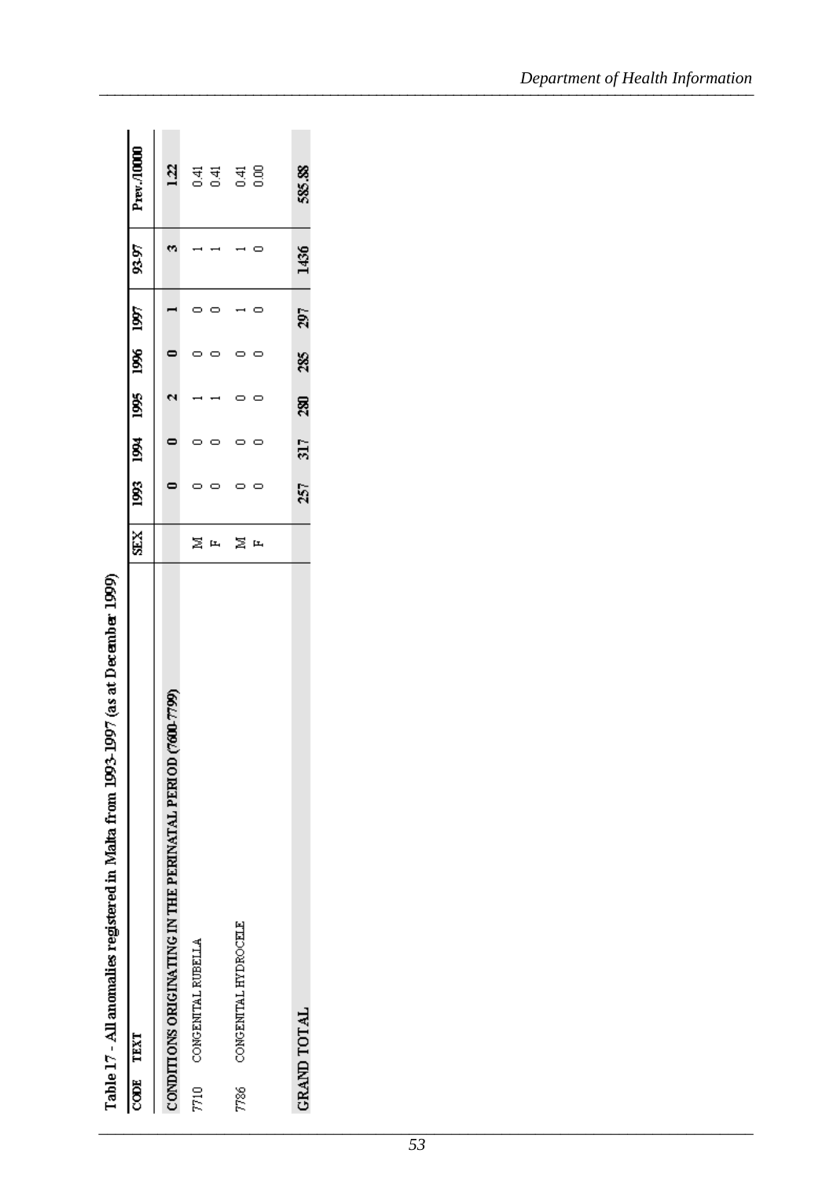Table 17 - All anomalies registered in Malta from 1993-1997 (as at December 1999)

| CODE | TEXT | SEX | 1993 | 1994 | 1995 | 1996 | 1997 | 93-97 | Prev./10000 |
|---|---|---|---|---|---|---|---|---|---|
| | **CONDITIONS ORIGINATING IN THE PERINATAL PERIOD (7600-7799)** | | **0** | **0** | **2** | **0** | **1** | **3** | **1.22** |
| 7710 | CONGENITAL RUBELLA | M | 0 | 0 | 1 | 0 | 0 | 1 | 0.41 |
| | | F | 0 | 0 | 1 | 0 | 0 | 1 | 0.41 |
| 7786 | CONGENITAL HYDROCELE | M | 0 | 0 | 0 | 0 | 1 | 1 | 0.41 |
| | | F | 0 | 0 | 0 | 0 | 0 | 0 | 0.00 |
| | **GRAND TOTAL** | | **257** | **317** | **280** | **285** | **297** | **1436** | **585.88** |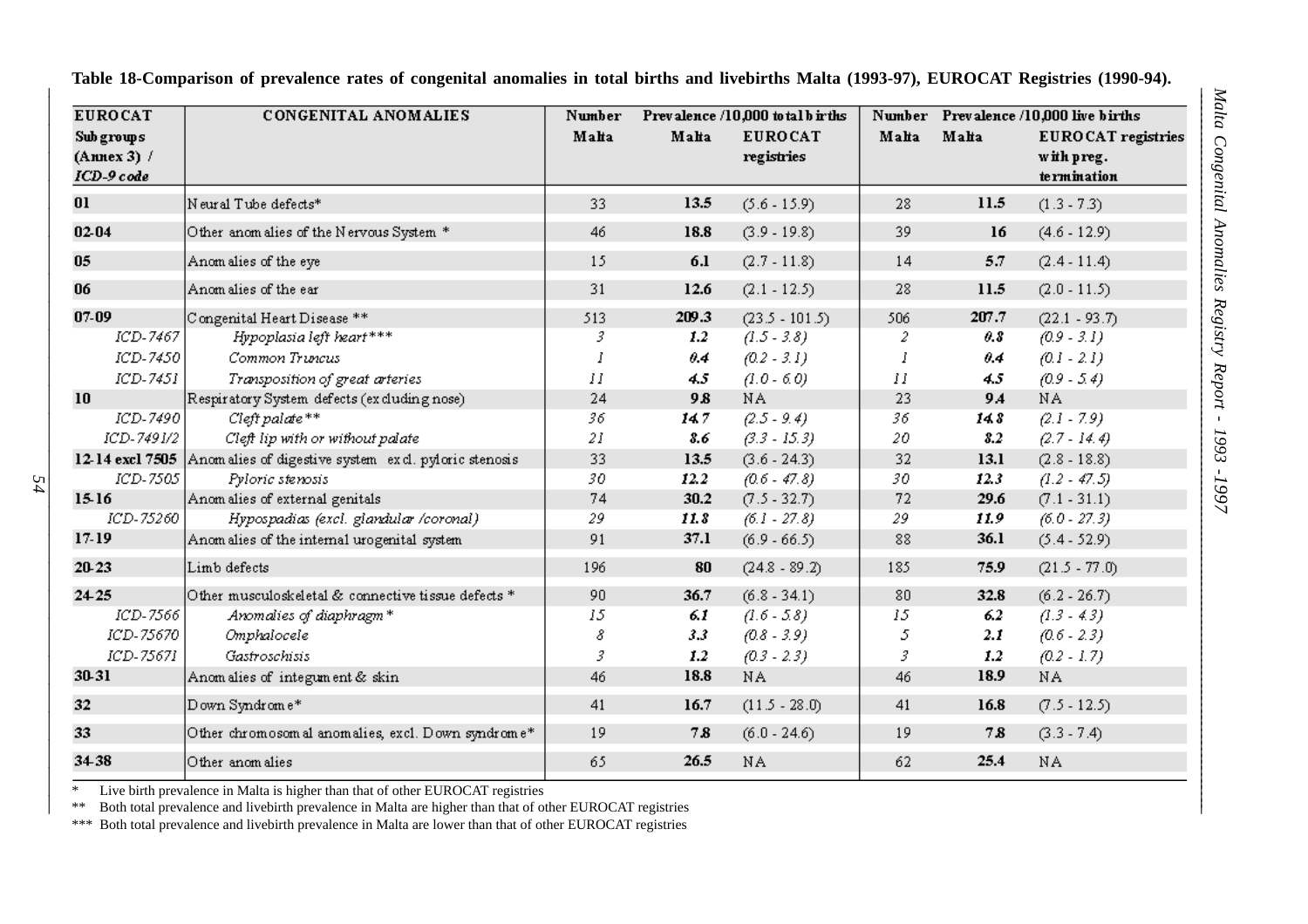**Table 18-Comparison of prevalence rates of congenital anomalies in total births and livebirths Malta (1993-97), EUROCAT Registries (1990-94).**

| EUROCAT Subgroups (Annex 3) / *ICD-9 code* | CONGENITAL ANOMALIES | Number Malta | Prevalence /10,000 total births Malta | Prevalence /10,000 total births EUROCAT registries | Number Malta | Prevalence /10,000 live births Malta | Prevalence /10,000 live births EUROCAT registries with preg. termination |
|---|---|---|---|---|---|---|---|
| **01** | Neural Tube defects* | 33 | **13.5** | (5.6 - 15.9) | 28 | **11.5** | (1.3 - 7.3) |
| **02-04** | Other anomalies of the Nervous System * | 46 | **18.8** | (3.9 - 19.8) | 39 | **16** | (4.6 - 12.9) |
| **05** | Anomalies of the eye | 15 | **6.1** | (2.7 - 11.8) | 14 | **5.7** | (2.4 - 11.4) |
| **06** | Anomalies of the ear | 31 | **12.6** | (2.1 - 12.5) | 28 | **11.5** | (2.0 - 11.5) |
| **07-09** | Congenital Heart Disease ** | 513 | **209.3** | (23.5 - 101.5) | 506 | **207.7** | (22.1 - 93.7) |
| *ICD-7467* | *Hypoplasia left heart**** | *3* | ***1.2*** | *(1.5 - 3.8)* | *2* | ***0.8*** | *(0.9 - 3.1)* |
| *ICD-7450* | *Common Truncus* | *1* | ***0.4*** | *(0.2 - 3.1)* | *1* | ***0.4*** | *(0.1 - 2.1)* |
| *ICD-7451* | *Transposition of great arteries* | *11* | ***4.5*** | *(1.0 - 6.0)* | *11* | ***4.5*** | *(0.9 - 5.4)* |
| **10** | Respiratory System defects (excluding nose) | 24 | **9.8** | NA | 23 | **9.4** | NA |
| *ICD-7490* | *Cleft palate*** | *36* | ***14.7*** | *(2.5 - 9.4)* | *36* | ***14.8*** | *(2.1 - 7.9)* |
| *ICD-7491/2* | *Cleft lip with or without palate* | *21* | ***8.6*** | *(3.3 - 15.3)* | *20* | ***8.2*** | *(2.7 - 14.4)* |
| **12-14 excl 7505** | Anomalies of digestive system excl. pyloric stenosis | 33 | **13.5** | (3.6 - 24.3) | 32 | **13.1** | (2.8 - 18.8) |
| *ICD-7505* | *Pyloric stenosis* | *30* | ***12.2*** | *(0.6 - 47.8)* | *30* | ***12.3*** | *(1.2 - 47.5)* |
| **15-16** | Anomalies of external genitals | 74 | **30.2** | (7.5 - 32.7) | 72 | **29.6** | (7.1 - 31.1) |
| *ICD-75260* | *Hypospadias (excl. glandular /coronal)* | *29* | ***11.8*** | *(6.1 - 27.8)* | *29* | ***11.9*** | *(6.0 - 27.3)* |
| **17-19** | Anomalies of the internal urogenital system | 91 | **37.1** | (6.9 - 66.5) | 88 | **36.1** | (5.4 - 52.9) |
| **20-23** | Limb defects | 196 | **80** | (24.8 - 89.2) | 185 | **75.9** | (21.5 - 77.0) |
| **24-25** | Other musculoskeletal & connective tissue defects * | 90 | **36.7** | (6.8 - 34.1) | 80 | **32.8** | (6.2 - 26.7) |
| *ICD-7566* | *Anomalies of diaphragm** | *15* | ***6.1*** | *(1.6 - 5.8)* | *15* | ***6.2*** | *(1.3 - 4.3)* |
| *ICD-75670* | *Omphalocele* | *8* | ***3.3*** | *(0.8 - 3.9)* | *5* | ***2.1*** | *(0.6 - 2.3)* |
| *ICD-75671* | *Gastroschisis* | *3* | ***1.2*** | *(0.3 - 2.3)* | *3* | ***1.2*** | *(0.2 - 1.7)* |
| **30-31** | Anomalies of integument & skin | 46 | **18.8** | NA | 46 | **18.9** | NA |
| **32** | Down Syndrome* | 41 | **16.7** | (11.5 - 28.0) | 41 | **16.8** | (7.5 - 12.5) |
| **33** | Other chromosomal anomalies, excl. Down syndrome* | 19 | **7.8** | (6.0 - 24.6) | 19 | **7.8** | (3.3 - 7.4) |
| **34-38** | Other anomalies | 65 | **26.5** | NA | 62 | **25.4** | NA |

\* Live birth prevalence in Malta is higher than that of other EUROCAT registries

\*\* Both total prevalence and livebirth prevalence in Malta are higher than that of other EUROCAT registries

\*\*\* Both total prevalence and livebirth prevalence in Malta are lower than that of other EUROCAT registries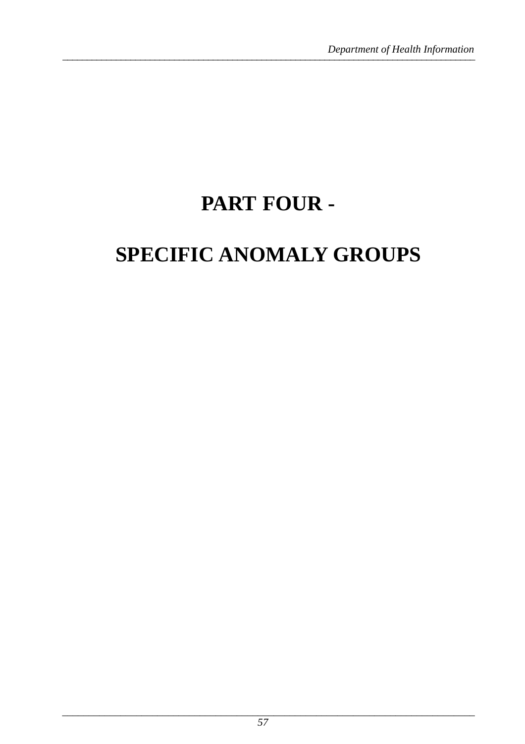# PART FOUR -

# SPECIFIC ANOMALY GROUPS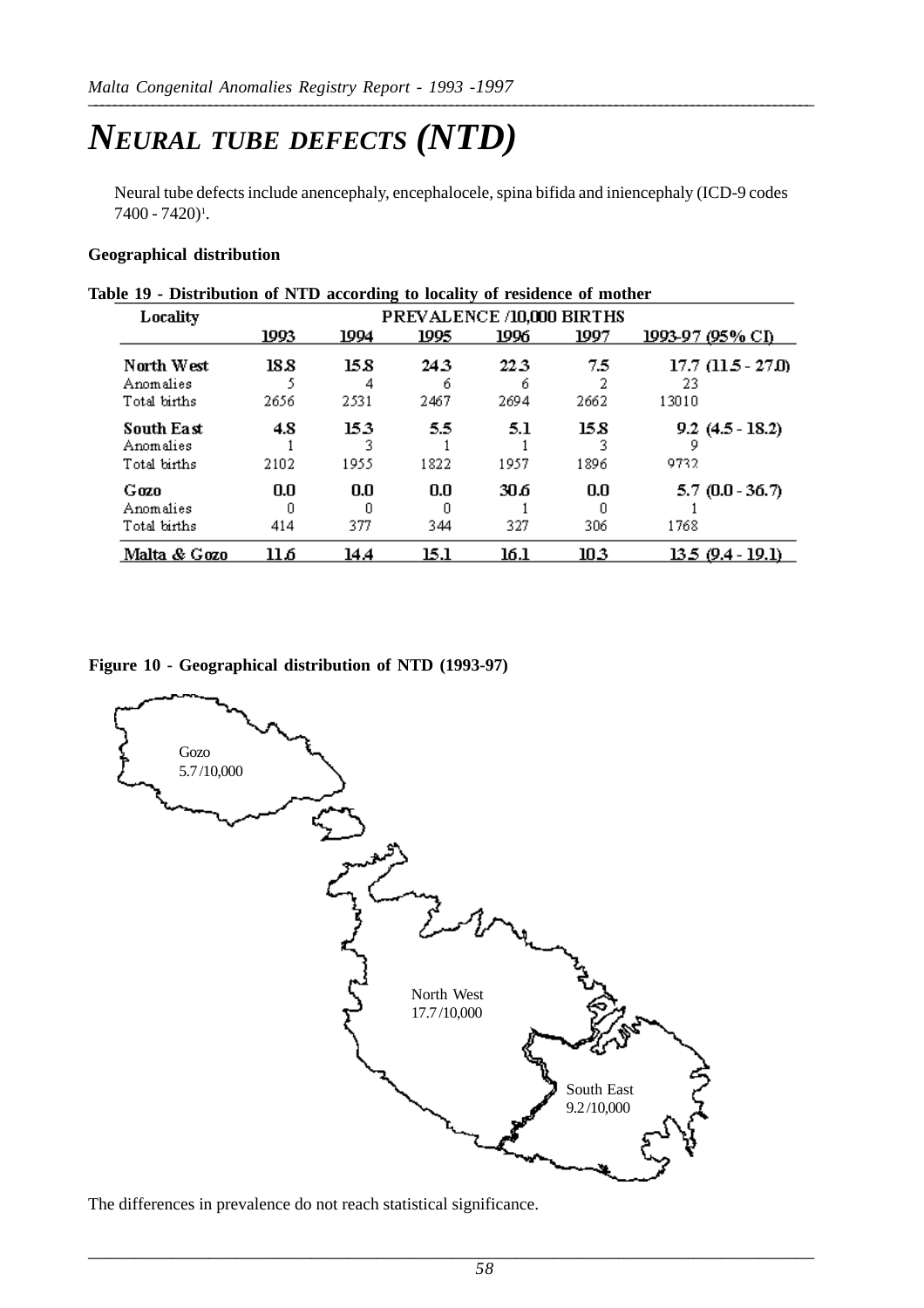# *NEURAL TUBE DEFECTS (NTD)*

Neural tube defects include anencephaly, encephalocele, spina bifida and iniencephaly (ICD-9 codes 7400 - 7420)[1].

**Geographical distribution**

**Table 19 - Distribution of NTD according to locality of residence of mother**

| Locality | PREVALENCE /10,000 BIRTHS | | | | | |
|---|---|---|---|---|---|---|
| | 1993 | 1994 | 1995 | 1996 | 1997 | 1993-97 (95% CI) |
| **North West** | **18.8** | **15.8** | **24.3** | **22.3** | **7.5** | **17.7 (11.5 - 27.0)** |
| Anomalies | 5 | 4 | 6 | 6 | 2 | 23 |
| Total births | 2656 | 2531 | 2467 | 2694 | 2662 | 13010 |
| **South East** | **4.8** | **15.3** | **5.5** | **5.1** | **15.8** | **9.2 (4.5 - 18.2)** |
| Anomalies | 1 | 3 | 1 | 1 | 3 | 9 |
| Total births | 2102 | 1955 | 1822 | 1957 | 1896 | 9732 |
| **Gozo** | **0.0** | **0.0** | **0.0** | **30.6** | **0.0** | **5.7 (0.0 - 36.7)** |
| Anomalies | 0 | 0 | 0 | 1 | 0 | 1 |
| Total births | 414 | 377 | 344 | 327 | 306 | 1768 |
| **Malta & Gozo** | **11.6** | **14.4** | **15.1** | **16.1** | **10.3** | **13.5 (9.4 - 19.1)** |

**Figure 10 - Geographical distribution of NTD (1993-97)**

Gozo 5.7/10,000

North West 17.7/10,000

South East 9.2/10,000

The differences in prevalence do not reach statistical significance.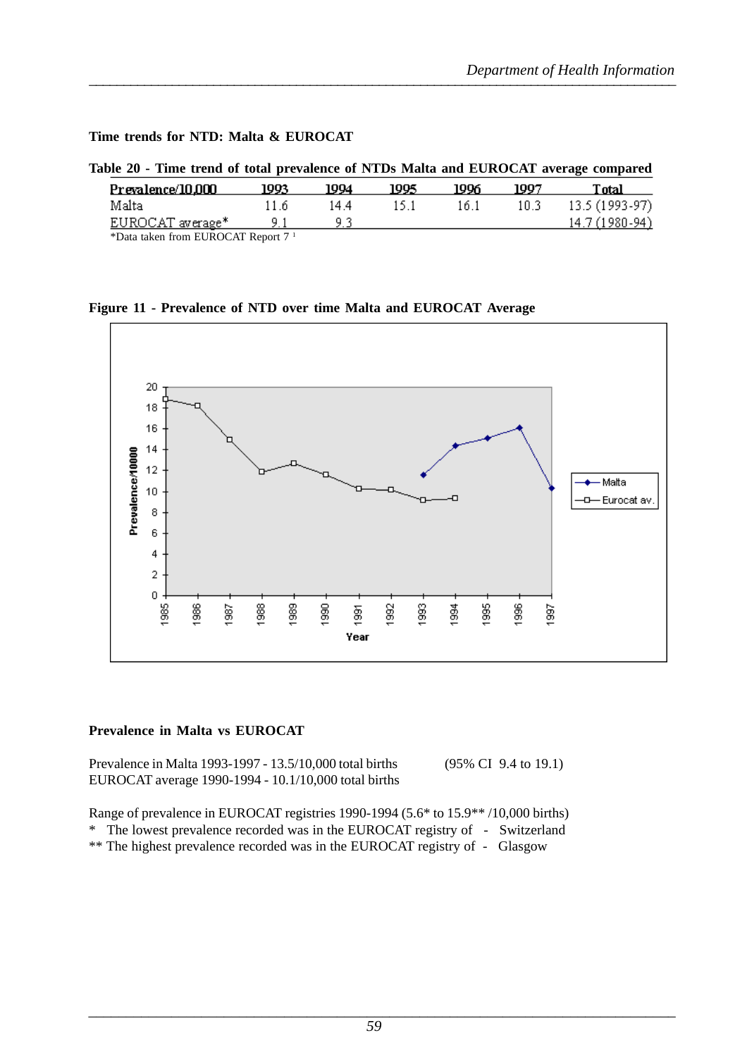**Time trends for NTD: Malta & EUROCAT**

**Table 20 - Time trend of total prevalence of NTDs Malta and EUROCAT average compared**

| Prevalence/10,000 | 1993 | 1994 | 1995 | 1996 | 1997 | Total |
|---|---|---|---|---|---|---|
| Malta | 11.6 | 14.4 | 15.1 | 16.1 | 10.3 | 13.5 (1993-97) |
| EUROCAT average* | 9.1 | 9.3 | | | | 14.7 (1980-94) |

*Data taken from EUROCAT Report 7 [1]

**Figure 11 - Prevalence of NTD over time Malta and EUROCAT Average**

**Prevalence in Malta vs EUROCAT**

Prevalence in Malta 1993-1997 - 13.5/10,000 total births (95% CI 9.4 to 19.1)
EUROCAT average 1990-1994 - 10.1/10,000 total births

Range of prevalence in EUROCAT registries 1990-1994 (5.6* to 15.9** /10,000 births)
* The lowest prevalence recorded was in the EUROCAT registry of - Switzerland
** The highest prevalence recorded was in the EUROCAT registry of - Glasgow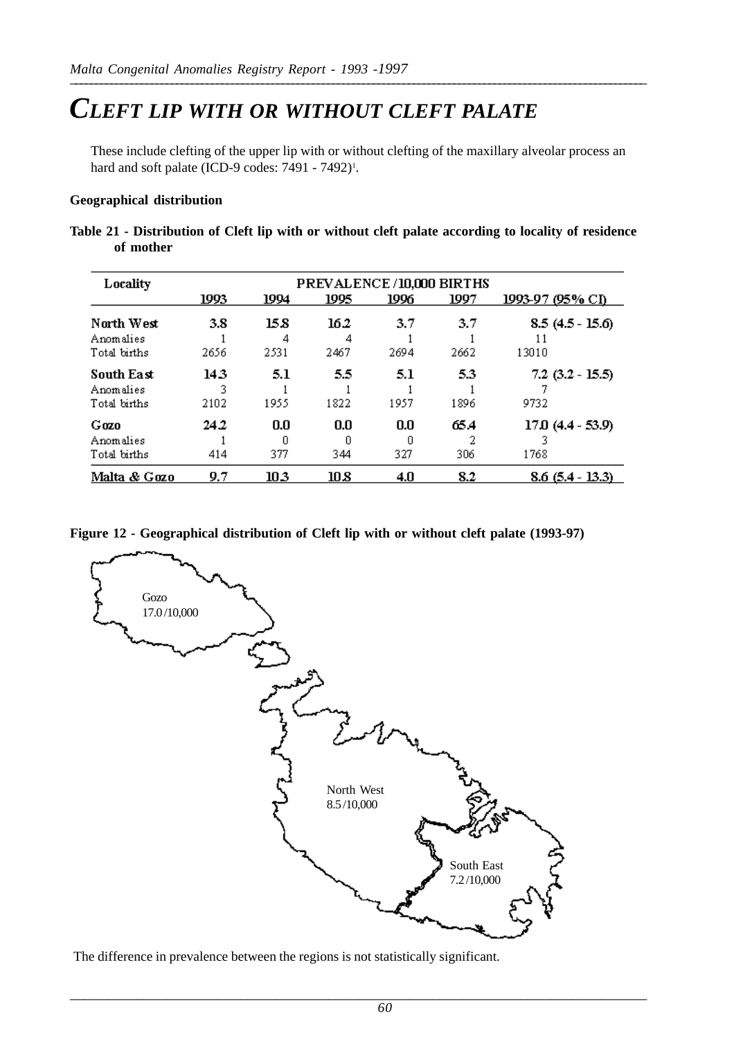# CLEFT LIP WITH OR WITHOUT CLEFT PALATE

These include clefting of the upper lip with or without clefting of the maxillary alveolar process an hard and soft palate (ICD-9 codes: 7491 - 7492)[1].

**Geographical distribution**

**Table 21 - Distribution of Cleft lip with or without cleft palate according to locality of residence of mother**

| Locality | PREVALENCE /10,000 BIRTHS | | | | | |
|---|---|---|---|---|---|---|
| | 1993 | 1994 | 1995 | 1996 | 1997 | 1993-97 (95% CI) |
| **North West** | **3.8** | **15.8** | **16.2** | **3.7** | **3.7** | **8.5 (4.5 - 15.6)** |
| Anomalies | 1 | 4 | 4 | 1 | 1 | 11 |
| Total births | 2656 | 2531 | 2467 | 2694 | 2662 | 13010 |
| **South East** | **14.3** | **5.1** | **5.5** | **5.1** | **5.3** | **7.2 (3.2 - 15.5)** |
| Anomalies | 3 | 1 | 1 | 1 | 1 | 7 |
| Total births | 2102 | 1955 | 1822 | 1957 | 1896 | 9732 |
| **Gozo** | **24.2** | **0.0** | **0.0** | **0.0** | **65.4** | **17.0 (4.4 - 53.9)** |
| Anomalies | 1 | 0 | 0 | 0 | 2 | 3 |
| Total births | 414 | 377 | 344 | 327 | 306 | 1768 |
| **Malta & Gozo** | **9.7** | **10.3** | **10.8** | **4.0** | **8.2** | **8.6 (5.4 - 13.3)** |

**Figure 12 - Geographical distribution of Cleft lip with or without cleft palate (1993-97)**

Gozo 17.0 /10,000

North West 8.5 /10,000

South East 7.2 /10,000

The difference in prevalence between the regions is not statistically significant.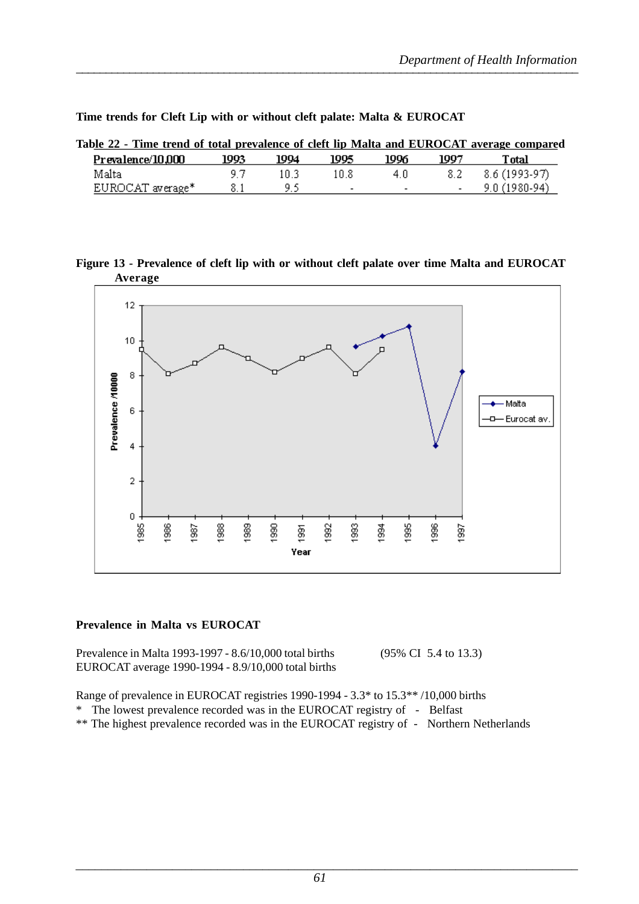**Time trends for Cleft Lip with or without cleft palate: Malta & EUROCAT**

**Table 22 - Time trend of total prevalence of cleft lip Malta and EUROCAT average compared**

| Prevalence/10,000 | 1993 | 1994 | 1995 | 1996 | 1997 | Total |
|---|---|---|---|---|---|---|
| Malta | 9.7 | 10.3 | 10.8 | 4.0 | 8.2 | 8.6 (1993-97) |
| EUROCAT average* | 8.1 | 9.5 | - | - | - | 9.0 (1980-94) |

**Figure 13 - Prevalence of cleft lip with or without cleft palate over time Malta and EUROCAT Average**

**Prevalence in Malta vs EUROCAT**

Prevalence in Malta 1993-1997 - 8.6/10,000 total births (95% CI 5.4 to 13.3)
EUROCAT average 1990-1994 - 8.9/10,000 total births

Range of prevalence in EUROCAT registries 1990-1994 - 3.3* to 15.3** /10,000 births
* The lowest prevalence recorded was in the EUROCAT registry of - Belfast
** The highest prevalence recorded was in the EUROCAT registry of - Northern Netherlands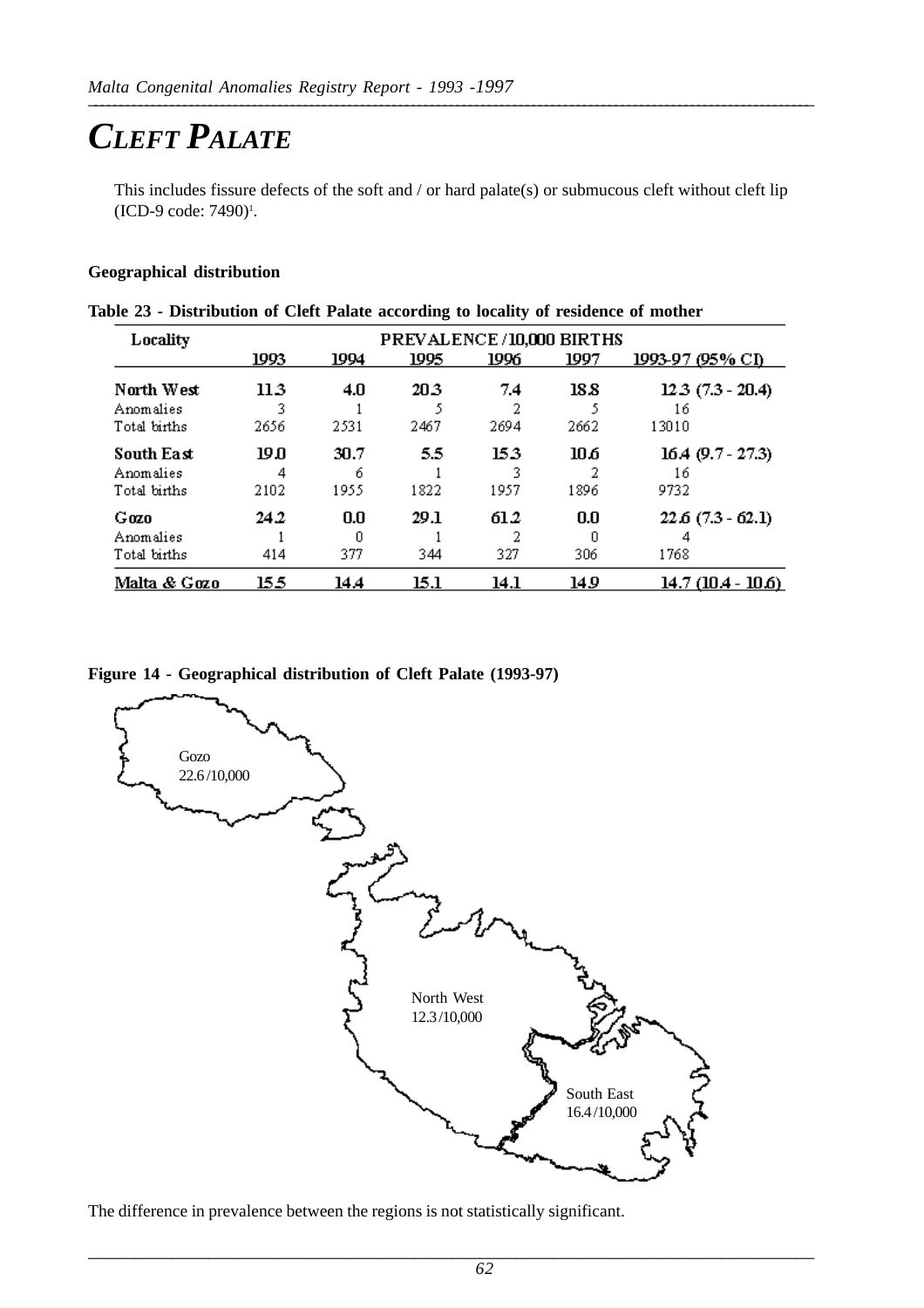# *CLEFT PALATE*

This includes fissure defects of the soft and / or hard palate(s) or submucous cleft without cleft lip (ICD-9 code: 7490)[1].

**Geographical distribution**

**Table 23 - Distribution of Cleft Palate according to locality of residence of mother**

| Locality | PREVALENCE /10,000 BIRTHS | | | | | |
|---|---|---|---|---|---|---|
| | 1993 | 1994 | 1995 | 1996 | 1997 | 1993-97 (95% CI) |
| **North West** | **11.3** | **4.0** | **20.3** | **7.4** | **18.8** | **12.3 (7.3 - 20.4)** |
| Anomalies | 3 | 1 | 5 | 2 | 5 | 16 |
| Total births | 2656 | 2531 | 2467 | 2694 | 2662 | 13010 |
| **South East** | **19.0** | **30.7** | **5.5** | **15.3** | **10.6** | **16.4 (9.7 - 27.3)** |
| Anomalies | 4 | 6 | 1 | 3 | 2 | 16 |
| Total births | 2102 | 1955 | 1822 | 1957 | 1896 | 9732 |
| **Gozo** | **24.2** | **0.0** | **29.1** | **61.2** | **0.0** | **22.6 (7.3 - 62.1)** |
| Anomalies | 1 | 0 | 1 | 2 | 0 | 4 |
| Total births | 414 | 377 | 344 | 327 | 306 | 1768 |
| **Malta & Gozo** | **15.5** | **14.4** | **15.1** | **14.1** | **14.9** | **14.7 (10.4 - 10.6)** |

**Figure 14 - Geographical distribution of Cleft Palate (1993-97)**

Gozo 22.6 /10,000

North West 12.3 /10,000

South East 16.4 /10,000

The difference in prevalence between the regions is not statistically significant.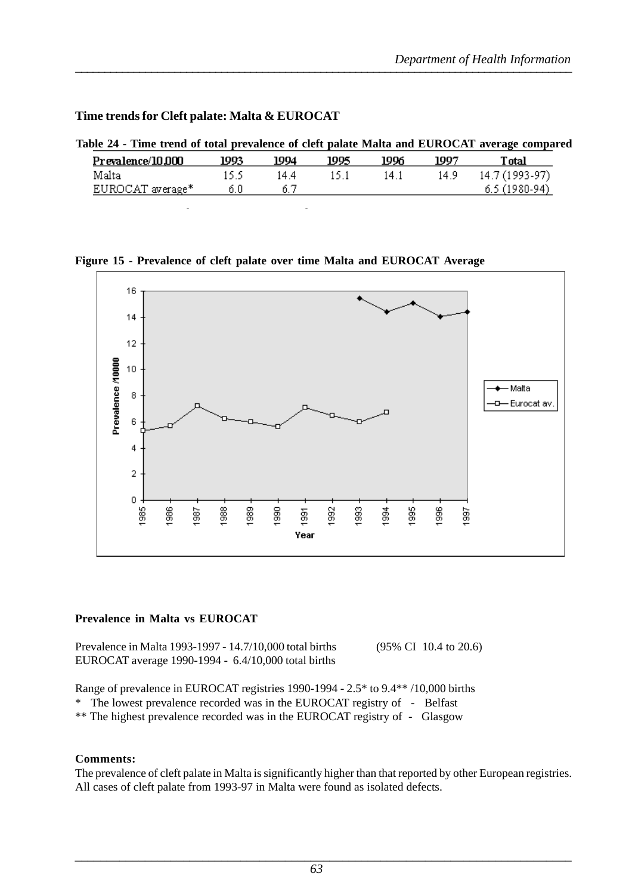### Time trends for Cleft palate: Malta & EUROCAT

**Table 24 - Time trend of total prevalence of cleft palate Malta and EUROCAT average compared**

| Prevalence/10,000 | 1993 | 1994 | 1995 | 1996 | 1997 | Total |
|---|---|---|---|---|---|---|
| Malta | 15.5 | 14.4 | 15.1 | 14.1 | 14.9 | 14.7 (1993-97) |
| EUROCAT average* | 6.0 | 6.7 | | | | 6.5 (1980-94) |

**Figure 15 - Prevalence of cleft palate over time Malta and EUROCAT Average**

### Prevalence in Malta vs EUROCAT

Prevalence in Malta 1993-1997 - 14.7/10,000 total births (95% CI 10.4 to 20.6)
EUROCAT average 1990-1994 - 6.4/10,000 total births

Range of prevalence in EUROCAT registries 1990-1994 - 2.5* to 9.4** /10,000 births
* The lowest prevalence recorded was in the EUROCAT registry of - Belfast
** The highest prevalence recorded was in the EUROCAT registry of - Glasgow

### Comments:

The prevalence of cleft palate in Malta is significantly higher than that reported by other European registries. All cases of cleft palate from 1993-97 in Malta were found as isolated defects.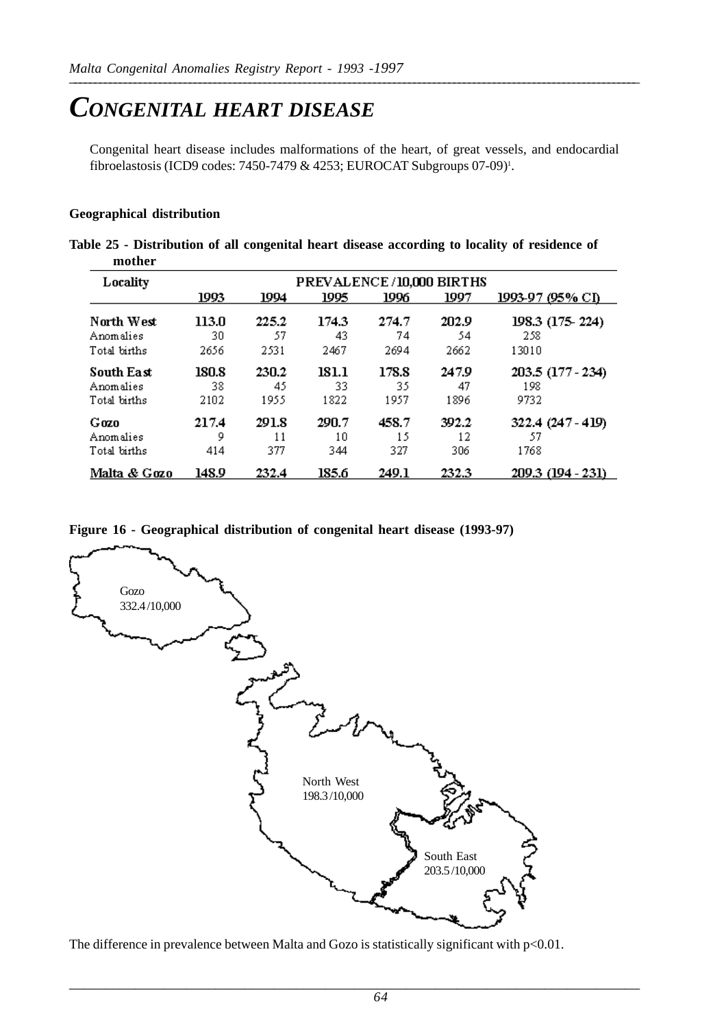# CONGENITAL HEART DISEASE

Congenital heart disease includes malformations of the heart, of great vessels, and endocardial fibroelastosis (ICD9 codes: 7450-7479 & 4253; EUROCAT Subgroups 07-09)[1].

**Geographical distribution**

**Table 25 - Distribution of all congenital heart disease according to locality of residence of mother**

| Locality | PREVALENCE /10,000 BIRTHS | | | | | |
|---|---|---|---|---|---|---|
| | 1993 | 1994 | 1995 | 1996 | 1997 | 1993-97 (95% CI) |
| **North West** | **113.0** | **225.2** | **174.3** | **274.7** | **202.9** | **198.3 (175- 224)** |
| Anomalies | 30 | 57 | 43 | 74 | 54 | 258 |
| Total births | 2656 | 2531 | 2467 | 2694 | 2662 | 13010 |
| **South East** | **180.8** | **230.2** | **181.1** | **178.8** | **247.9** | **203.5 (177 - 234)** |
| Anomalies | 38 | 45 | 33 | 35 | 47 | 198 |
| Total births | 2102 | 1955 | 1822 | 1957 | 1896 | 9732 |
| **Gozo** | **217.4** | **291.8** | **290.7** | **458.7** | **392.2** | **322.4 (247 - 419)** |
| Anomalies | 9 | 11 | 10 | 15 | 12 | 57 |
| Total births | 414 | 377 | 344 | 327 | 306 | 1768 |
| **Malta & Gozo** | **148.9** | **232.4** | **185.6** | **249.1** | **232.3** | **209.3 (194 - 231)** |

**Figure 16 - Geographical distribution of congenital heart disease (1993-97)**

Gozo 332.4/10,000

North West 198.3/10,000

South East 203.5/10,000

The difference in prevalence between Malta and Gozo is statistically significant with $p<0.01$.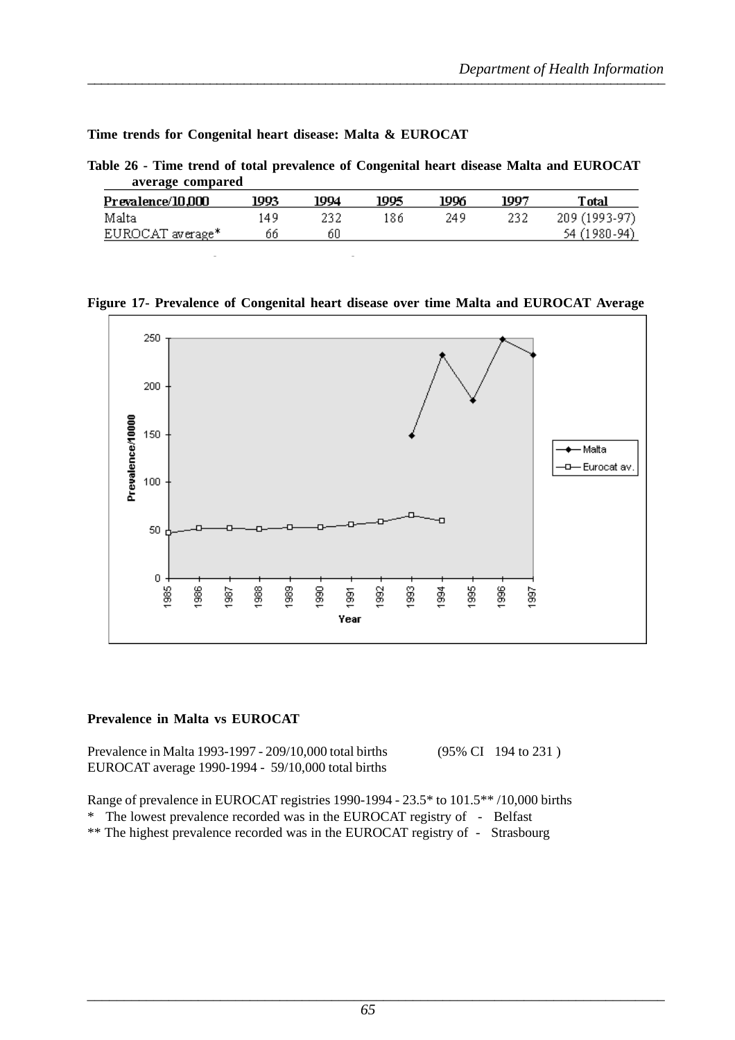**Time trends for Congenital heart disease: Malta & EUROCAT**

**Table 26 - Time trend of total prevalence of Congenital heart disease Malta and EUROCAT average compared**

| Prevalence/10,000 | 1993 | 1994 | 1995 | 1996 | 1997 | Total |
|---|---|---|---|---|---|---|
| Malta | 149 | 232 | 186 | 249 | 232 | 209 (1993-97) |
| EUROCAT average* | 66 | 60 | | | | 54 (1980-94) |

**Figure 17- Prevalence of Congenital heart disease over time Malta and EUROCAT Average**

**Prevalence in Malta vs EUROCAT**

Prevalence in Malta 1993-1997 - 209/10,000 total births (95% CI 194 to 231 )
EUROCAT average 1990-1994 - 59/10,000 total births

Range of prevalence in EUROCAT registries 1990-1994 - 23.5* to 101.5** /10,000 births
* The lowest prevalence recorded was in the EUROCAT registry of - Belfast
** The highest prevalence recorded was in the EUROCAT registry of - Strasbourg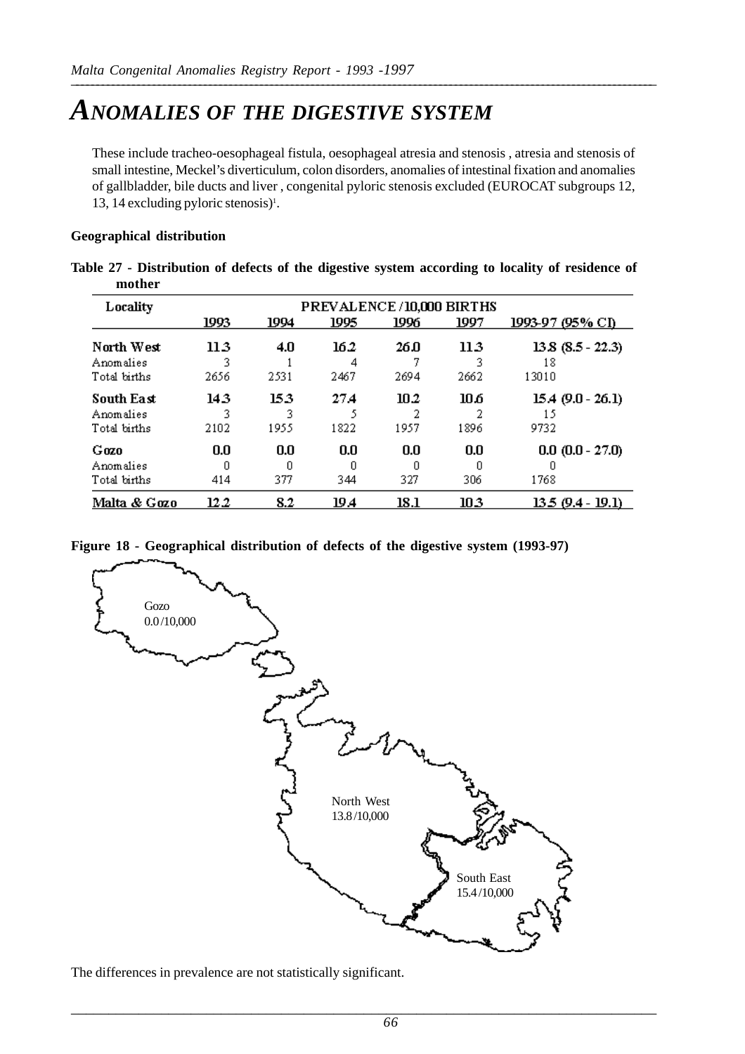# ANOMALIES OF THE DIGESTIVE SYSTEM

These include tracheo-oesophageal fistula, oesophageal atresia and stenosis , atresia and stenosis of small intestine, Meckel's diverticulum, colon disorders, anomalies of intestinal fixation and anomalies of gallbladder, bile ducts and liver , congenital pyloric stenosis excluded (EUROCAT subgroups 12, 13, 14 excluding pyloric stenosis)[1].

**Geographical distribution**

**Table 27 - Distribution of defects of the digestive system according to locality of residence of mother**

| Locality | PREVALENCE /10,000 BIRTHS | | | | | |
|---|---|---|---|---|---|---|
| | 1993 | 1994 | 1995 | 1996 | 1997 | 1993-97 (95% CI) |
| **North West** | **11.3** | **4.0** | **16.2** | **26.0** | **11.3** | **13.8 (8.5 - 22.3)** |
| Anomalies | 3 | 1 | 4 | 7 | 3 | 18 |
| Total births | 2656 | 2531 | 2467 | 2694 | 2662 | 13010 |
| **South East** | **14.3** | **15.3** | **27.4** | **10.2** | **10.6** | **15.4 (9.0 - 26.1)** |
| Anomalies | 3 | 3 | 5 | 2 | 2 | 15 |
| Total births | 2102 | 1955 | 1822 | 1957 | 1896 | 9732 |
| **Gozo** | **0.0** | **0.0** | **0.0** | **0.0** | **0.0** | **0.0 (0.0 - 27.0)** |
| Anomalies | 0 | 0 | 0 | 0 | 0 | 0 |
| Total births | 414 | 377 | 344 | 327 | 306 | 1768 |
| **Malta & Gozo** | **12.2** | **8.2** | **19.4** | **18.1** | **10.3** | **13.5 (9.4 - 19.1)** |

**Figure 18 - Geographical distribution of defects of the digestive system (1993-97)**

Gozo 0.0 /10,000

North West 13.8 /10,000

South East 15.4 /10,000

The differences in prevalence are not statistically significant.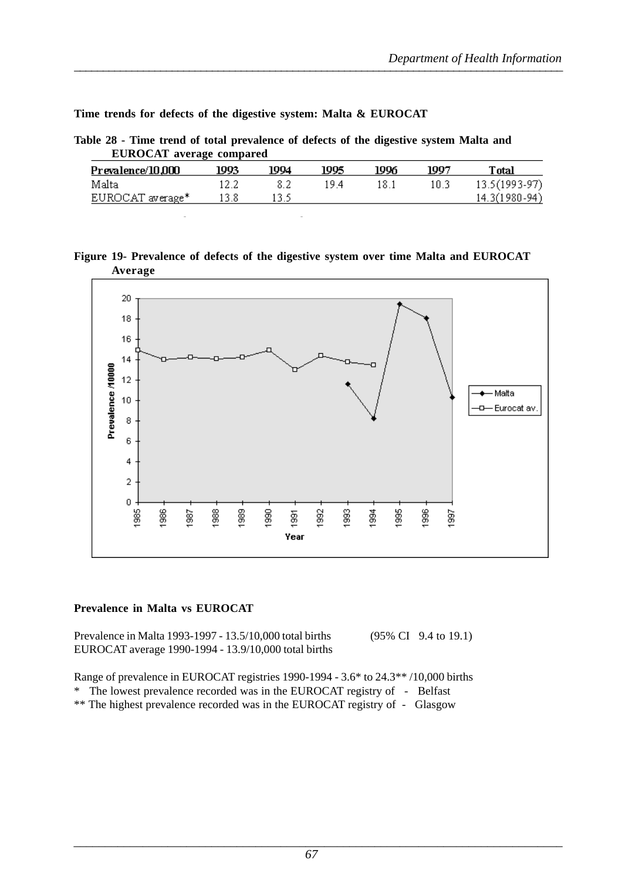**Time trends for defects of the digestive system: Malta & EUROCAT**

**Table 28 - Time trend of total prevalence of defects of the digestive system Malta and EUROCAT average compared**

| Prevalence/10,000 | 1993 | 1994 | 1995 | 1996 | 1997 | Total |
|---|---|---|---|---|---|---|
| Malta | 12.2 | 8.2 | 19.4 | 18.1 | 10.3 | 13.5(1993-97) |
| EUROCAT average* | 13.8 | 13.5 | | | | 14.3(1980-94) |

**Figure 19- Prevalence of defects of the digestive system over time Malta and EUROCAT Average**

**Prevalence in Malta vs EUROCAT**

Prevalence in Malta 1993-1997 - 13.5/10,000 total births (95% CI 9.4 to 19.1)
EUROCAT average 1990-1994 - 13.9/10,000 total births

Range of prevalence in EUROCAT registries 1990-1994 - 3.6* to 24.3** /10,000 births
* The lowest prevalence recorded was in the EUROCAT registry of - Belfast
** The highest prevalence recorded was in the EUROCAT registry of - Glasgow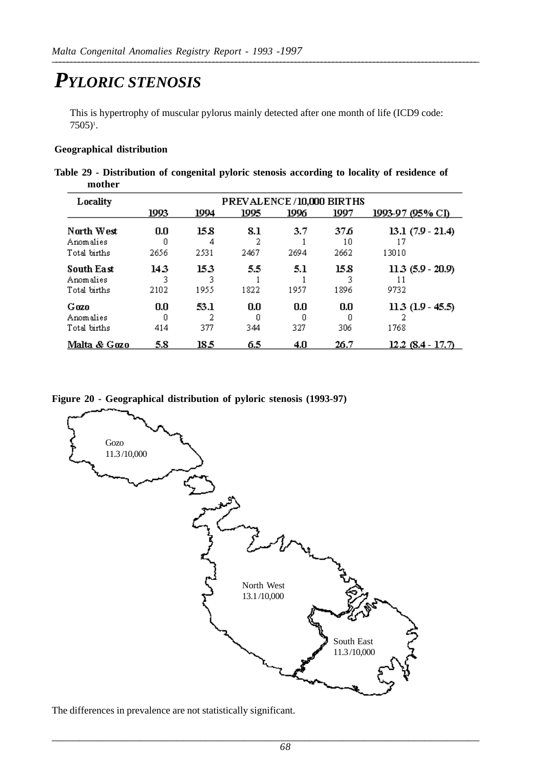# PYLORIC STENOSIS

This is hypertrophy of muscular pylorus mainly detected after one month of life (ICD9 code: 7505)[1].

**Geographical distribution**

**Table 29 - Distribution of congenital pyloric stenosis according to locality of residence of mother**

| Locality | PREVALENCE /10,000 BIRTHS | | | | | |
|---|---|---|---|---|---|---|
| | 1993 | 1994 | 1995 | 1996 | 1997 | 1993-97 (95% CI) |
| **North West** | **0.0** | **15.8** | **8.1** | **3.7** | **37.6** | **13.1 (7.9 - 21.4)** |
| Anomalies | 0 | 4 | 2 | 1 | 10 | 17 |
| Total births | 2656 | 2531 | 2467 | 2694 | 2662 | 13010 |
| **South East** | **14.3** | **15.3** | **5.5** | **5.1** | **15.8** | **11.3 (5.9 - 20.9)** |
| Anomalies | 3 | 3 | 1 | 1 | 3 | 11 |
| Total births | 2102 | 1955 | 1822 | 1957 | 1896 | 9732 |
| **Gozo** | **0.0** | **53.1** | **0.0** | **0.0** | **0.0** | **11.3 (1.9 - 45.5)** |
| Anomalies | 0 | 2 | 0 | 0 | 0 | 2 |
| Total births | 414 | 377 | 344 | 327 | 306 | 1768 |
| **Malta & Gozo** | **5.8** | **18.5** | **6.5** | **4.0** | **26.7** | **12.2 (8.4 - 17.7)** |

**Figure 20 - Geographical distribution of pyloric stenosis (1993-97)**

Gozo
11.3 /10,000

North West
13.1 /10,000

South East
11.3 /10,000

The differences in prevalence are not statistically significant.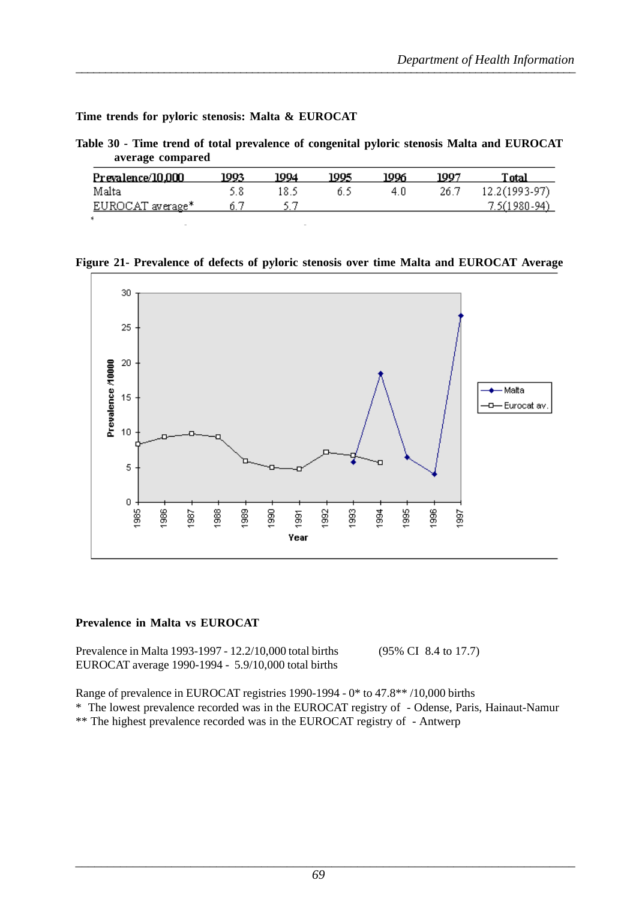**Time trends for pyloric stenosis: Malta & EUROCAT**

**Table 30 - Time trend of total prevalence of congenital pyloric stenosis Malta and EUROCAT average compared**

| Prevalence/10,000 | 1993 | 1994 | 1995 | 1996 | 1997 | Total |
|---|---|---|---|---|---|---|
| Malta | 5.8 | 18.5 | 6.5 | 4.0 | 26.7 | 12.2(1993-97) |
| EUROCAT average* | 6.7 | 5.7 | | | | 7.5(1980-94) |

\*

**Figure 21- Prevalence of defects of pyloric stenosis over time Malta and EUROCAT Average**

**Prevalence in Malta vs EUROCAT**

Prevalence in Malta 1993-1997 - 12.2/10,000 total births (95% CI 8.4 to 17.7)
EUROCAT average 1990-1994 - 5.9/10,000 total births

Range of prevalence in EUROCAT registries 1990-1994 - 0* to 47.8** /10,000 births
\* The lowest prevalence recorded was in the EUROCAT registry of - Odense, Paris, Hainaut-Namur
\*\* The highest prevalence recorded was in the EUROCAT registry of - Antwerp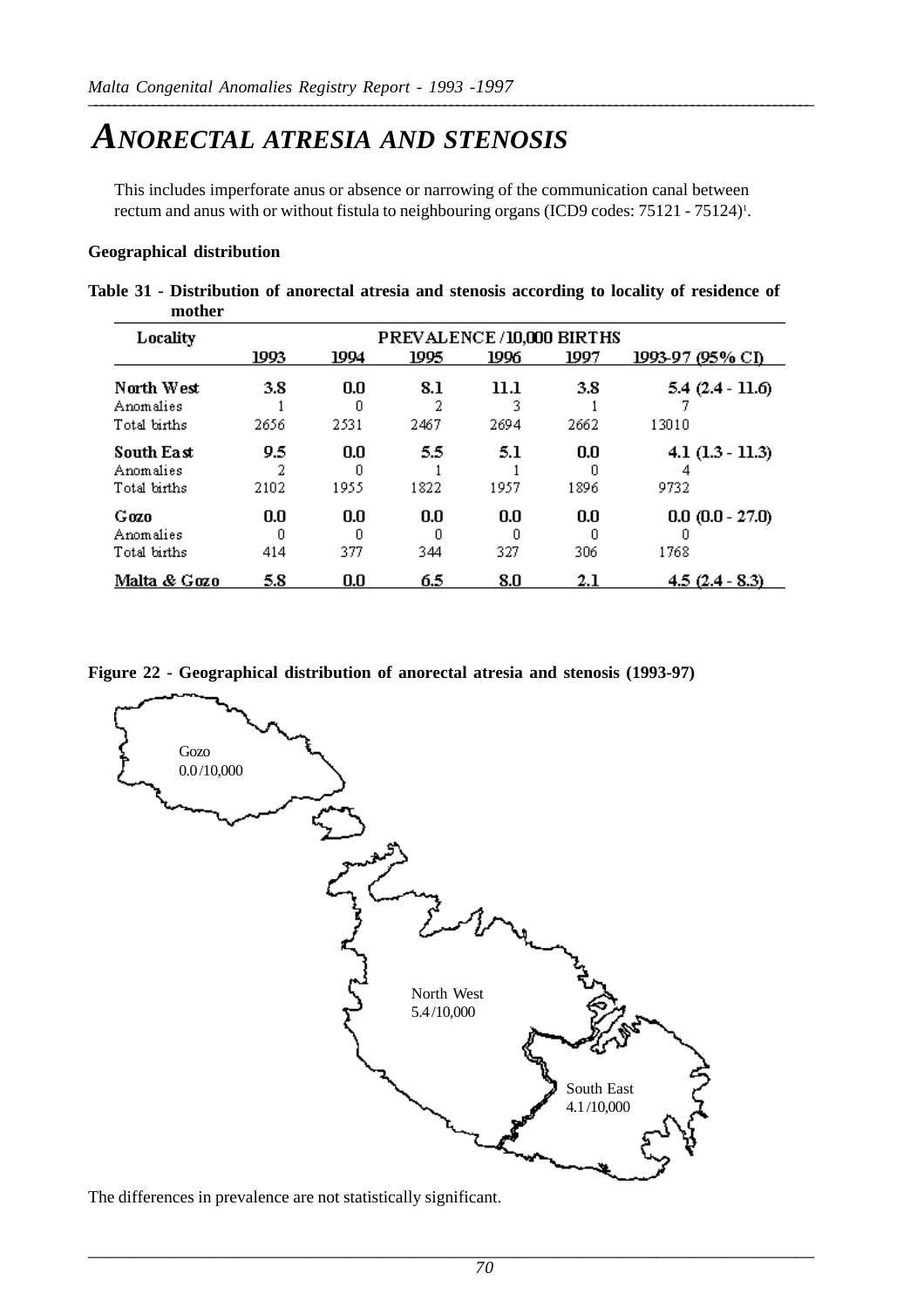# ANORECTAL ATRESIA AND STENOSIS

This includes imperforate anus or absence or narrowing of the communication canal between rectum and anus with or without fistula to neighbouring organs (ICD9 codes: 75121 - 75124)[1].

**Geographical distribution**

**Table 31 - Distribution of anorectal atresia and stenosis according to locality of residence of mother**

| Locality | PREVALENCE /10,000 BIRTHS | | | | | |
|---|---|---|---|---|---|---|
| | 1993 | 1994 | 1995 | 1996 | 1997 | 1993-97 (95% CI) |
| **North West** | **3.8** | **0.0** | **8.1** | **11.1** | **3.8** | **5.4 (2.4 - 11.6)** |
| Anomalies | 1 | 0 | 2 | 3 | 1 | 7 |
| Total births | 2656 | 2531 | 2467 | 2694 | 2662 | 13010 |
| **South East** | **9.5** | **0.0** | **5.5** | **5.1** | **0.0** | **4.1 (1.3 - 11.3)** |
| Anomalies | 2 | 0 | 1 | 1 | 0 | 4 |
| Total births | 2102 | 1955 | 1822 | 1957 | 1896 | 9732 |
| **Gozo** | **0.0** | **0.0** | **0.0** | **0.0** | **0.0** | **0.0 (0.0 - 27.0)** |
| Anomalies | 0 | 0 | 0 | 0 | 0 | 0 |
| Total births | 414 | 377 | 344 | 327 | 306 | 1768 |
| **Malta & Gozo** | **5.8** | **0.0** | **6.5** | **8.0** | **2.1** | **4.5 (2.4 - 8.3)** |

**Figure 22 - Geographical distribution of anorectal atresia and stenosis (1993-97)**

Gozo 0.0/10,000

North West 5.4/10,000

South East 4.1/10,000

The differences in prevalence are not statistically significant.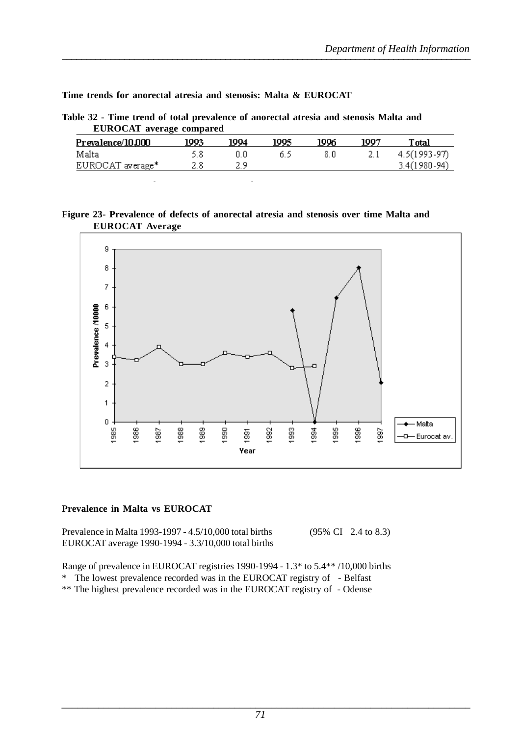**Time trends for anorectal atresia and stenosis: Malta & EUROCAT**

**Table 32 - Time trend of total prevalence of anorectal atresia and stenosis Malta and EUROCAT average compared**

| Prevalence/10,000 | 1993 | 1994 | 1995 | 1996 | 1997 | Total |
|---|---|---|---|---|---|---|
| Malta | 5.8 | 0.0 | 6.5 | 8.0 | 2.1 | 4.5(1993-97) |
| EUROCAT average* | 2.8 | 2.9 | | | | 3.4(1980-94) |

**Figure 23- Prevalence of defects of anorectal atresia and stenosis over time Malta and EUROCAT Average**

**Prevalence in Malta vs EUROCAT**

Prevalence in Malta 1993-1997 - 4.5/10,000 total births (95% CI 2.4 to 8.3)
EUROCAT average 1990-1994 - 3.3/10,000 total births

Range of prevalence in EUROCAT registries 1990-1994 - 1.3* to 5.4** /10,000 births
* The lowest prevalence recorded was in the EUROCAT registry of - Belfast
** The highest prevalence recorded was in the EUROCAT registry of - Odense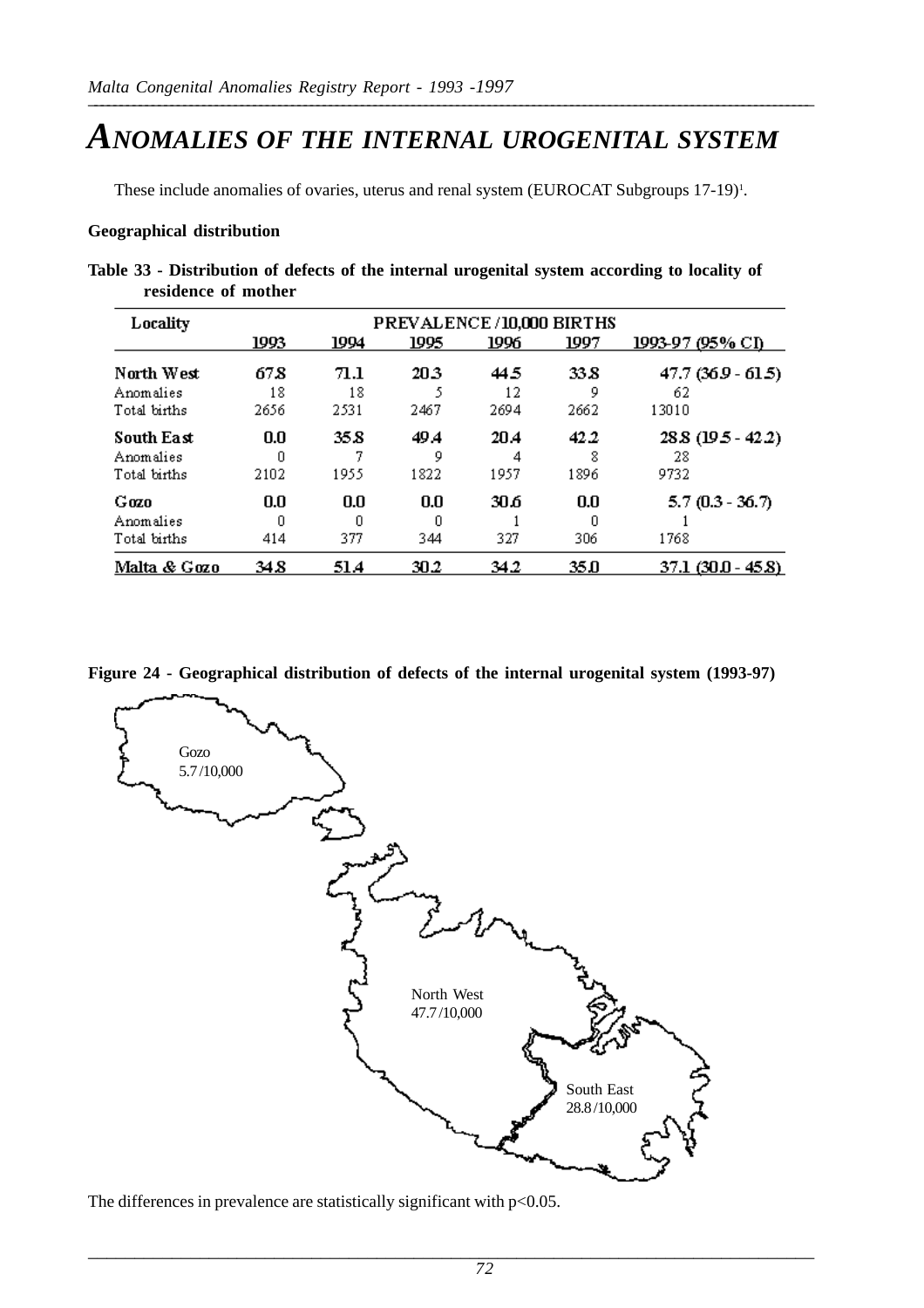# ANOMALIES OF THE INTERNAL UROGENITAL SYSTEM

These include anomalies of ovaries, uterus and renal system (EUROCAT Subgroups 17-19)[1].

**Geographical distribution**

**Table 33 - Distribution of defects of the internal urogenital system according to locality of residence of mother**

| Locality | PREVALENCE /10,000 BIRTHS | | | | | |
|---|---|---|---|---|---|---|
| | 1993 | 1994 | 1995 | 1996 | 1997 | 1993-97 (95% CI) |
| **North West** | **67.8** | **71.1** | **20.3** | **44.5** | **33.8** | 47.7 (36.9 - 61.5) |
| Anomalies | 18 | 18 | 5 | 12 | 9 | 62 |
| Total births | 2656 | 2531 | 2467 | 2694 | 2662 | 13010 |
| **South East** | **0.0** | **35.8** | **49.4** | **20.4** | **42.2** | 28.8 (19.5 - 42.2) |
| Anomalies | 0 | 7 | 9 | 4 | 8 | 28 |
| Total births | 2102 | 1955 | 1822 | 1957 | 1896 | 9732 |
| **Gozo** | **0.0** | **0.0** | **0.0** | **30.6** | **0.0** | 5.7 (0.3 - 36.7) |
| Anomalies | 0 | 0 | 0 | 1 | 0 | 1 |
| Total births | 414 | 377 | 344 | 327 | 306 | 1768 |
| Malta & Gozo | 34.8 | 51.4 | 30.2 | 34.2 | 35.0 | 37.1 (30.0 - 45.8) |

**Figure 24 - Geographical distribution of defects of the internal urogenital system (1993-97)**

Gozo 5.7/10,000

North West 47.7/10,000

South East 28.8/10,000

The differences in prevalence are statistically significant with $p<0.05$.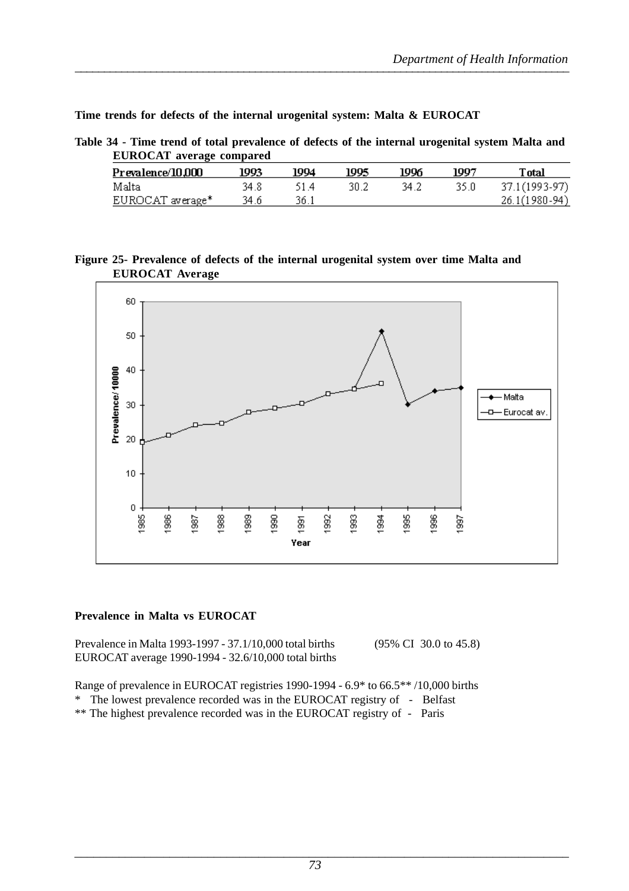**Time trends for defects of the internal urogenital system: Malta & EUROCAT**

**Table 34 - Time trend of total prevalence of defects of the internal urogenital system Malta and EUROCAT average compared**

| Prevalence/10,000 | 1993 | 1994 | 1995 | 1996 | 1997 | Total |
|---|---|---|---|---|---|---|
| Malta | 34.8 | 51.4 | 30.2 | 34.2 | 35.0 | 37.1(1993-97) |
| EUROCAT average* | 34.6 | 36.1 | | | | 26.1(1980-94) |

**Figure 25- Prevalence of defects of the internal urogenital system over time Malta and EUROCAT Average**

**Prevalence in Malta vs EUROCAT**

Prevalence in Malta 1993-1997 - 37.1/10,000 total births (95% CI 30.0 to 45.8)
EUROCAT average 1990-1994 - 32.6/10,000 total births

Range of prevalence in EUROCAT registries 1990-1994 - 6.9* to 66.5** /10,000 births
* The lowest prevalence recorded was in the EUROCAT registry of - Belfast
** The highest prevalence recorded was in the EUROCAT registry of - Paris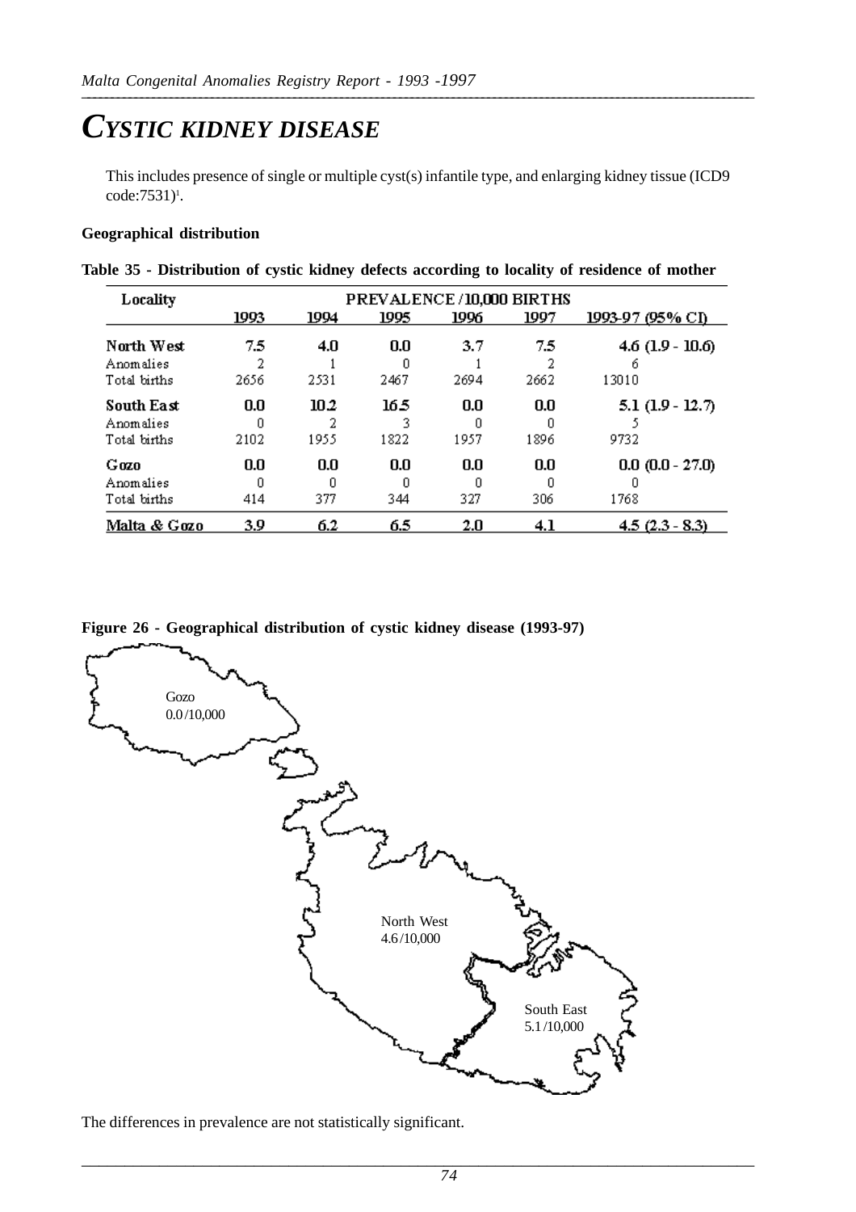# CYSTIC KIDNEY DISEASE

This includes presence of single or multiple cyst(s) infantile type, and enlarging kidney tissue (ICD9 code:7531)[1].

**Geographical distribution**

**Table 35 - Distribution of cystic kidney defects according to locality of residence of mother**

| Locality | PREVALENCE /10,000 BIRTHS | | | | | |
|---|---|---|---|---|---|---|
| | 1993 | 1994 | 1995 | 1996 | 1997 | 1993-97 (95% CI) |
| **North West** | **7.5** | **4.0** | **0.0** | **3.7** | **7.5** | **4.6 (1.9 - 10.6)** |
| Anomalies | 2 | 1 | 0 | 1 | 2 | 6 |
| Total births | 2656 | 2531 | 2467 | 2694 | 2662 | 13010 |
| **South East** | **0.0** | **10.2** | **16.5** | **0.0** | **0.0** | **5.1 (1.9 - 12.7)** |
| Anomalies | 0 | 2 | 3 | 0 | 0 | 5 |
| Total births | 2102 | 1955 | 1822 | 1957 | 1896 | 9732 |
| **Gozo** | **0.0** | **0.0** | **0.0** | **0.0** | **0.0** | **0.0 (0.0 - 27.0)** |
| Anomalies | 0 | 0 | 0 | 0 | 0 | 0 |
| Total births | 414 | 377 | 344 | 327 | 306 | 1768 |
| Malta & Gozo | 3.9 | 6.2 | 6.5 | 2.0 | 4.1 | 4.5 (2.3 - 8.3) |

**Figure 26 - Geographical distribution of cystic kidney disease (1993-97)**

Gozo
0.0 /10,000

North West
4.6 /10,000

South East
5.1 /10,000

The differences in prevalence are not statistically significant.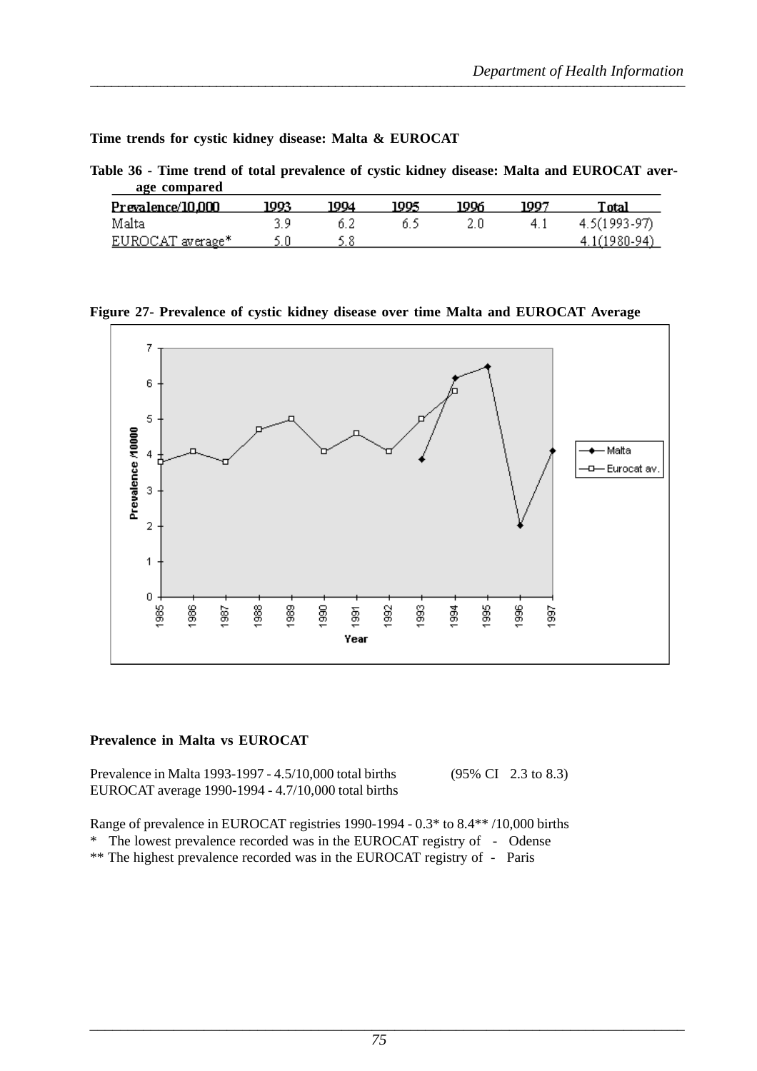**Time trends for cystic kidney disease: Malta & EUROCAT**

**Table 36 - Time trend of total prevalence of cystic kidney disease: Malta and EUROCAT average compared**

| Prevalence/10,000 | 1993 | 1994 | 1995 | 1996 | 1997 | Total |
|---|---|---|---|---|---|---|
| Malta | 3.9 | 6.2 | 6.5 | 2.0 | 4.1 | 4.5(1993-97) |
| EUROCAT average* | 5.0 | 5.8 | | | | 4.1(1980-94) |

**Figure 27- Prevalence of cystic kidney disease over time Malta and EUROCAT Average**

**Prevalence in Malta vs EUROCAT**

Prevalence in Malta 1993-1997 - 4.5/10,000 total births (95% CI 2.3 to 8.3)
EUROCAT average 1990-1994 - 4.7/10,000 total births

Range of prevalence in EUROCAT registries 1990-1994 - 0.3* to 8.4** /10,000 births
* The lowest prevalence recorded was in the EUROCAT registry of - Odense
** The highest prevalence recorded was in the EUROCAT registry of - Paris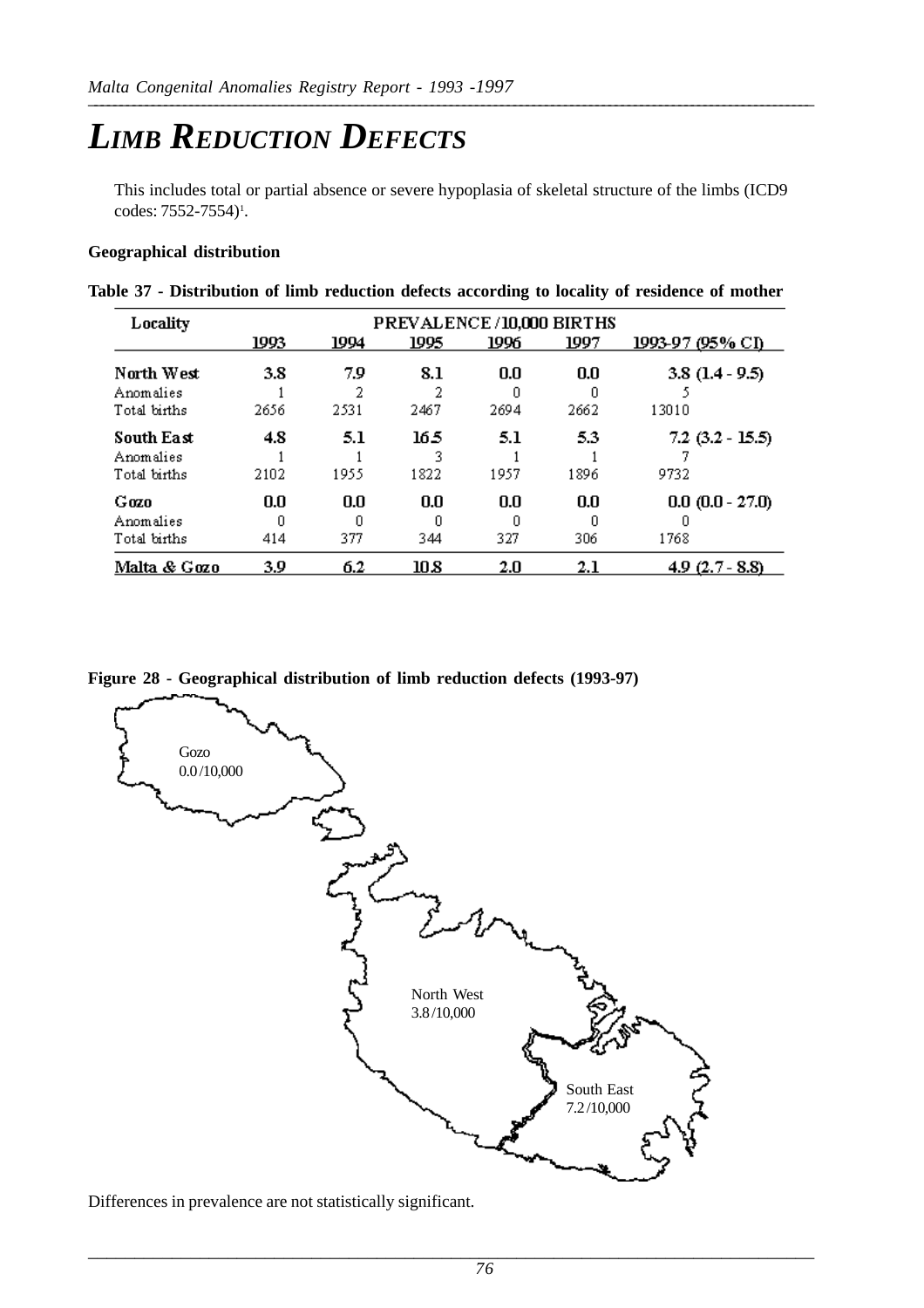# *LIMB REDUCTION DEFECTS*

This includes total or partial absence or severe hypoplasia of skeletal structure of the limbs (ICD9 codes: 7552-7554)[1].

**Geographical distribution**

**Table 37 - Distribution of limb reduction defects according to locality of residence of mother**

| Locality | PREVALENCE /10,000 BIRTHS | | | | | |
|---|---|---|---|---|---|---|
| | 1993 | 1994 | 1995 | 1996 | 1997 | 1993-97 (95% CI) |
| **North West** | **3.8** | **7.9** | **8.1** | **0.0** | **0.0** | **3.8 (1.4 - 9.5)** |
| Anomalies | 1 | 2 | 2 | 0 | 0 | 5 |
| Total births | 2656 | 2531 | 2467 | 2694 | 2662 | 13010 |
| **South East** | **4.8** | **5.1** | **16.5** | **5.1** | **5.3** | **7.2 (3.2 - 15.5)** |
| Anomalies | 1 | 1 | 3 | 1 | 1 | 7 |
| Total births | 2102 | 1955 | 1822 | 1957 | 1896 | 9732 |
| **Gozo** | **0.0** | **0.0** | **0.0** | **0.0** | **0.0** | **0.0 (0.0 - 27.0)** |
| Anomalies | 0 | 0 | 0 | 0 | 0 | 0 |
| Total births | 414 | 377 | 344 | 327 | 306 | 1768 |
| **Malta & Gozo** | **3.9** | **6.2** | **10.8** | **2.0** | **2.1** | **4.9 (2.7 - 8.8)** |

**Figure 28 - Geographical distribution of limb reduction defects (1993-97)**

Gozo
0.0 /10,000

North West
3.8 /10,000

South East
7.2 /10,000

Differences in prevalence are not statistically significant.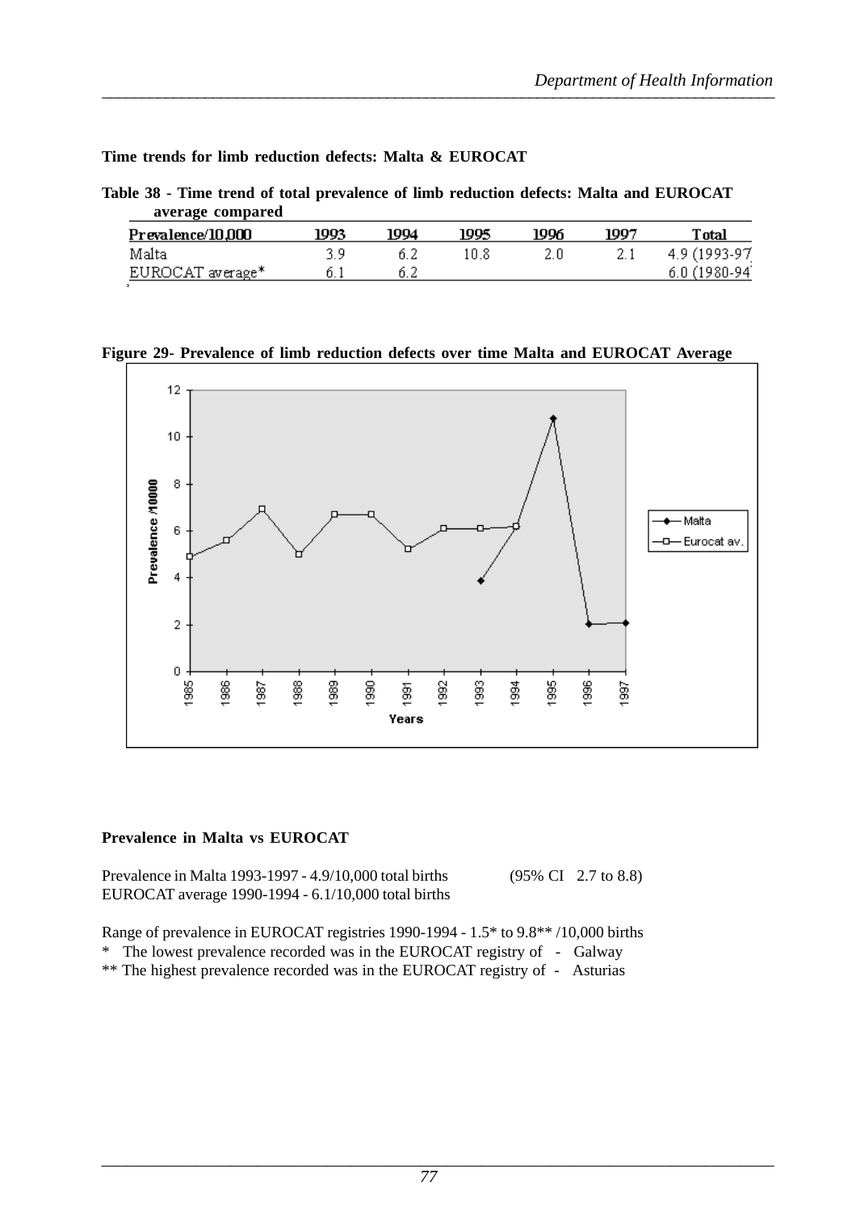**Time trends for limb reduction defects: Malta & EUROCAT**

**Table 38 - Time trend of total prevalence of limb reduction defects: Malta and EUROCAT average compared**

| Prevalence/10,000 | 1993 | 1994 | 1995 | 1996 | 1997 | Total |
|---|---|---|---|---|---|---|
| Malta | 3.9 | 6.2 | 10.8 | 2.0 | 2.1 | 4.9 (1993-97 |
| EUROCAT average* | 6.1 | 6.2 | | | | 6.0 (1980-94 |

**Figure 29- Prevalence of limb reduction defects over time Malta and EUROCAT Average**

**Prevalence in Malta vs EUROCAT**

Prevalence in Malta 1993-1997 - 4.9/10,000 total births (95% CI 2.7 to 8.8)
EUROCAT average 1990-1994 - 6.1/10,000 total births

Range of prevalence in EUROCAT registries 1990-1994 - 1.5* to 9.8** /10,000 births
* The lowest prevalence recorded was in the EUROCAT registry of - Galway
** The highest prevalence recorded was in the EUROCAT registry of - Asturias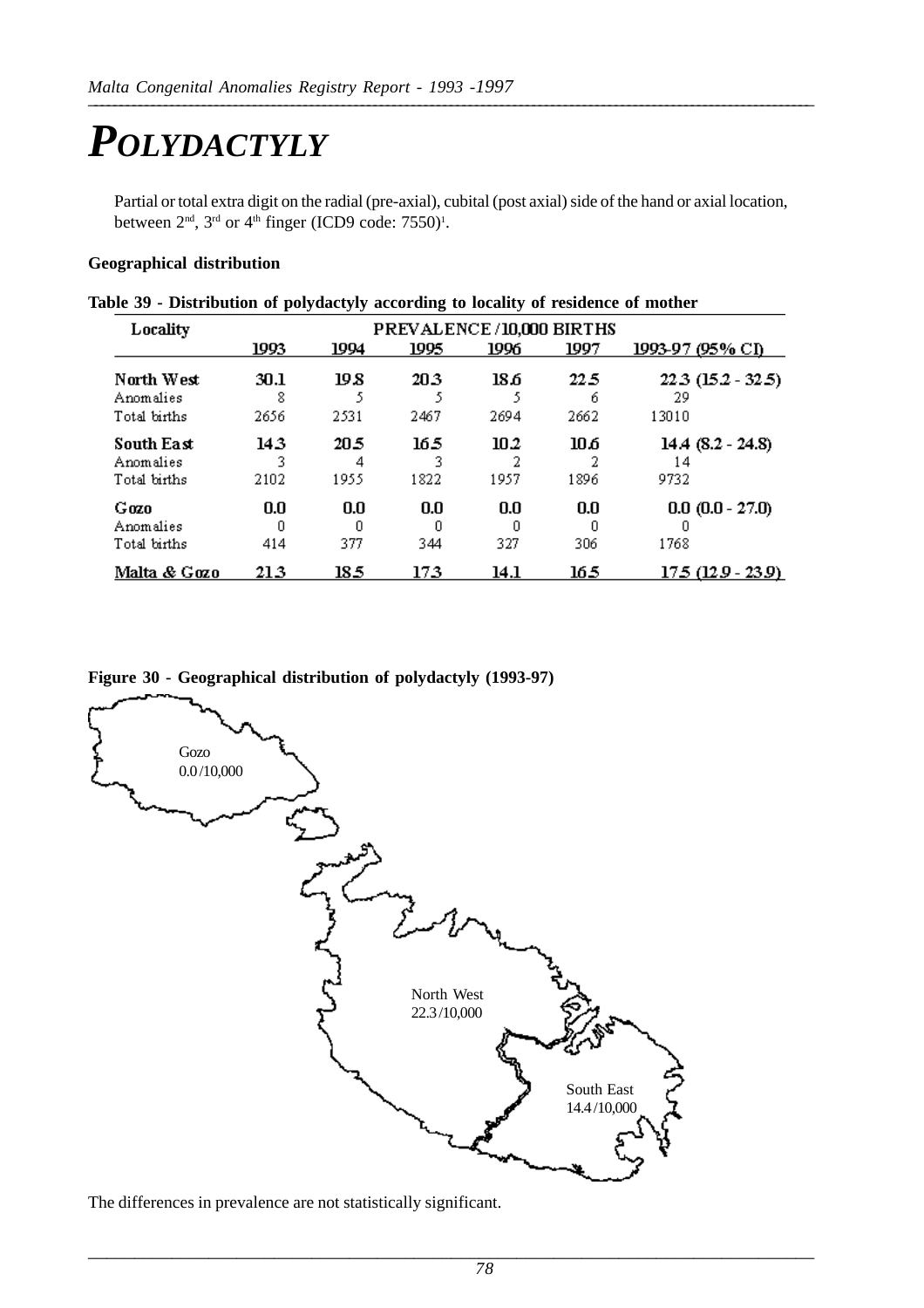# *POLYDACTYLY*

Partial or total extra digit on the radial (pre-axial), cubital (post axial) side of the hand or axial location, between 2nd, 3rd or 4th finger (ICD9 code: 7550)[1].

**Geographical distribution**

**Table 39 - Distribution of polydactyly according to locality of residence of mother**

| Locality | PREVALENCE / 10,000 BIRTHS | | | | | |
|---|---|---|---|---|---|---|
| | 1993 | 1994 | 1995 | 1996 | 1997 | 1993-97 (95% CI) |
| **North West** | **30.1** | **19.8** | **20.3** | **18.6** | **22.5** | **22.3 (15.2 - 32.5)** |
| Anomalies | 8 | 5 | 5 | 5 | 6 | 29 |
| Total births | 2656 | 2531 | 2467 | 2694 | 2662 | 13010 |
| **South East** | **14.3** | **20.5** | **16.5** | **10.2** | **10.6** | **14.4 (8.2 - 24.8)** |
| Anomalies | 3 | 4 | 3 | 2 | 2 | 14 |
| Total births | 2102 | 1955 | 1822 | 1957 | 1896 | 9732 |
| **Gozo** | **0.0** | **0.0** | **0.0** | **0.0** | **0.0** | **0.0 (0.0 - 27.0)** |
| Anomalies | 0 | 0 | 0 | 0 | 0 | 0 |
| Total births | 414 | 377 | 344 | 327 | 306 | 1768 |
| **Malta & Gozo** | **21.3** | **18.5** | **17.3** | **14.1** | **16.5** | **17.5 (12.9 - 23.9)** |

**Figure 30 - Geographical distribution of polydactyly (1993-97)**

Gozo
0.0/10,000

North West
22.3/10,000

South East
14.4/10,000

The differences in prevalence are not statistically significant.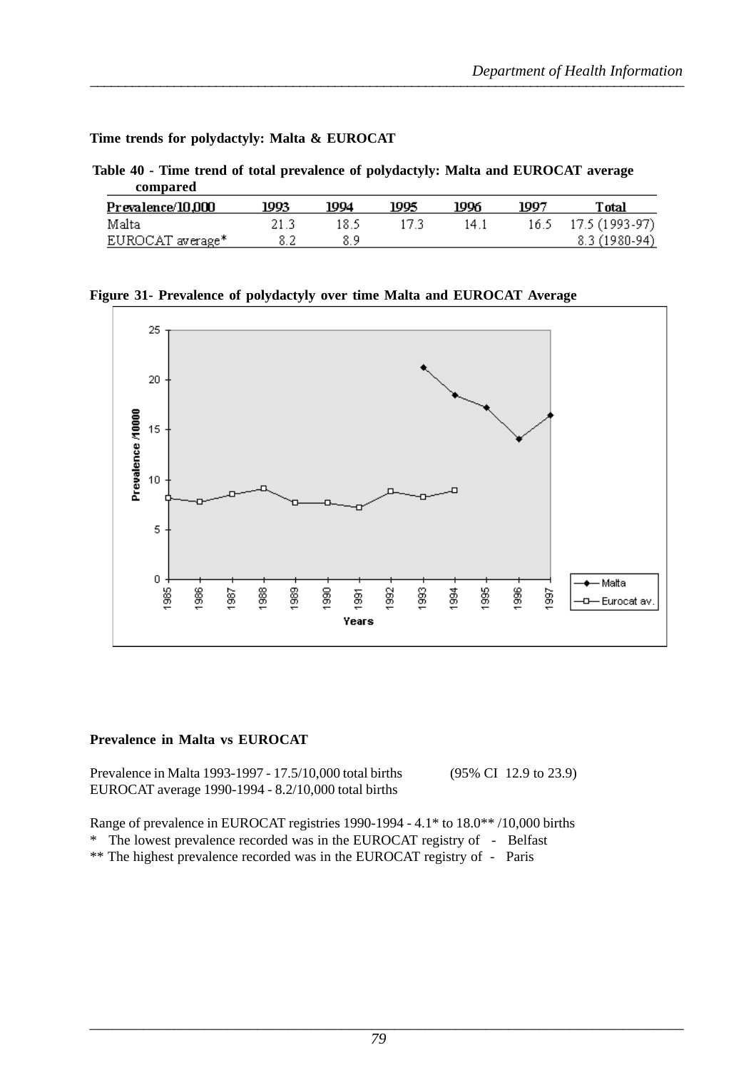**Time trends for polydactyly: Malta & EUROCAT**

**Table 40 - Time trend of total prevalence of polydactyly: Malta and EUROCAT average compared**

| Prevalence/10,000 | 1993 | 1994 | 1995 | 1996 | 1997 | Total |
|---|---|---|---|---|---|---|
| Malta | 21.3 | 18.5 | 17.3 | 14.1 | 16.5 | 17.5 (1993-97) |
| EUROCAT average* | 8.2 | 8.9 | | | | 8.3 (1980-94) |

**Figure 31- Prevalence of polydactyly over time Malta and EUROCAT Average**

**Prevalence in Malta vs EUROCAT**

Prevalence in Malta 1993-1997 - 17.5/10,000 total births (95% CI 12.9 to 23.9)
EUROCAT average 1990-1994 - 8.2/10,000 total births

Range of prevalence in EUROCAT registries 1990-1994 - 4.1* to 18.0** /10,000 births
* The lowest prevalence recorded was in the EUROCAT registry of - Belfast
** The highest prevalence recorded was in the EUROCAT registry of - Paris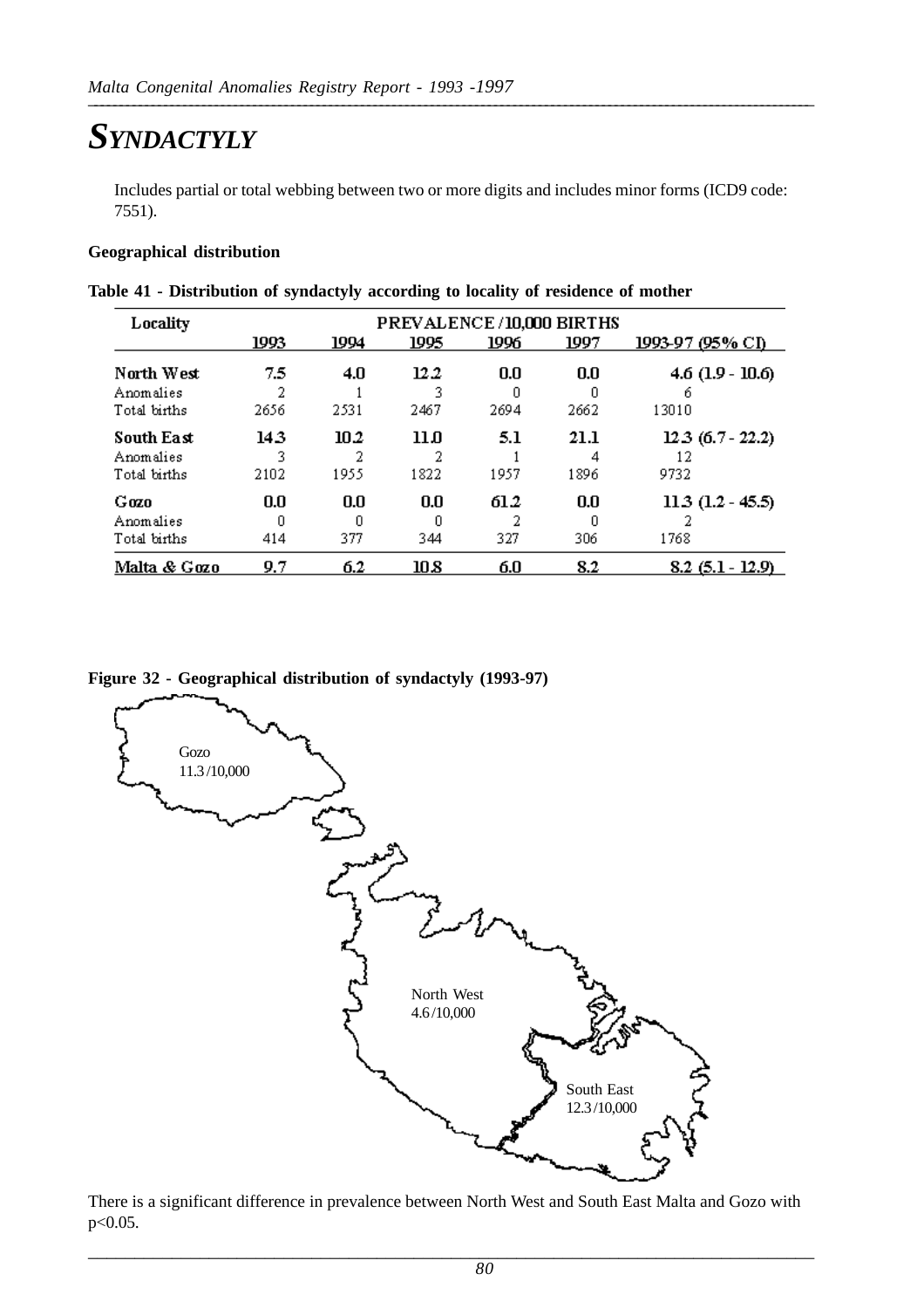# SYNDACTYLY

Includes partial or total webbing between two or more digits and includes minor forms (ICD9 code: 7551).

**Geographical distribution**

**Table 41 - Distribution of syndactyly according to locality of residence of mother**

| Locality | PREVALENCE /10,000 BIRTHS | | | | | |
|---|---|---|---|---|---|---|
| | 1993 | 1994 | 1995 | 1996 | 1997 | 1993-97 (95% CI) |
| **North West** | **7.5** | **4.0** | **12.2** | **0.0** | **0.0** | **4.6 (1.9 - 10.6)** |
| Anomalies | 2 | 1 | 3 | 0 | 0 | 6 |
| Total births | 2656 | 2531 | 2467 | 2694 | 2662 | 13010 |
| **South East** | **14.3** | **10.2** | **11.0** | **5.1** | **21.1** | **12.3 (6.7 - 22.2)** |
| Anomalies | 3 | 2 | 2 | 1 | 4 | 12 |
| Total births | 2102 | 1955 | 1822 | 1957 | 1896 | 9732 |
| **Gozo** | **0.0** | **0.0** | **0.0** | **61.2** | **0.0** | **11.3 (1.2 - 45.5)** |
| Anomalies | 0 | 0 | 0 | 2 | 0 | 2 |
| Total births | 414 | 377 | 344 | 327 | 306 | 1768 |
| **Malta & Gozo** | **9.7** | **6.2** | **10.8** | **6.0** | **8.2** | **8.2 (5.1 - 12.9)** |

**Figure 32 - Geographical distribution of syndactyly (1993-97)**

Gozo 11.3/10,000

North West 4.6/10,000

South East 12.3/10,000

There is a significant difference in prevalence between North West and South East Malta and Gozo with $p<0.05$.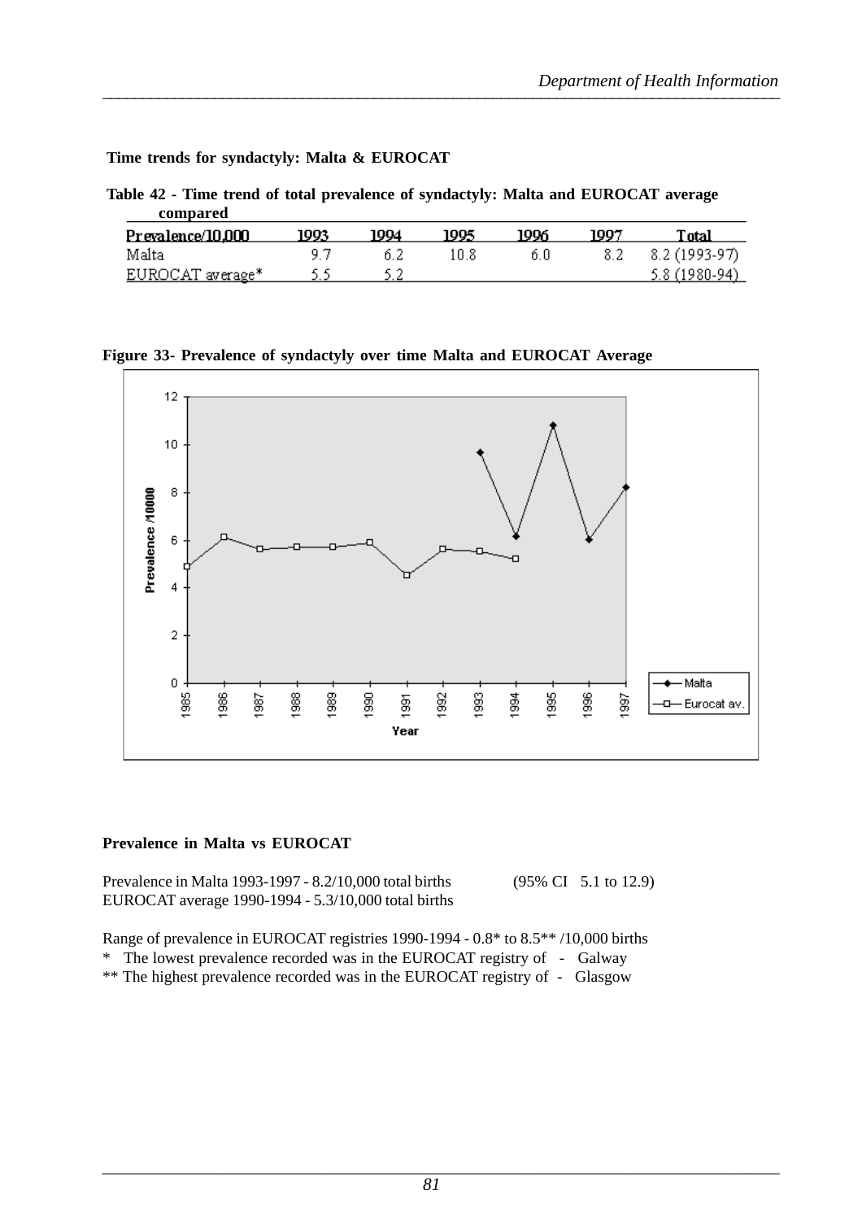**Time trends for syndactyly: Malta & EUROCAT**

**Table 42 - Time trend of total prevalence of syndactyly: Malta and EUROCAT average compared**

| Prevalence/10,000 | 1993 | 1994 | 1995 | 1996 | 1997 | Total |
|---|---|---|---|---|---|---|
| Malta | 9.7 | 6.2 | 10.8 | 6.0 | 8.2 | 8.2 (1993-97) |
| EUROCAT average* | 5.5 | 5.2 | | | | 5.8 (1980-94) |

**Figure 33- Prevalence of syndactyly over time Malta and EUROCAT Average**

**Prevalence in Malta vs EUROCAT**

Prevalence in Malta 1993-1997 - 8.2/10,000 total births (95% CI 5.1 to 12.9)
EUROCAT average 1990-1994 - 5.3/10,000 total births

Range of prevalence in EUROCAT registries 1990-1994 - 0.8* to 8.5** /10,000 births
* The lowest prevalence recorded was in the EUROCAT registry of - Galway
** The highest prevalence recorded was in the EUROCAT registry of - Glasgow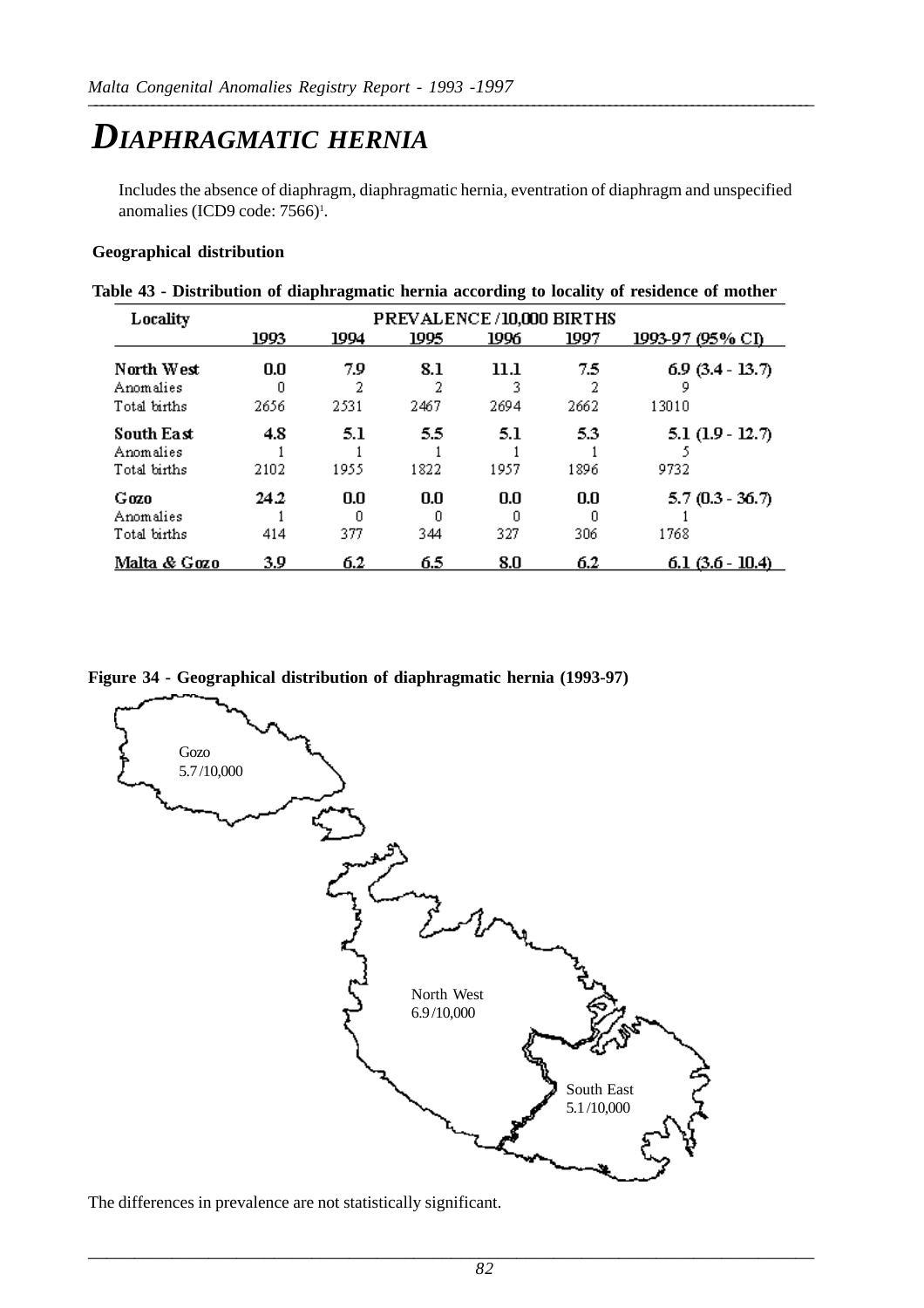# DIAPHRAGMATIC HERNIA

Includes the absence of diaphragm, diaphragmatic hernia, eventration of diaphragm and unspecified anomalies (ICD9 code: 7566)[1].

**Geographical distribution**

**Table 43 - Distribution of diaphragmatic hernia according to locality of residence of mother**

| Locality | PREVALENCE/10,000 BIRTHS | | | | | |
|---|---|---|---|---|---|---|
| | 1993 | 1994 | 1995 | 1996 | 1997 | 1993-97 (95% CI) |
| **North West** | **0.0** | **7.9** | **8.1** | **11.1** | **7.5** | **6.9 (3.4 - 13.7)** |
| Anomalies | 0 | 2 | 2 | 3 | 2 | 9 |
| Total births | 2656 | 2531 | 2467 | 2694 | 2662 | 13010 |
| **South East** | **4.8** | **5.1** | **5.5** | **5.1** | **5.3** | **5.1 (1.9 - 12.7)** |
| Anomalies | 1 | 1 | 1 | 1 | 1 | 5 |
| Total births | 2102 | 1955 | 1822 | 1957 | 1896 | 9732 |
| **Gozo** | **24.2** | **0.0** | **0.0** | **0.0** | **0.0** | **5.7 (0.3 - 36.7)** |
| Anomalies | 1 | 0 | 0 | 0 | 0 | 1 |
| Total births | 414 | 377 | 344 | 327 | 306 | 1768 |
| **Malta & Gozo** | **3.9** | **6.2** | **6.5** | **8.0** | **6.2** | **6.1 (3.6 - 10.4)** |

**Figure 34 - Geographical distribution of diaphragmatic hernia (1993-97)**

Gozo 5.7/10,000

North West 6.9/10,000

South East 5.1/10,000

The differences in prevalence are not statistically significant.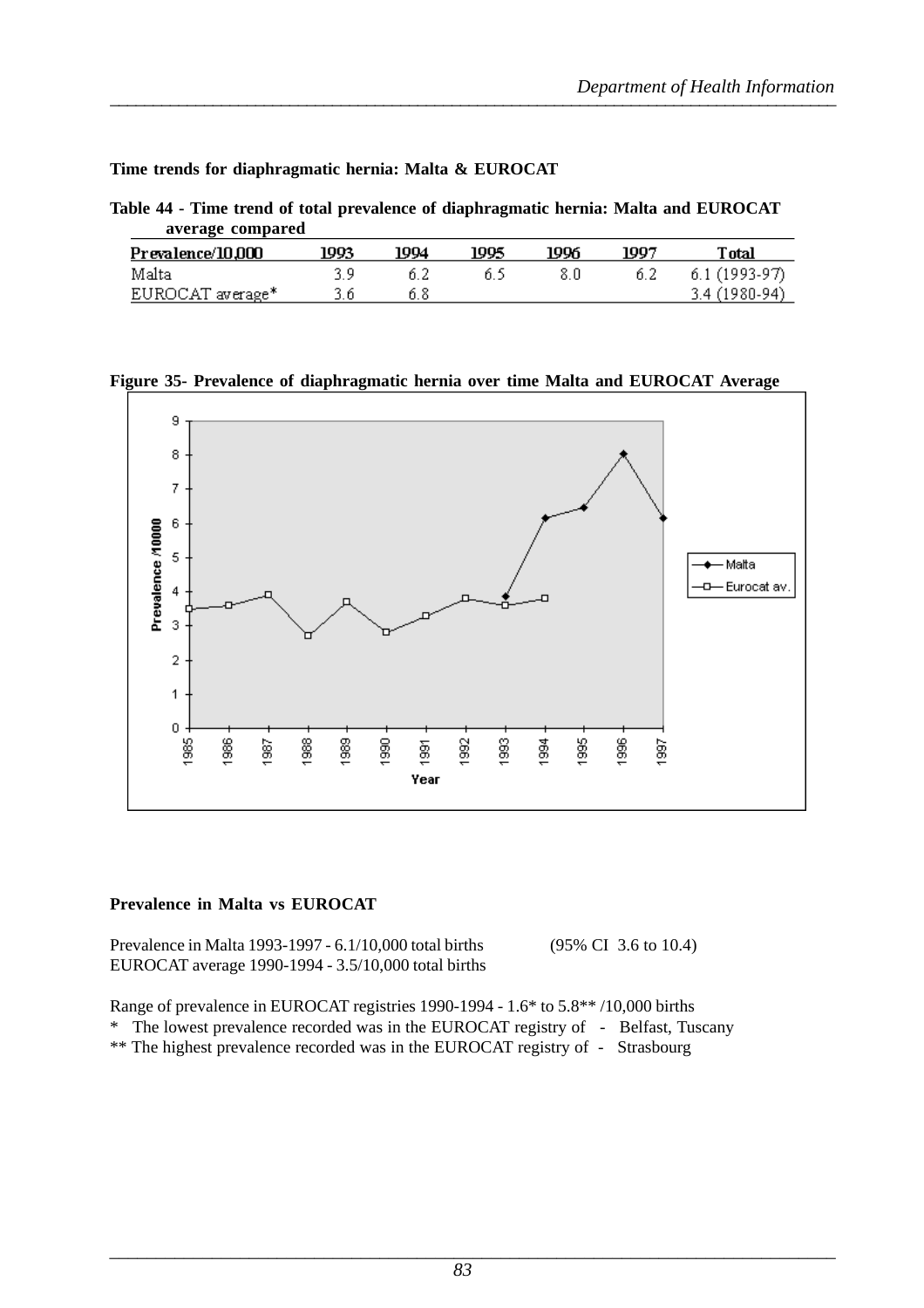**Time trends for diaphragmatic hernia: Malta & EUROCAT**

**Table 44 - Time trend of total prevalence of diaphragmatic hernia: Malta and EUROCAT average compared**

| Prevalence/10,000 | 1993 | 1994 | 1995 | 1996 | 1997 | Total |
|---|---|---|---|---|---|---|
| Malta | 3.9 | 6.2 | 6.5 | 8.0 | 6.2 | 6.1 (1993-97) |
| EUROCAT average* | 3.6 | 6.8 | | | | 3.4 (1980-94) |

**Figure 35- Prevalence of diaphragmatic hernia over time Malta and EUROCAT Average**

**Prevalence in Malta vs EUROCAT**

Prevalence in Malta 1993-1997 - 6.1/10,000 total births (95% CI 3.6 to 10.4)
EUROCAT average 1990-1994 - 3.5/10,000 total births

Range of prevalence in EUROCAT registries 1990-1994 - 1.6* to 5.8** /10,000 births
* The lowest prevalence recorded was in the EUROCAT registry of - Belfast, Tuscany
** The highest prevalence recorded was in the EUROCAT registry of - Strasbourg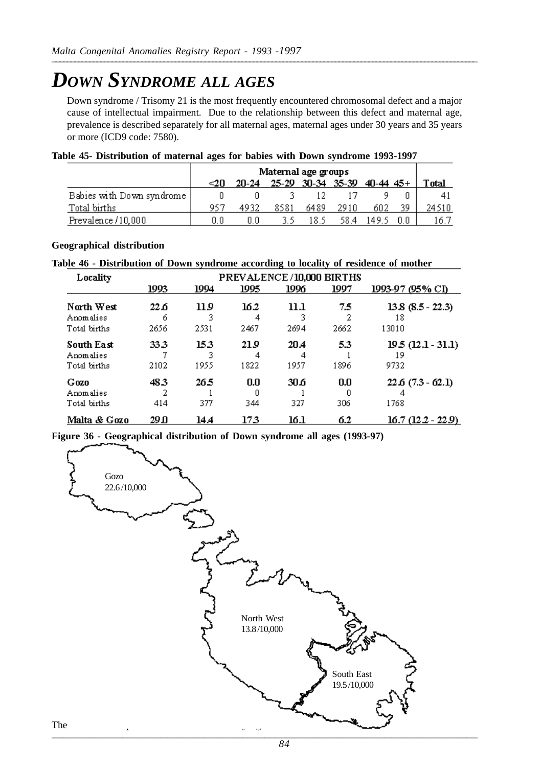# DOWN SYNDROME ALL AGES

Down syndrome / Trisomy 21 is the most frequently encountered chromosomal defect and a major cause of intellectual impairment. Due to the relationship between this defect and maternal age, prevalence is described separately for all maternal ages, maternal ages under 30 years and 35 years or more (ICD9 code: 7580).

**Table 45- Distribution of maternal ages for babies with Down syndrome 1993-1997**

| | Maternal age groups | | | | | | | |
|---|---|---|---|---|---|---|---|---|
| | <20 | 20-24 | 25-29 | 30-34 | 35-39 | 40-44 | 45+ | Total |
| Babies with Down syndrome | 0 | 0 | 3 | 12 | 17 | 9 | 0 | 41 |
| Total births | 957 | 4932 | 8581 | 6489 | 2910 | 602 | 39 | 24510 |
| Prevalence /10,000 | 0.0 | 0.0 | 3.5 | 18.5 | 58.4 | 149.5 | 0.0 | 16.7 |

**Geographical distribution**

**Table 46 - Distribution of Down syndrome according to locality of residence of mother**

| Locality | PREVALENCE /10,000 BIRTHS | | | | | |
|---|---|---|---|---|---|---|
| | 1993 | 1994 | 1995 | 1996 | 1997 | 1993-97 (95% CI) |
| **North West** | **22.6** | **11.9** | **16.2** | **11.1** | **7.5** | **13.8 (8.5 - 22.3)** |
| Anomalies | 6 | 3 | 4 | 3 | 2 | 18 |
| Total births | 2656 | 2531 | 2467 | 2694 | 2662 | 13010 |
| **South East** | **33.3** | **15.3** | **21.9** | **20.4** | **5.3** | **19.5 (12.1 - 31.1)** |
| Anomalies | 7 | 3 | 4 | 4 | 1 | 19 |
| Total births | 2102 | 1955 | 1822 | 1957 | 1896 | 9732 |
| **Gozo** | **48.3** | **26.5** | **0.0** | **30.6** | **0.0** | **22.6 (7.3 - 62.1)** |
| Anomalies | 2 | 1 | 0 | 1 | 0 | 4 |
| Total births | 414 | 377 | 344 | 327 | 306 | 1768 |
| **Malta & Gozo** | **29.0** | **14.4** | **17.3** | **16.1** | **6.2** | **16.7 (12.2 - 22.9)** |

**Figure 36 - Geographical distribution of Down syndrome all ages (1993-97)**

Gozo 22.6/10,000

North West 13.8/10,000

South East 19.5/10,000

The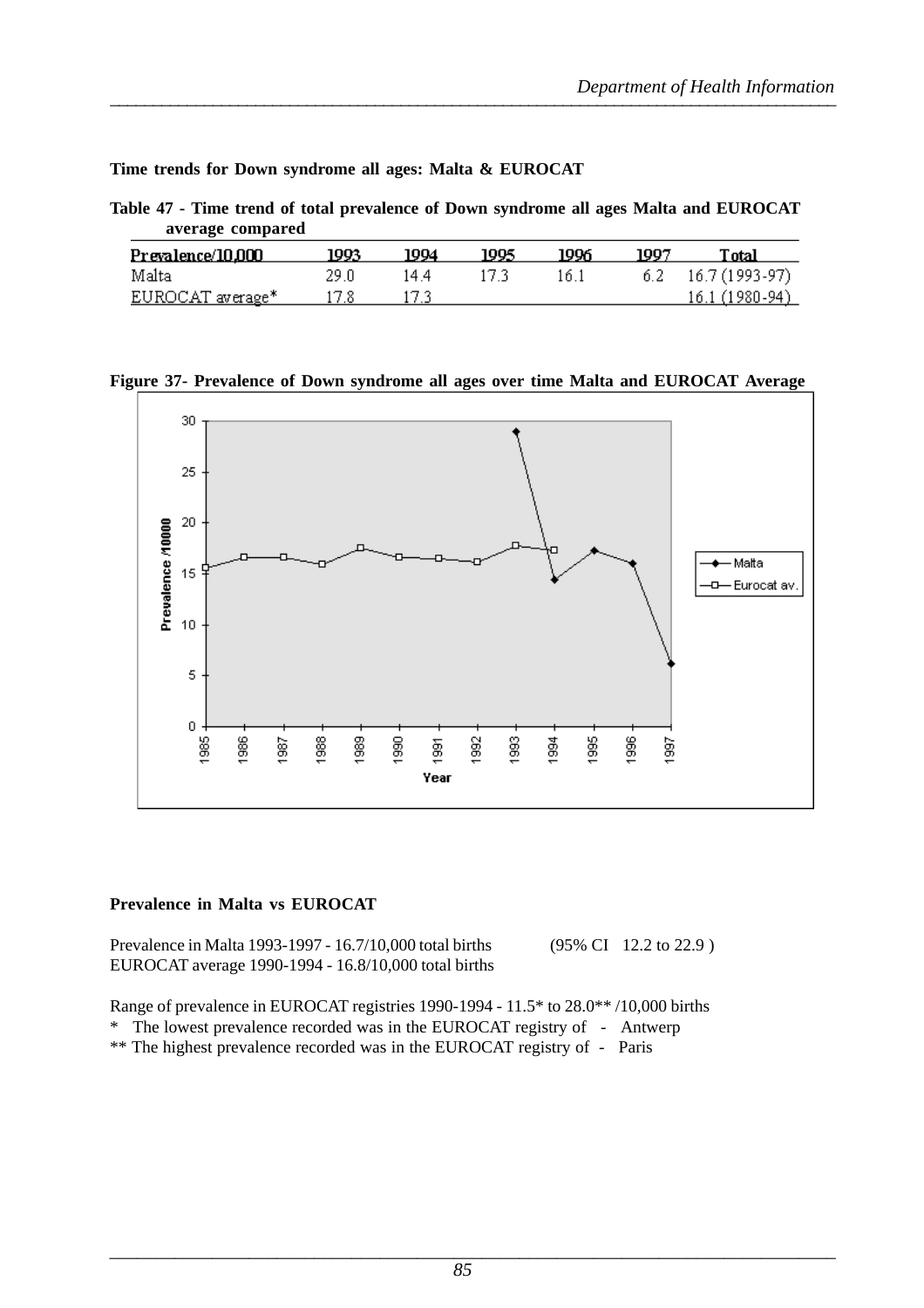**Time trends for Down syndrome all ages: Malta & EUROCAT**

**Table 47 - Time trend of total prevalence of Down syndrome all ages Malta and EUROCAT average compared**

| Prevalence/10,000 | 1993 | 1994 | 1995 | 1996 | 1997 | Total |
|---|---|---|---|---|---|---|
| Malta | 29.0 | 14.4 | 17.3 | 16.1 | 6.2 | 16.7 (1993-97) |
| EUROCAT average* | 17.8 | 17.3 | | | | 16.1 (1980-94) |

**Figure 37- Prevalence of Down syndrome all ages over time Malta and EUROCAT Average**

**Prevalence in Malta vs EUROCAT**

Prevalence in Malta 1993-1997 - 16.7/10,000 total births (95% CI 12.2 to 22.9 )
EUROCAT average 1990-1994 - 16.8/10,000 total births

Range of prevalence in EUROCAT registries 1990-1994 - 11.5* to 28.0** /10,000 births
* The lowest prevalence recorded was in the EUROCAT registry of - Antwerp
** The highest prevalence recorded was in the EUROCAT registry of - Paris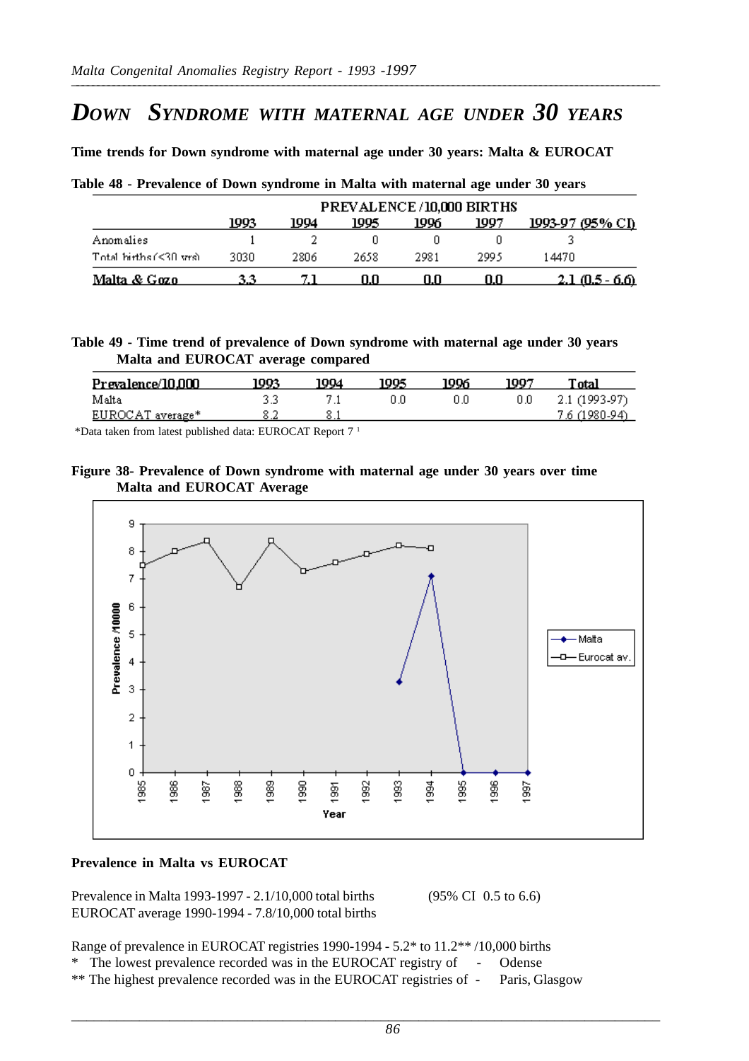# DOWN SYNDROME WITH MATERNAL AGE UNDER 30 YEARS

**Time trends for Down syndrome with maternal age under 30 years: Malta & EUROCAT**

**Table 48 - Prevalence of Down syndrome in Malta with maternal age under 30 years**

| | PREVALENCE /10,000 BIRTHS | | | | | |
|---|---|---|---|---|---|---|
| | 1993 | 1994 | 1995 | 1996 | 1997 | 1993-97 (95% CI) |
| Anomalies | 1 | 2 | 0 | 0 | 0 | 3 |
| Total births (<30 yrs) | 3030 | 2806 | 2658 | 2981 | 2995 | 14470 |
| **Malta & Gozo** | **3.3** | **7.1** | **0.0** | **0.0** | **0.0** | **2.1 (0.5 - 6.6)** |

**Table 49 - Time trend of prevalence of Down syndrome with maternal age under 30 years Malta and EUROCAT average compared**

| Prevalence/10,000 | 1993 | 1994 | 1995 | 1996 | 1997 | Total |
|---|---|---|---|---|---|---|
| Malta | 3.3 | 7.1 | 0.0 | 0.0 | 0.0 | 2.1 (1993-97) |
| EUROCAT average* | 8.2 | 8.1 | | | | 7.6 (1980-94) |

*Data taken from latest published data: EUROCAT Report 7 [1]

**Figure 38- Prevalence of Down syndrome with maternal age under 30 years over time Malta and EUROCAT Average**

**Prevalence in Malta vs EUROCAT**

Prevalence in Malta 1993-1997 - 2.1/10,000 total births (95% CI 0.5 to 6.6)
EUROCAT average 1990-1994 - 7.8/10,000 total births

Range of prevalence in EUROCAT registries 1990-1994 - 5.2* to 11.2** /10,000 births
* The lowest prevalence recorded was in the EUROCAT registry of - Odense
** The highest prevalence recorded was in the EUROCAT registries of - Paris, Glasgow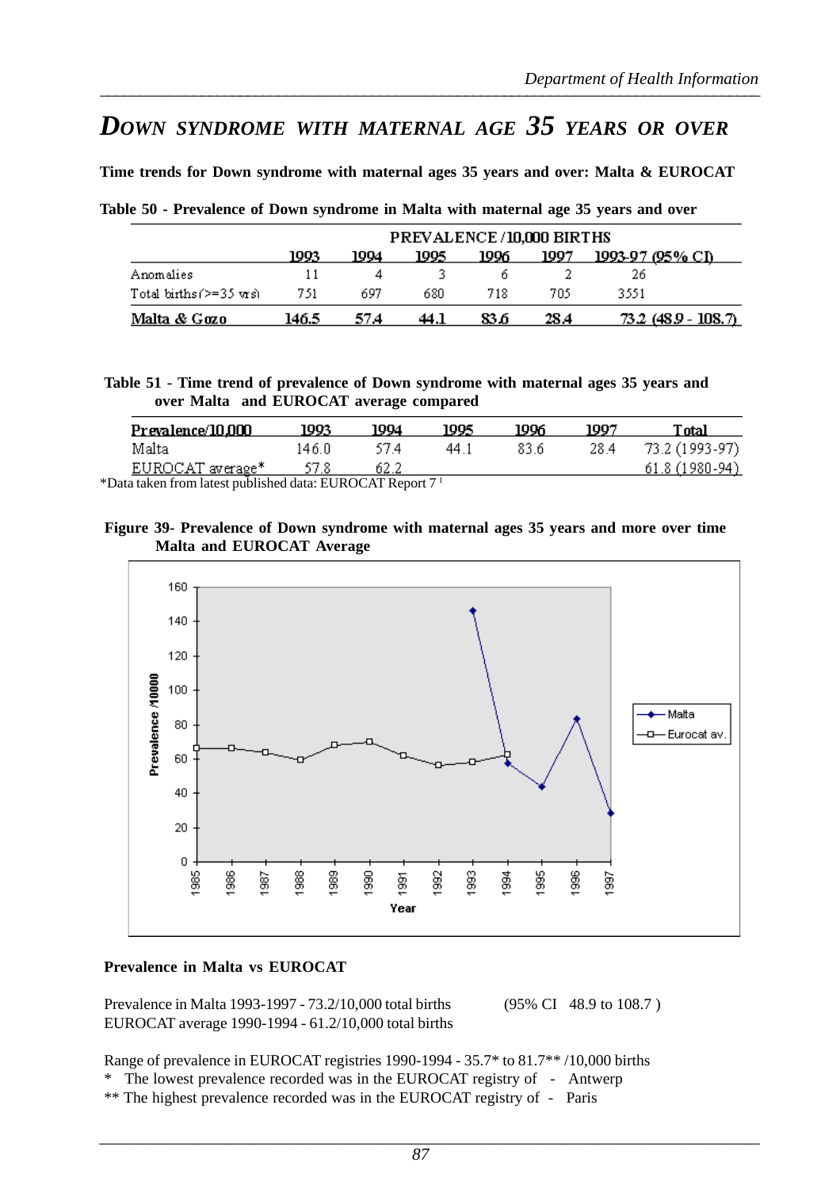# DOWN SYNDROME WITH MATERNAL AGE 35 YEARS OR OVER

**Time trends for Down syndrome with maternal ages 35 years and over: Malta & EUROCAT**

**Table 50 - Prevalence of Down syndrome in Malta with maternal age 35 years and over**

| | PREVALENCE /10,000 BIRTHS | | | | | |
|---|---|---|---|---|---|---|
| | 1993 | 1994 | 1995 | 1996 | 1997 | 1993-97 (95% CI) |
| Anomalies | 11 | 4 | 3 | 6 | 2 | 26 |
| Total births (>=35 yrs) | 751 | 697 | 680 | 718 | 705 | 3551 |
| **Malta & Gozo** | **146.5** | **57.4** | **44.1** | **83.6** | **28.4** | **73.2 (48.9 - 108.7)** |

**Table 51 - Time trend of prevalence of Down syndrome with maternal ages 35 years and over Malta and EUROCAT average compared**

| Prevalence/10,000 | 1993 | 1994 | 1995 | 1996 | 1997 | Total |
|---|---|---|---|---|---|---|
| Malta | 146.0 | 57.4 | 44.1 | 83.6 | 28.4 | 73.2 (1993-97) |
| EUROCAT average* | 57.8 | 62.2 | | | | 61.8 (1980-94) |

*Data taken from latest published data: EUROCAT Report 7 [1]

**Figure 39- Prevalence of Down syndrome with maternal ages 35 years and more over time Malta and EUROCAT Average**

**Prevalence in Malta vs EUROCAT**

Prevalence in Malta 1993-1997 - 73.2/10,000 total births (95% CI 48.9 to 108.7 )
EUROCAT average 1990-1994 - 61.2/10,000 total births

Range of prevalence in EUROCAT registries 1990-1994 - 35.7* to 81.7** /10,000 births
* The lowest prevalence recorded was in the EUROCAT registry of - Antwerp
** The highest prevalence recorded was in the EUROCAT registry of - Paris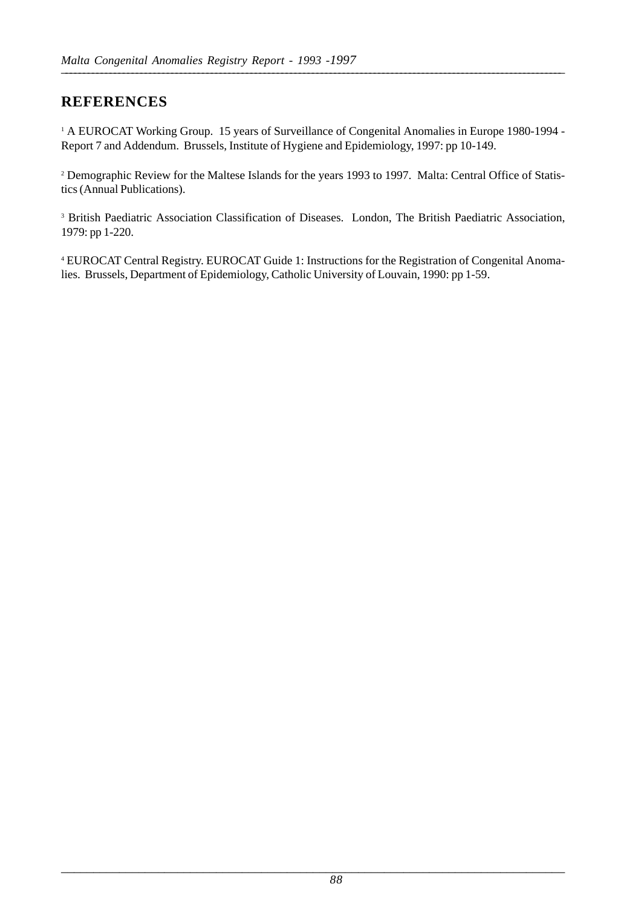## REFERENCES

[1] A EUROCAT Working Group. 15 years of Surveillance of Congenital Anomalies in Europe 1980-1994 - Report 7 and Addendum. Brussels, Institute of Hygiene and Epidemiology, 1997: pp 10-149.

[2] Demographic Review for the Maltese Islands for the years 1993 to 1997. Malta: Central Office of Statistics (Annual Publications).

[3] British Paediatric Association Classification of Diseases. London, The British Paediatric Association, 1979: pp 1-220.

[4] EUROCAT Central Registry. EUROCAT Guide 1: Instructions for the Registration of Congenital Anomalies. Brussels, Department of Epidemiology, Catholic University of Louvain, 1990: pp 1-59.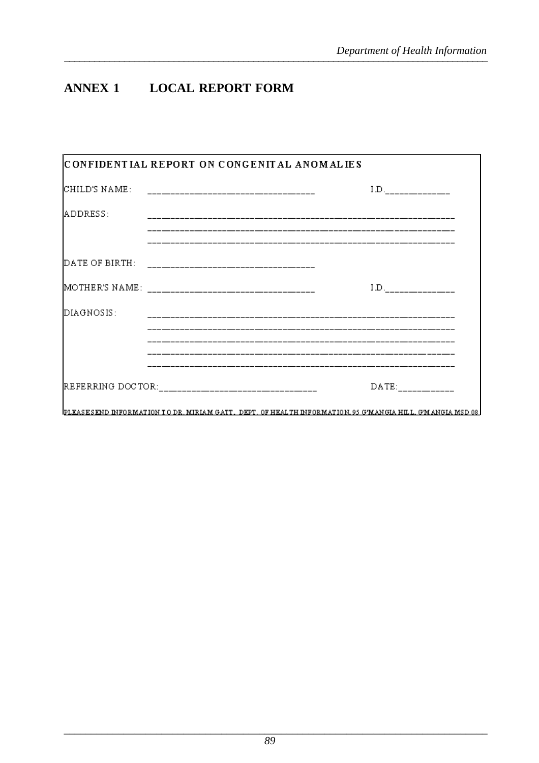# ANNEX 1 LOCAL REPORT FORM

**CONFIDENTIAL REPORT ON CONGENITAL ANOMALIES**

CHILD'S NAME: ________________________________ I.D.____________

ADDRESS: ____________________________________________________________

____________________________________________________________

____________________________________________________________

DATE OF BIRTH: ________________________________

MOTHER'S NAME: ________________________________ I.D.____________

DIAGNOSIS: ____________________________________________________________

____________________________________________________________

____________________________________________________________

____________________________________________________________

____________________________________________________________

REFERRING DOCTOR:______________________________ DATE:___________

PLEASE SEND INFORMATION TO DR. MIRIAM GATT, DEPT. OF HEALTH INFORMATION, 95 G'MANGIA HILL, G'MANGIA MSD 08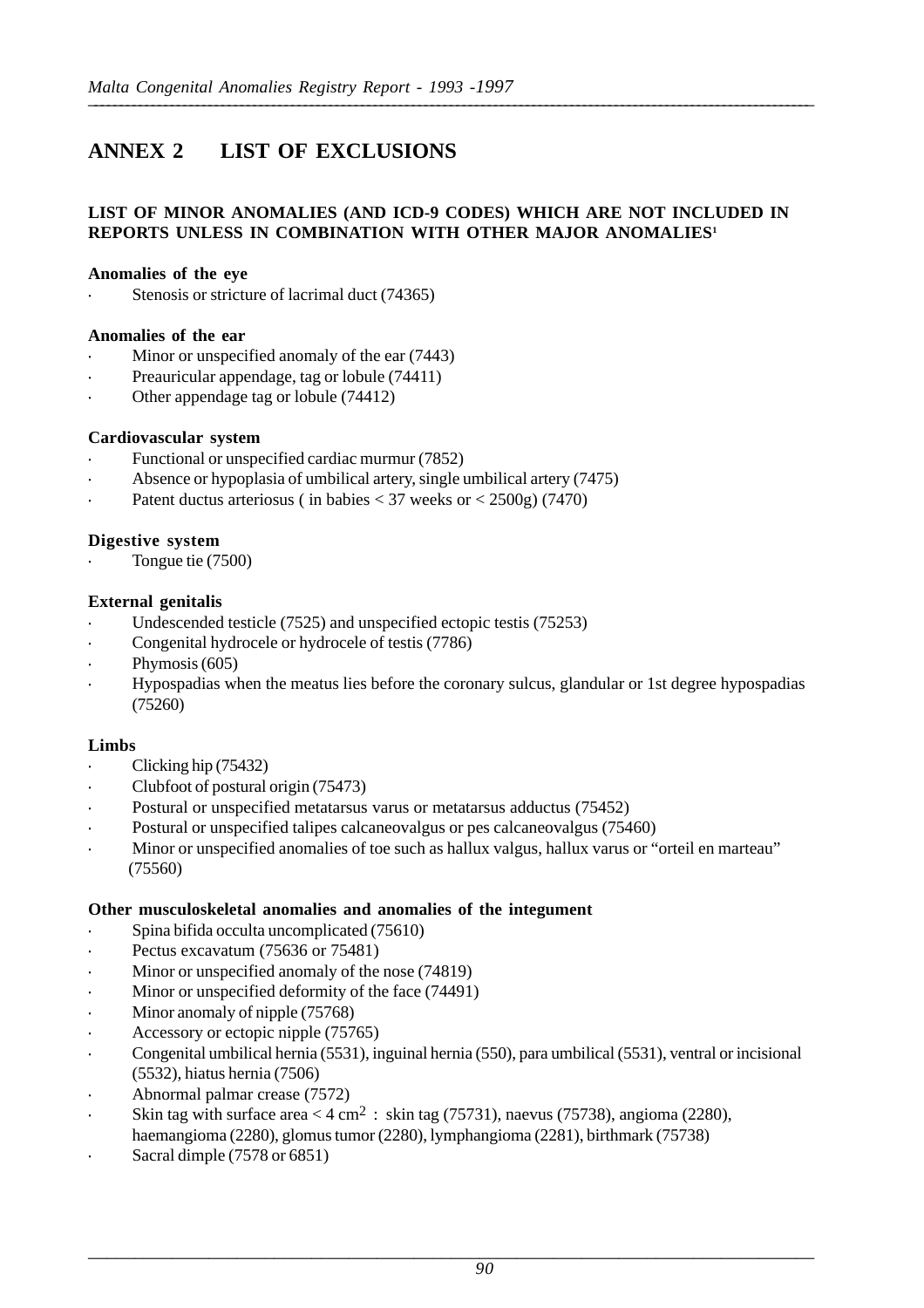# ANNEX 2 LIST OF EXCLUSIONS

**LIST OF MINOR ANOMALIES (AND ICD-9 CODES) WHICH ARE NOT INCLUDED IN REPORTS UNLESS IN COMBINATION WITH OTHER MAJOR ANOMALIES[1]**

**Anomalies of the eye**

- Stenosis or stricture of lacrimal duct (74365)

**Anomalies of the ear**

- Minor or unspecified anomaly of the ear (7443)
- Preauricular appendage, tag or lobule (74411)
- Other appendage tag or lobule (74412)

**Cardiovascular system**

- Functional or unspecified cardiac murmur (7852)
- Absence or hypoplasia of umbilical artery, single umbilical artery (7475)
- Patent ductus arteriosus ( in babies < 37 weeks or < 2500g) (7470)

**Digestive system**

- Tongue tie (7500)

**External genitalis**

- Undescended testicle (7525) and unspecified ectopic testis (75253)
- Congenital hydrocele or hydrocele of testis (7786)
- Phymosis (605)
- Hypospadias when the meatus lies before the coronary sulcus, glandular or 1st degree hypospadias (75260)

**Limbs**

- Clicking hip (75432)
- Clubfoot of postural origin (75473)
- Postural or unspecified metatarsus varus or metatarsus adductus (75452)
- Postural or unspecified talipes calcaneovalgus or pes calcaneovalgus (75460)
- Minor or unspecified anomalies of toe such as hallux valgus, hallux varus or "orteil en marteau" (75560)

**Other musculoskeletal anomalies and anomalies of the integument**

- Spina bifida occulta uncomplicated (75610)
- Pectus excavatum (75636 or 75481)
- Minor or unspecified anomaly of the nose (74819)
- Minor or unspecified deformity of the face (74491)
- Minor anomaly of nipple (75768)
- Accessory or ectopic nipple (75765)
- Congenital umbilical hernia (5531), inguinal hernia (550), para umbilical (5531), ventral or incisional (5532), hiatus hernia (7506)
- Abnormal palmar crease (7572)
- Skin tag with surface area < 4 $cm^2$ : skin tag (75731), naevus (75738), angioma (2280), haemangioma (2280), glomus tumor (2280), lymphangioma (2281), birthmark (75738)
- Sacral dimple (7578 or 6851)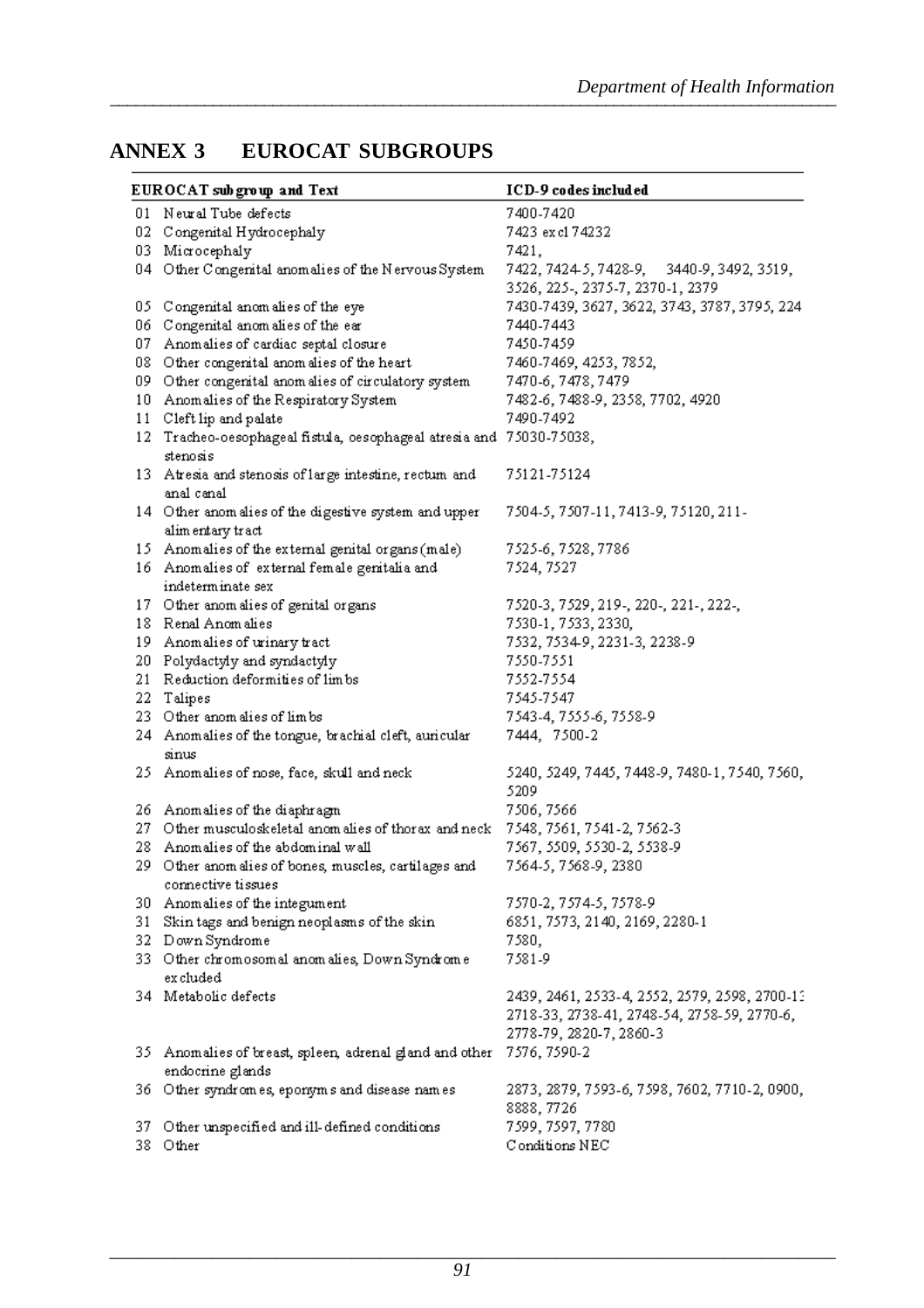## ANNEX 3 EUROCAT SUBGROUPS

| EUROCAT subgroup and Text | ICD-9 codes included |
|---|---|
| 01 Neural Tube defects | 7400-7420 |
| 02 Congenital Hydrocephaly | 7423 excl 74232 |
| 03 Microcephaly | 7421, |
| 04 Other Congenital anomalies of the Nervous System | 7422, 7424-5, 7428-9, 3440-9, 3492, 3519, 3526, 225-, 2375-7, 2370-1, 2379 |
| 05 Congenital anomalies of the eye | 7430-7439, 3627, 3622, 3743, 3787, 3795, 224 |
| 06 Congenital anomalies of the ear | 7440-7443 |
| 07 Anomalies of cardiac septal closure | 7450-7459 |
| 08 Other congenital anomalies of the heart | 7460-7469, 4253, 7852, |
| 09 Other congenital anomalies of circulatory system | 7470-6, 7478, 7479 |
| 10 Anomalies of the Respiratory System | 7482-6, 7488-9, 2358, 7702, 4920 |
| 11 Cleft lip and palate | 7490-7492 |
| 12 Tracheo-oesophageal fistula, oesophageal atresia and stenosis | 75030-75038, |
| 13 Atresia and stenosis of large intestine, rectum and anal canal | 75121-75124 |
| 14 Other anomalies of the digestive system and upper alimentary tract | 7504-5, 7507-11, 7413-9, 75120, 211- |
| 15 Anomalies of the external genital organs (male) | 7525-6, 7528, 7786 |
| 16 Anomalies of external female genitalia and indeterminate sex | 7524, 7527 |
| 17 Other anomalies of genital organs | 7520-3, 7529, 219-, 220-, 221-, 222-, |
| 18 Renal Anomalies | 7530-1, 7533, 2330, |
| 19 Anomalies of urinary tract | 7532, 7534-9, 2231-3, 2238-9 |
| 20 Polydactyly and syndactyly | 7550-7551 |
| 21 Reduction deformities of limbs | 7552-7554 |
| 22 Talipes | 7545-7547 |
| 23 Other anomalies of limbs | 7543-4, 7555-6, 7558-9 |
| 24 Anomalies of the tongue, brachial cleft, auricular sinus | 7444, 7500-2 |
| 25 Anomalies of nose, face, skull and neck | 5240, 5249, 7445, 7448-9, 7480-1, 7540, 7560, 5209 |
| 26 Anomalies of the diaphragm | 7506, 7566 |
| 27 Other musculoskeletal anomalies of thorax and neck | 7548, 7561, 7541-2, 7562-3 |
| 28 Anomalies of the abdominal wall | 7567, 5509, 5530-2, 5538-9 |
| 29 Other anomalies of bones, muscles, cartilages and connective tissues | 7564-5, 7568-9, 2380 |
| 30 Anomalies of the integument | 7570-2, 7574-5, 7578-9 |
| 31 Skin tags and benign neoplasms of the skin | 6851, 7573, 2140, 2169, 2280-1 |
| 32 Down Syndrome | 7580, |
| 33 Other chromosomal anomalies, Down Syndrome excluded | 7581-9 |
| 34 Metabolic defects | 2439, 2461, 2533-4, 2552, 2579, 2598, 2700-13, 2718-33, 2738-41, 2748-54, 2758-59, 2770-6, 2778-79, 2820-7, 2860-3 |
| 35 Anomalies of breast, spleen, adrenal gland and other endocrine glands | 7576, 7590-2 |
| 36 Other syndromes, eponyms and disease names | 2873, 2879, 7593-6, 7598, 7602, 7710-2, 0900, 8888, 7726 |
| 37 Other unspecified and ill-defined conditions | 7599, 7597, 7780 |
| 38 Other | Conditions NEC |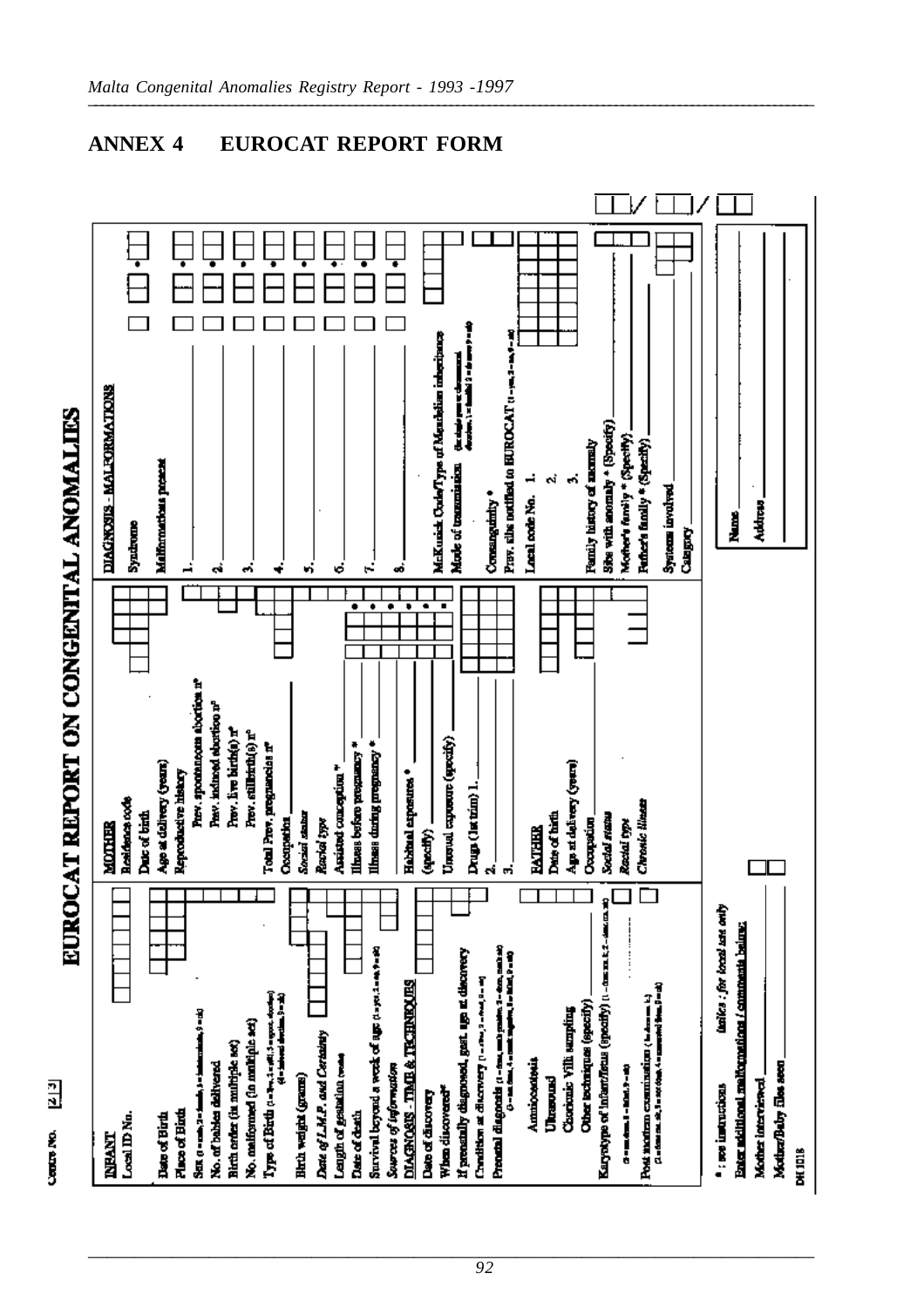## ANNEX 4 EUROCAT REPORT FORM

# EUROCAT REPORT ON CONGENITAL ANOMALIES

Centre No. [2|3]

**INFANT**

Local ID No.

Date of Birth

Place of Birth

Sex (1 = male, 2 = female, 3 = indeterminate, 9 = nk)

No. of babies delivered

Birth order (in multiple set)

No. malformed (in multiple set)

Type of Birth (1 = live, 2 = still, 3 = spont. abortion) (4 = induced abortion, 9 = nk)

Birth weight (grams)

*Date of L.M.P. and Certainty*

Length of gestation (weeks)

Date of death

Survival beyond a week of age (1 = yes, 2 = no, 9 = nk)

*Sources of information*

DIAGNOSIS - TIME & TECHNIQUES

Date of discovery

When discovered*

If prenatally diagnosed, gest. age at discovery

Condition at discovery (1 = alive, 2 = dead, 9 = nk)

Prenatal diagnosis (1 = done, result positive, 2 = done, result nk) (3 = not done, 4 = result negative, 8 = failed, 9 = nk)

Amniocentesis

Ultrasound

Chorionic Villi sampling

Other techniques (specify)

Karyotype of infant/fetus (specify) (1 = done nk; 2 = done, not nk) (3 = not done, 8 = failed, 9 = nk)

Post mortem examination (1 = done, nk, 2 = not done, 4 = unmatched from, 9 = nk)

**MOTHER**

Residence code

Date of birth

Age at delivery (years)

Reproductive history

Prev. spontaneous abortion n°

Prev. induced abortion n°

Prev. live birth(s) n°

Prev. stillbirth(s) n°

Total Prev. pregnancies n°

Occupation

*Social status*

*Racial type*

Assisted conception *

Illness before pregnancy *

Illness during pregnancy *

Habitual exposures *

(specify)

Unusual exposure (specify)

Drugs (1st trim) 1.

2.

3.

**FATHER**

Date of birth

Age at delivery (years)

Occupation

*Social status*

*Racial type*

*Chronic illness*

**DIAGNOSIS - MALFORMATIONS**

Syndrome

Malformations present

1.

2.

3.

4.

5.

6.

7.

8.

McKusick Code/Type of Mendelian inheritance

Mode of transmission

Consanguinity *

Prev. sibs notified to EUROCAT (1 = yes, 2 = no, 9 = nk)

Local code No. 1.

2.

3.

Family history of anomaly

Sibs with anomaly * (Specify)

Mother's family * (Specify)

Father's family * (Specify)

Systems involved

Category

* : see instructions *italics : for local use only*

Enter additional malformations / comments below:

Mother interviewed

Mother/Baby files seen

Name

Address

DH 1018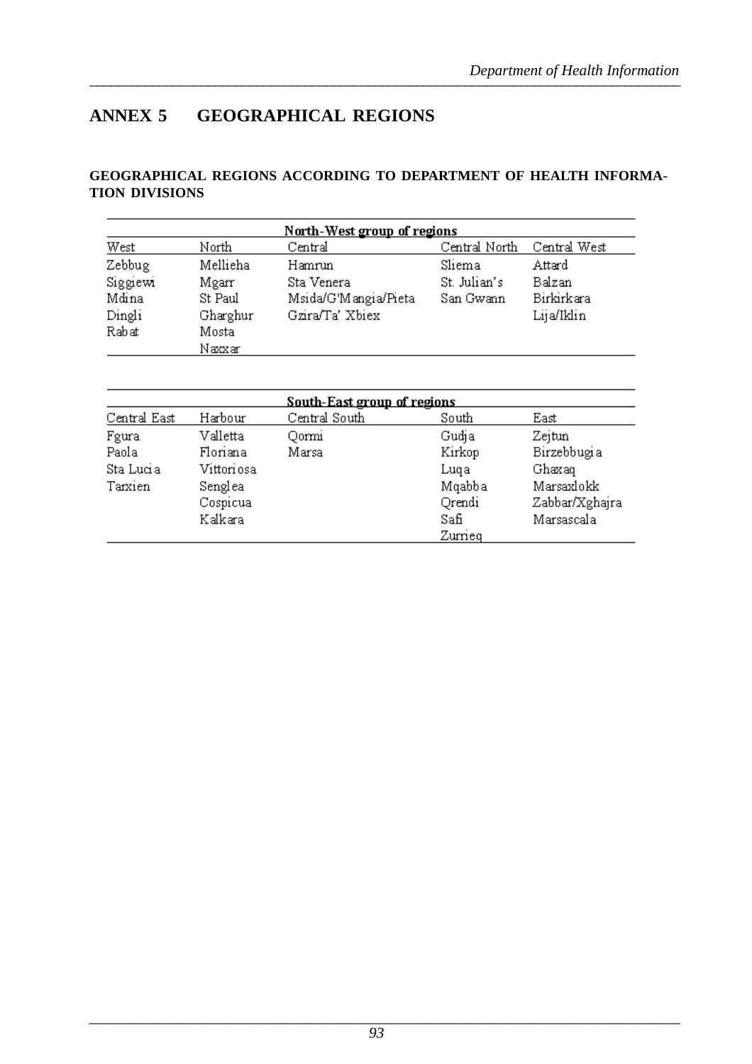# ANNEX 5 GEOGRAPHICAL REGIONS

**GEOGRAPHICAL REGIONS ACCORDING TO DEPARTMENT OF HEALTH INFORMATION DIVISIONS**

| North-West group of regions | | | | |
|---|---|---|---|---|
| West | North | Central | Central North | Central West |
| Zebbug | Mellieha | Hamrun | Sliema | Attard |
| Siggiewi | Mgarr | Sta Venera | St. Julian's | Balzan |
| Mdina | St Paul | Msida/G'Mangia/Pieta | San Gwann | Birkirkara |
| Dingli | Gharghur | Gzira/Ta' Xbiex | | Lija/Iklin |
| Rabat | Mosta | | | |
| | Naxxar | | | |

| South-East group of regions | | | | |
|---|---|---|---|---|
| Central East | Harbour | Central South | South | East |
| Fgura | Valletta | Qormi | Gudja | Zejtun |
| Paola | Floriana | Marsa | Kirkop | Birzebbugia |
| Sta Lucia | Vittoriosa | | Luqa | Ghaxaq |
| Tarxien | Senglea | | Mqabba | Marsaxlokk |
| | Cospicua | | Qrendi | Zabbar/Xghajra |
| | Kalkara | | Safi | Marsascala |
| | | | Zurrieq | |